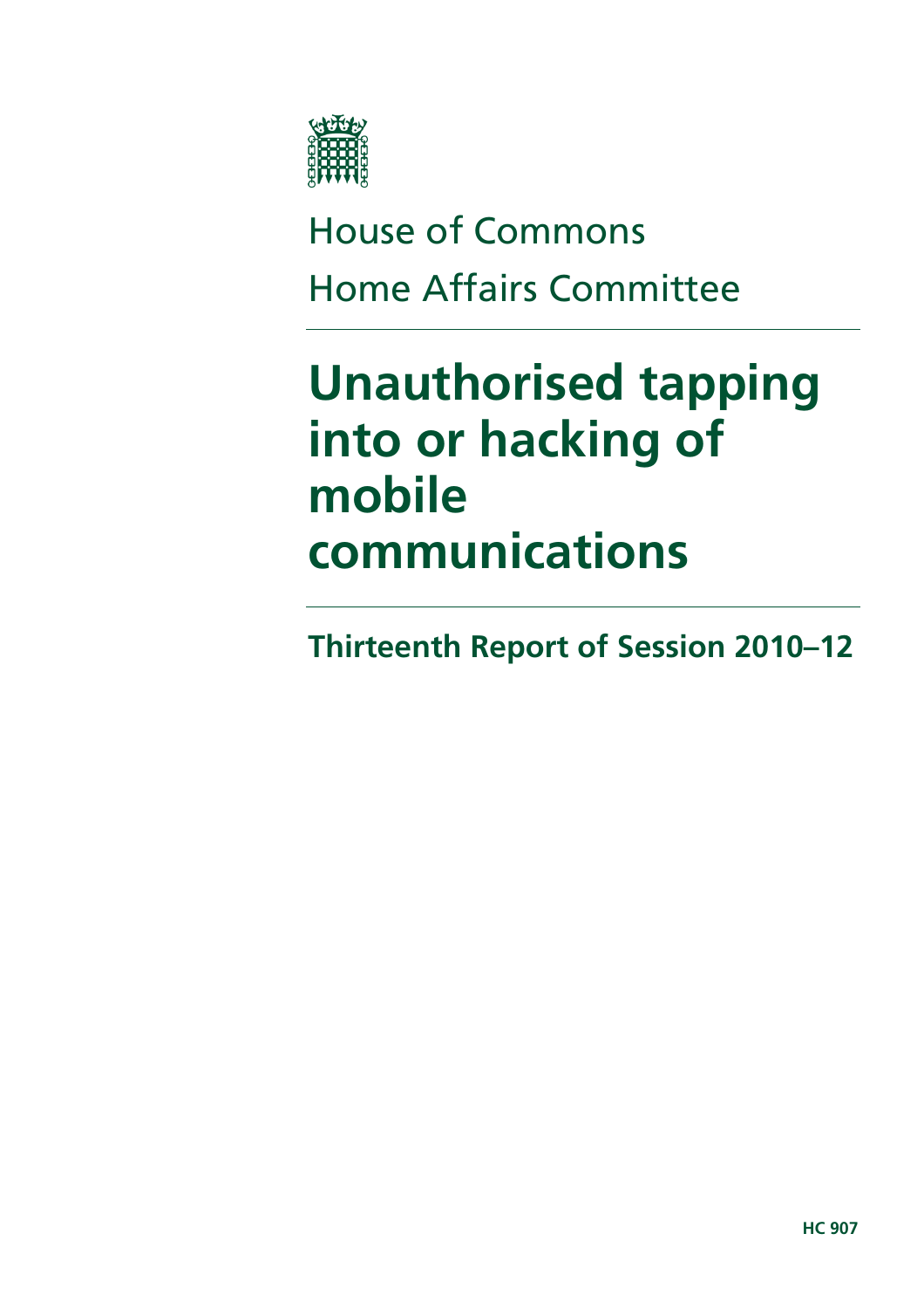House of Commons

Home Affairs Committee

# Unauthorised tapping into or hacking of mobile communications

## Thirteenth Report of Session 2010–12

**HC 907**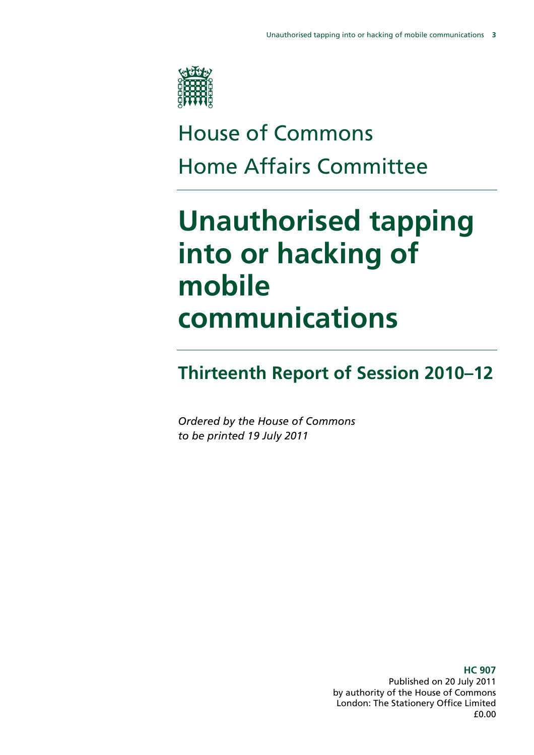House of Commons
Home Affairs Committee

# Unauthorised tapping into or hacking of mobile communications

## Thirteenth Report of Session 2010–12

*Ordered by the House of Commons to be printed 19 July 2011*

**HC 907**
Published on 20 July 2011
by authority of the House of Commons
London: The Stationery Office Limited
£0.00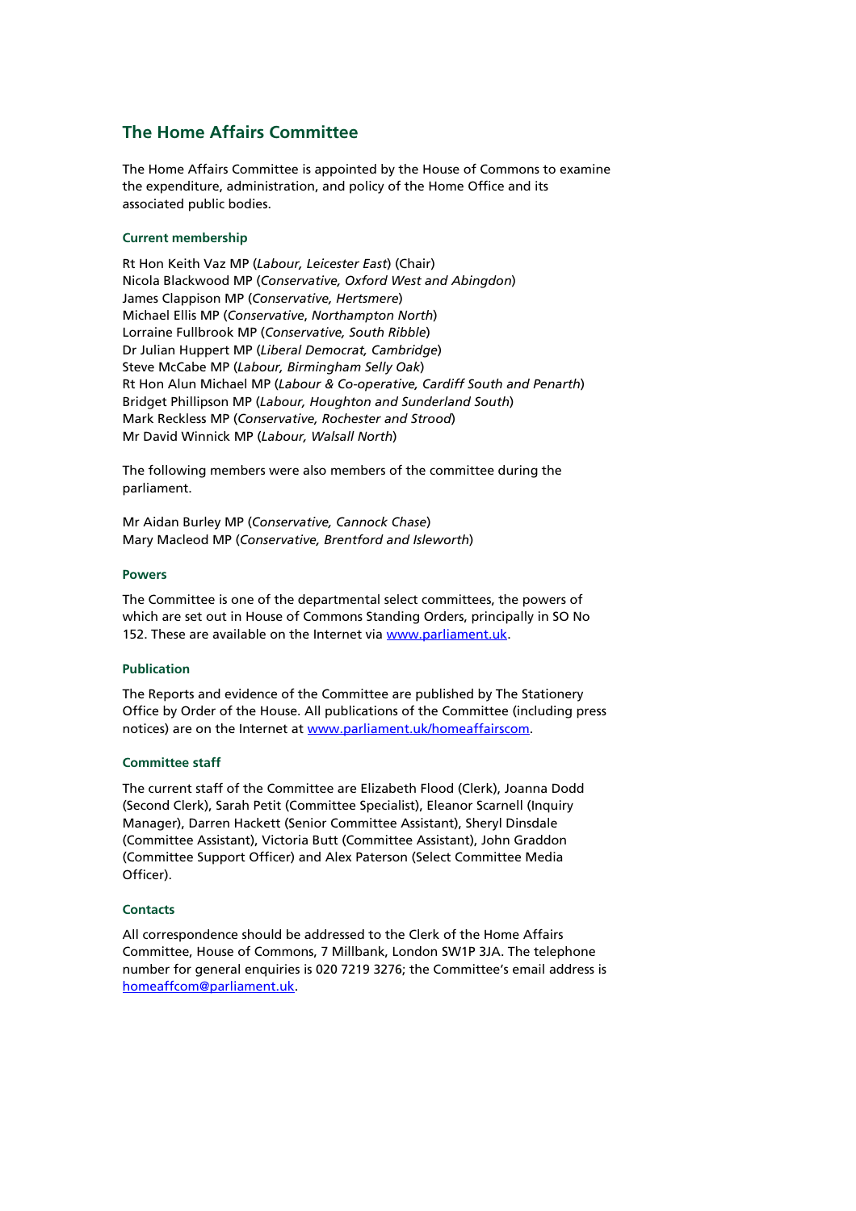## The Home Affairs Committee

The Home Affairs Committee is appointed by the House of Commons to examine the expenditure, administration, and policy of the Home Office and its associated public bodies.

### Current membership

Rt Hon Keith Vaz MP (*Labour, Leicester East*) (Chair)
Nicola Blackwood MP (*Conservative, Oxford West and Abingdon*)
James Clappison MP (*Conservative, Hertsmere*)
Michael Ellis MP (*Conservative*, *Northampton North*)
Lorraine Fullbrook MP (*Conservative, South Ribble*)
Dr Julian Huppert MP (*Liberal Democrat, Cambridge*)
Steve McCabe MP (*Labour, Birmingham Selly Oak*)
Rt Hon Alun Michael MP (*Labour & Co-operative, Cardiff South and Penarth*)
Bridget Phillipson MP (*Labour, Houghton and Sunderland South*)
Mark Reckless MP (*Conservative, Rochester and Strood*)
Mr David Winnick MP (*Labour, Walsall North*)

The following members were also members of the committee during the parliament.

Mr Aidan Burley MP (*Conservative, Cannock Chase*)
Mary Macleod MP (*Conservative, Brentford and Isleworth*)

### Powers

The Committee is one of the departmental select committees, the powers of which are set out in House of Commons Standing Orders, principally in SO No 152. These are available on the Internet via www.parliament.uk.

### Publication

The Reports and evidence of the Committee are published by The Stationery Office by Order of the House. All publications of the Committee (including press notices) are on the Internet at www.parliament.uk/homeaffairscom.

### Committee staff

The current staff of the Committee are Elizabeth Flood (Clerk), Joanna Dodd (Second Clerk), Sarah Petit (Committee Specialist), Eleanor Scarnell (Inquiry Manager), Darren Hackett (Senior Committee Assistant), Sheryl Dinsdale (Committee Assistant), Victoria Butt (Committee Assistant), John Graddon (Committee Support Officer) and Alex Paterson (Select Committee Media Officer).

### Contacts

All correspondence should be addressed to the Clerk of the Home Affairs Committee, House of Commons, 7 Millbank, London SW1P 3JA. The telephone number for general enquiries is 020 7219 3276; the Committee's email address is homeaffcom@parliament.uk.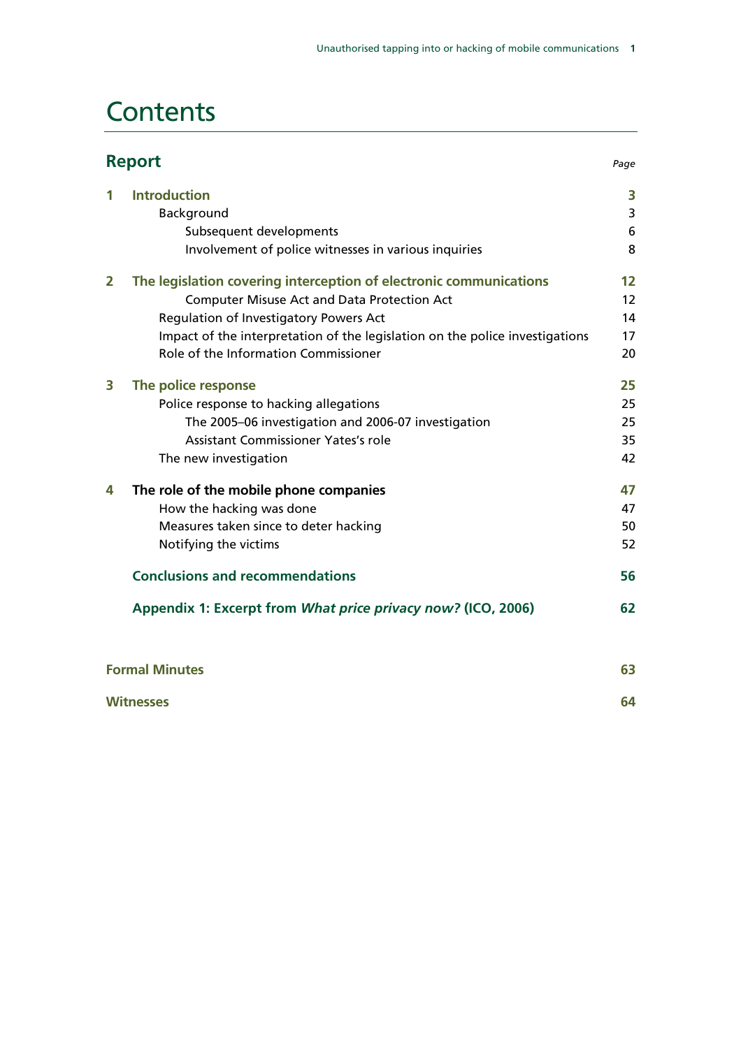# Contents

## Report

| | | Page |
|---|---|---|
| **1** | **Introduction** | **3** |
| | Background | 3 |
| | Subsequent developments | 6 |
| | Involvement of police witnesses in various inquiries | 8 |
| **2** | **The legislation covering interception of electronic communications** | **12** |
| | Computer Misuse Act and Data Protection Act | 12 |
| | Regulation of Investigatory Powers Act | 14 |
| | Impact of the interpretation of the legislation on the police investigations | 17 |
| | Role of the Information Commissioner | 20 |
| **3** | **The police response** | **25** |
| | Police response to hacking allegations | 25 |
| | The 2005–06 investigation and 2006-07 investigation | 25 |
| | Assistant Commissioner Yates's role | 35 |
| | The new investigation | 42 |
| **4** | **The role of the mobile phone companies** | **47** |
| | How the hacking was done | 47 |
| | Measures taken since to deter hacking | 50 |
| | Notifying the victims | 52 |
| | **Conclusions and recommendations** | **56** |
| | **Appendix 1: Excerpt from *What price privacy now?* (ICO, 2006)** | **62** |

| | |
|---|---|
| **Formal Minutes** | **63** |
| **Witnesses** | **64** |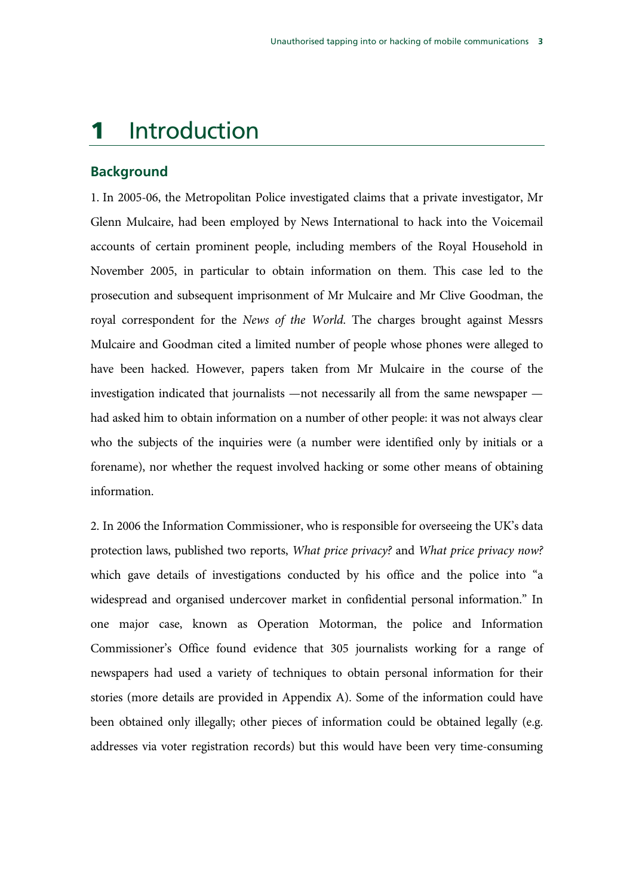# 1 Introduction

## Background

1. In 2005-06, the Metropolitan Police investigated claims that a private investigator, Mr Glenn Mulcaire, had been employed by News International to hack into the Voicemail accounts of certain prominent people, including members of the Royal Household in November 2005, in particular to obtain information on them. This case led to the prosecution and subsequent imprisonment of Mr Mulcaire and Mr Clive Goodman, the royal correspondent for the *News of the World*. The charges brought against Messrs Mulcaire and Goodman cited a limited number of people whose phones were alleged to have been hacked. However, papers taken from Mr Mulcaire in the course of the investigation indicated that journalists —not necessarily all from the same newspaper — had asked him to obtain information on a number of other people: it was not always clear who the subjects of the inquiries were (a number were identified only by initials or a forename), nor whether the request involved hacking or some other means of obtaining information.

2. In 2006 the Information Commissioner, who is responsible for overseeing the UK's data protection laws, published two reports, *What price privacy?* and *What price privacy now?* which gave details of investigations conducted by his office and the police into "a widespread and organised undercover market in confidential personal information." In one major case, known as Operation Motorman, the police and Information Commissioner's Office found evidence that 305 journalists working for a range of newspapers had used a variety of techniques to obtain personal information for their stories (more details are provided in Appendix A). Some of the information could have been obtained only illegally; other pieces of information could be obtained legally (e.g. addresses via voter registration records) but this would have been very time-consuming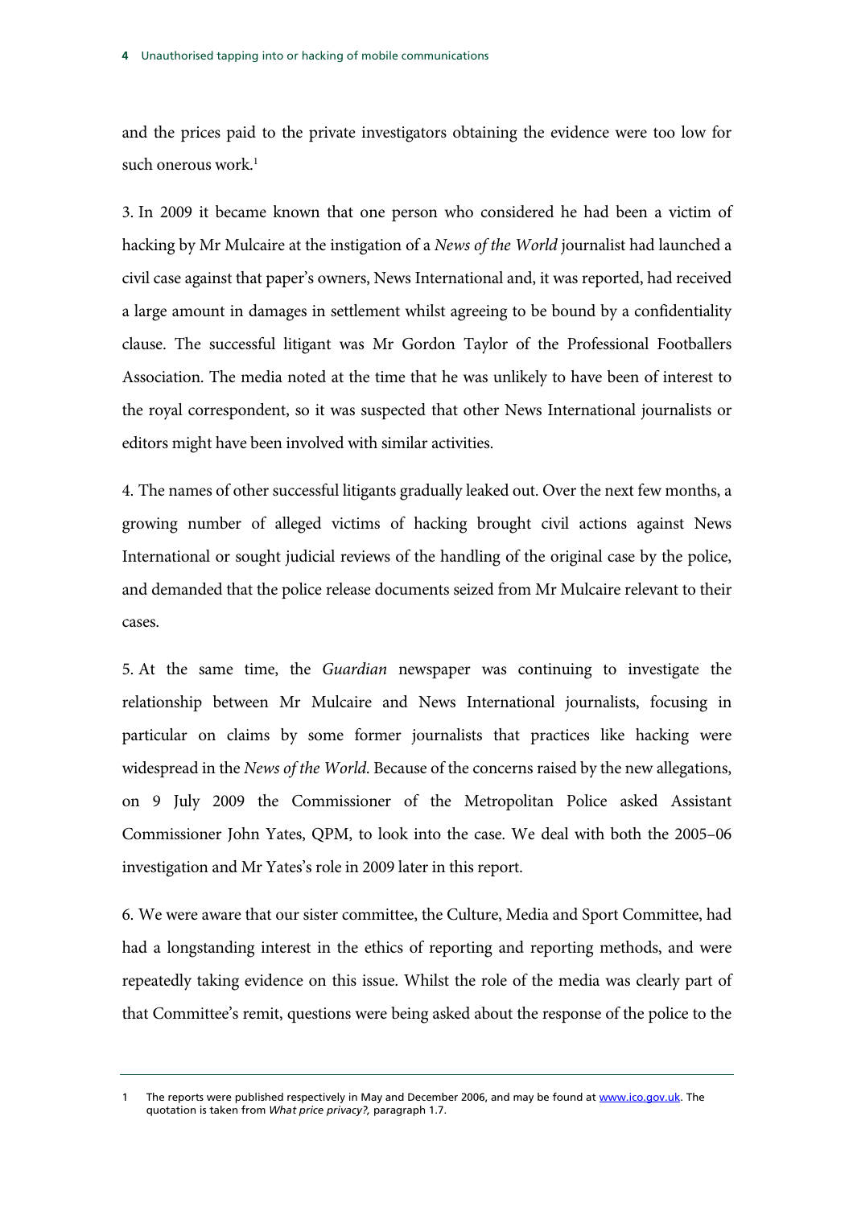and the prices paid to the private investigators obtaining the evidence were too low for such onerous work.[1]

3. In 2009 it became known that one person who considered he had been a victim of hacking by Mr Mulcaire at the instigation of a *News of the World* journalist had launched a civil case against that paper's owners, News International and, it was reported, had received a large amount in damages in settlement whilst agreeing to be bound by a confidentiality clause. The successful litigant was Mr Gordon Taylor of the Professional Footballers Association. The media noted at the time that he was unlikely to have been of interest to the royal correspondent, so it was suspected that other News International journalists or editors might have been involved with similar activities.

4. The names of other successful litigants gradually leaked out. Over the next few months, a growing number of alleged victims of hacking brought civil actions against News International or sought judicial reviews of the handling of the original case by the police, and demanded that the police release documents seized from Mr Mulcaire relevant to their cases.

5. At the same time, the *Guardian* newspaper was continuing to investigate the relationship between Mr Mulcaire and News International journalists, focusing in particular on claims by some former journalists that practices like hacking were widespread in the *News of the World*. Because of the concerns raised by the new allegations, on 9 July 2009 the Commissioner of the Metropolitan Police asked Assistant Commissioner John Yates, QPM, to look into the case. We deal with both the 2005–06 investigation and Mr Yates's role in 2009 later in this report.

6. We were aware that our sister committee, the Culture, Media and Sport Committee, had had a longstanding interest in the ethics of reporting and reporting methods, and were repeatedly taking evidence on this issue. Whilst the role of the media was clearly part of that Committee's remit, questions were being asked about the response of the police to the

---

1 The reports were published respectively in May and December 2006, and may be found at www.ico.gov.uk. The quotation is taken from *What price privacy?,* paragraph 1.7.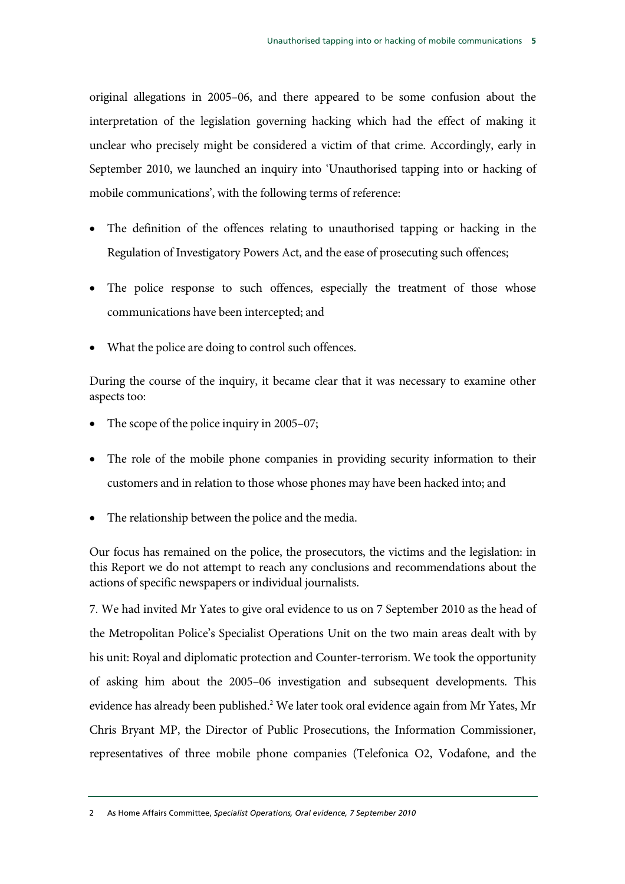original allegations in 2005–06, and there appeared to be some confusion about the interpretation of the legislation governing hacking which had the effect of making it unclear who precisely might be considered a victim of that crime. Accordingly, early in September 2010, we launched an inquiry into 'Unauthorised tapping into or hacking of mobile communications', with the following terms of reference:

- The definition of the offences relating to unauthorised tapping or hacking in the Regulation of Investigatory Powers Act, and the ease of prosecuting such offences;
- The police response to such offences, especially the treatment of those whose communications have been intercepted; and
- What the police are doing to control such offences.

During the course of the inquiry, it became clear that it was necessary to examine other aspects too:

- The scope of the police inquiry in 2005–07;
- The role of the mobile phone companies in providing security information to their customers and in relation to those whose phones may have been hacked into; and
- The relationship between the police and the media.

Our focus has remained on the police, the prosecutors, the victims and the legislation: in this Report we do not attempt to reach any conclusions and recommendations about the actions of specific newspapers or individual journalists.

7. We had invited Mr Yates to give oral evidence to us on 7 September 2010 as the head of the Metropolitan Police's Specialist Operations Unit on the two main areas dealt with by his unit: Royal and diplomatic protection and Counter-terrorism. We took the opportunity of asking him about the 2005–06 investigation and subsequent developments. This evidence has already been published.[2] We later took oral evidence again from Mr Yates, Mr Chris Bryant MP, the Director of Public Prosecutions, the Information Commissioner, representatives of three mobile phone companies (Telefonica O2, Vodafone, and the

---

2 As Home Affairs Committee, *Specialist Operations, Oral evidence, 7 September 2010*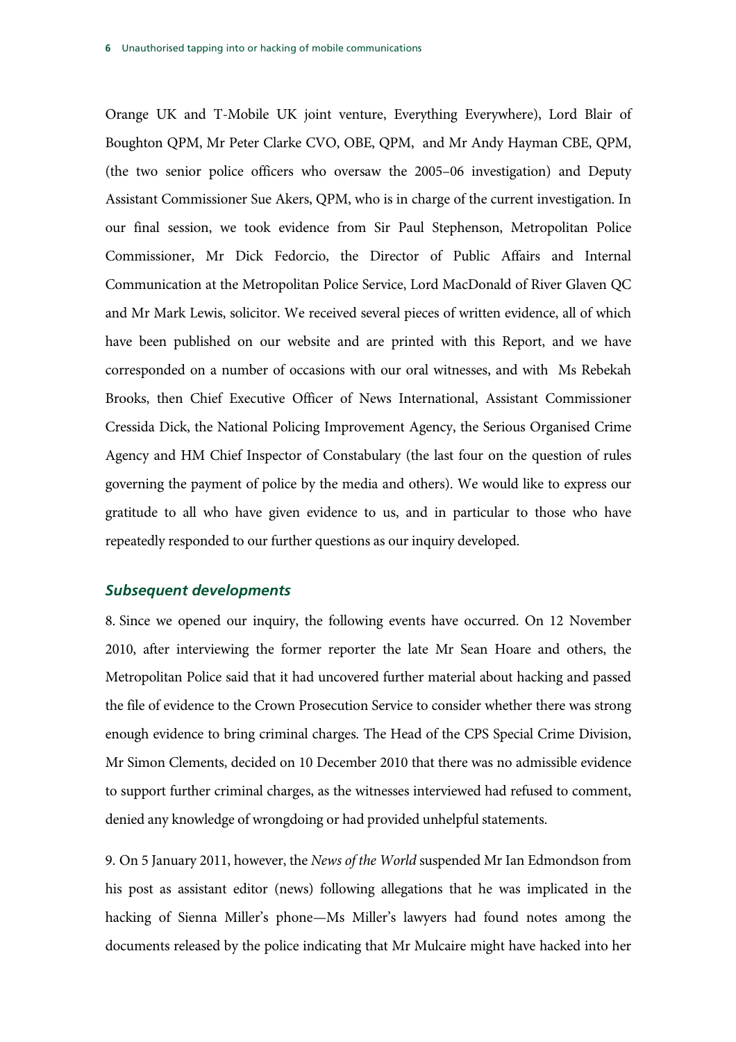Orange UK and T-Mobile UK joint venture, Everything Everywhere), Lord Blair of Boughton QPM, Mr Peter Clarke CVO, OBE, QPM, and Mr Andy Hayman CBE, QPM, (the two senior police officers who oversaw the 2005–06 investigation) and Deputy Assistant Commissioner Sue Akers, QPM, who is in charge of the current investigation. In our final session, we took evidence from Sir Paul Stephenson, Metropolitan Police Commissioner, Mr Dick Fedorcio, the Director of Public Affairs and Internal Communication at the Metropolitan Police Service, Lord MacDonald of River Glaven QC and Mr Mark Lewis, solicitor. We received several pieces of written evidence, all of which have been published on our website and are printed with this Report, and we have corresponded on a number of occasions with our oral witnesses, and with Ms Rebekah Brooks, then Chief Executive Officer of News International, Assistant Commissioner Cressida Dick, the National Policing Improvement Agency, the Serious Organised Crime Agency and HM Chief Inspector of Constabulary (the last four on the question of rules governing the payment of police by the media and others). We would like to express our gratitude to all who have given evidence to us, and in particular to those who have repeatedly responded to our further questions as our inquiry developed.

### *Subsequent developments*

8. Since we opened our inquiry, the following events have occurred. On 12 November 2010, after interviewing the former reporter the late Mr Sean Hoare and others, the Metropolitan Police said that it had uncovered further material about hacking and passed the file of evidence to the Crown Prosecution Service to consider whether there was strong enough evidence to bring criminal charges. The Head of the CPS Special Crime Division, Mr Simon Clements, decided on 10 December 2010 that there was no admissible evidence to support further criminal charges, as the witnesses interviewed had refused to comment, denied any knowledge of wrongdoing or had provided unhelpful statements.

9. On 5 January 2011, however, the *News of the World* suspended Mr Ian Edmondson from his post as assistant editor (news) following allegations that he was implicated in the hacking of Sienna Miller's phone—Ms Miller's lawyers had found notes among the documents released by the police indicating that Mr Mulcaire might have hacked into her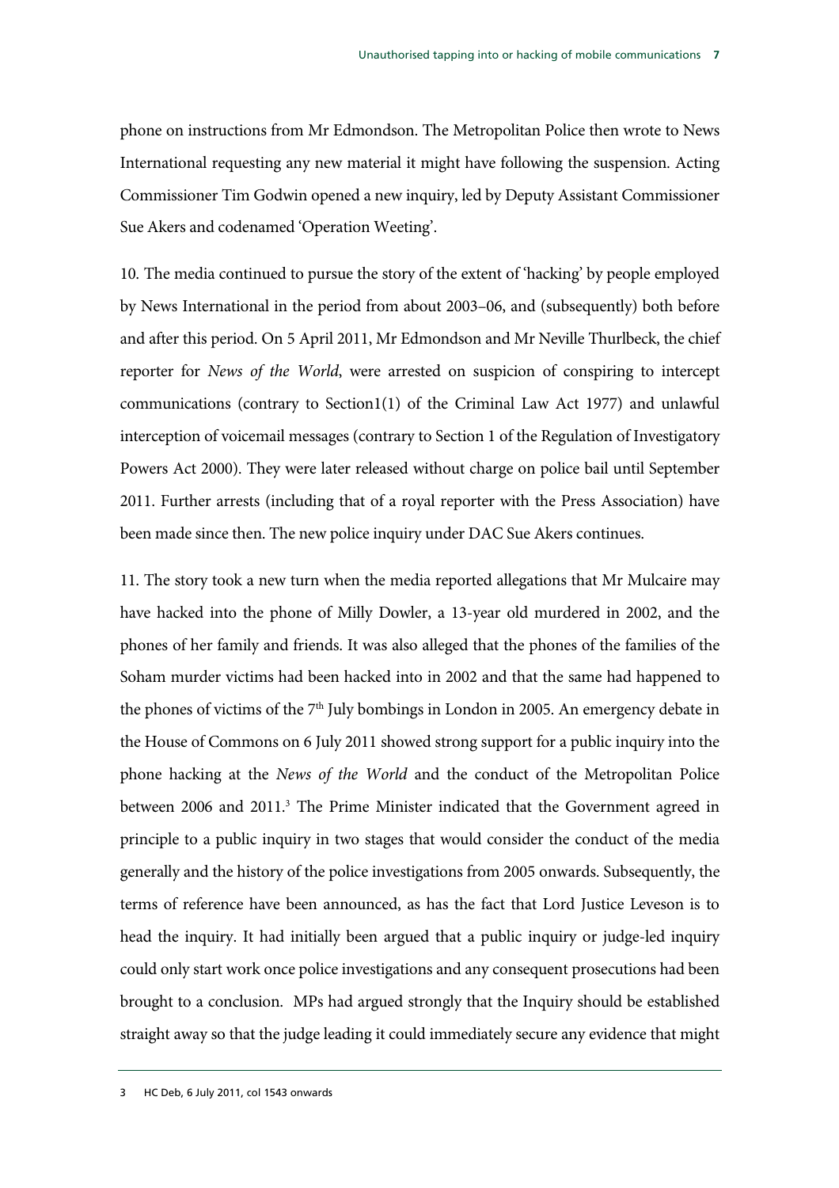phone on instructions from Mr Edmondson. The Metropolitan Police then wrote to News International requesting any new material it might have following the suspension. Acting Commissioner Tim Godwin opened a new inquiry, led by Deputy Assistant Commissioner Sue Akers and codenamed 'Operation Weeting'.

10. The media continued to pursue the story of the extent of 'hacking' by people employed by News International in the period from about 2003–06, and (subsequently) both before and after this period. On 5 April 2011, Mr Edmondson and Mr Neville Thurlbeck, the chief reporter for *News of the World*, were arrested on suspicion of conspiring to intercept communications (contrary to Section1(1) of the Criminal Law Act 1977) and unlawful interception of voicemail messages (contrary to Section 1 of the Regulation of Investigatory Powers Act 2000). They were later released without charge on police bail until September 2011. Further arrests (including that of a royal reporter with the Press Association) have been made since then. The new police inquiry under DAC Sue Akers continues.

11. The story took a new turn when the media reported allegations that Mr Mulcaire may have hacked into the phone of Milly Dowler, a 13-year old murdered in 2002, and the phones of her family and friends. It was also alleged that the phones of the families of the Soham murder victims had been hacked into in 2002 and that the same had happened to the phones of victims of the 7th July bombings in London in 2005. An emergency debate in the House of Commons on 6 July 2011 showed strong support for a public inquiry into the phone hacking at the *News of the World* and the conduct of the Metropolitan Police between 2006 and 2011.[3] The Prime Minister indicated that the Government agreed in principle to a public inquiry in two stages that would consider the conduct of the media generally and the history of the police investigations from 2005 onwards. Subsequently, the terms of reference have been announced, as has the fact that Lord Justice Leveson is to head the inquiry. It had initially been argued that a public inquiry or judge-led inquiry could only start work once police investigations and any consequent prosecutions had been brought to a conclusion. MPs had argued strongly that the Inquiry should be established straight away so that the judge leading it could immediately secure any evidence that might

3 HC Deb, 6 July 2011, col 1543 onwards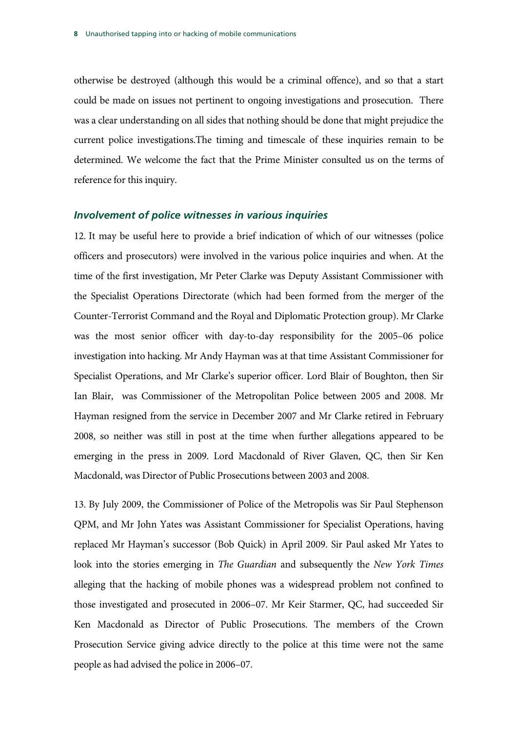otherwise be destroyed (although this would be a criminal offence), and so that a start could be made on issues not pertinent to ongoing investigations and prosecution. There was a clear understanding on all sides that nothing should be done that might prejudice the current police investigations.The timing and timescale of these inquiries remain to be determined. We welcome the fact that the Prime Minister consulted us on the terms of reference for this inquiry.

### *Involvement of police witnesses in various inquiries*

12. It may be useful here to provide a brief indication of which of our witnesses (police officers and prosecutors) were involved in the various police inquiries and when. At the time of the first investigation, Mr Peter Clarke was Deputy Assistant Commissioner with the Specialist Operations Directorate (which had been formed from the merger of the Counter-Terrorist Command and the Royal and Diplomatic Protection group). Mr Clarke was the most senior officer with day-to-day responsibility for the 2005–06 police investigation into hacking. Mr Andy Hayman was at that time Assistant Commissioner for Specialist Operations, and Mr Clarke's superior officer. Lord Blair of Boughton, then Sir Ian Blair, was Commissioner of the Metropolitan Police between 2005 and 2008. Mr Hayman resigned from the service in December 2007 and Mr Clarke retired in February 2008, so neither was still in post at the time when further allegations appeared to be emerging in the press in 2009. Lord Macdonald of River Glaven, QC, then Sir Ken Macdonald, was Director of Public Prosecutions between 2003 and 2008.

13. By July 2009, the Commissioner of Police of the Metropolis was Sir Paul Stephenson QPM, and Mr John Yates was Assistant Commissioner for Specialist Operations, having replaced Mr Hayman's successor (Bob Quick) in April 2009. Sir Paul asked Mr Yates to look into the stories emerging in *The Guardian* and subsequently the *New York Times* alleging that the hacking of mobile phones was a widespread problem not confined to those investigated and prosecuted in 2006–07. Mr Keir Starmer, QC, had succeeded Sir Ken Macdonald as Director of Public Prosecutions. The members of the Crown Prosecution Service giving advice directly to the police at this time were not the same people as had advised the police in 2006–07.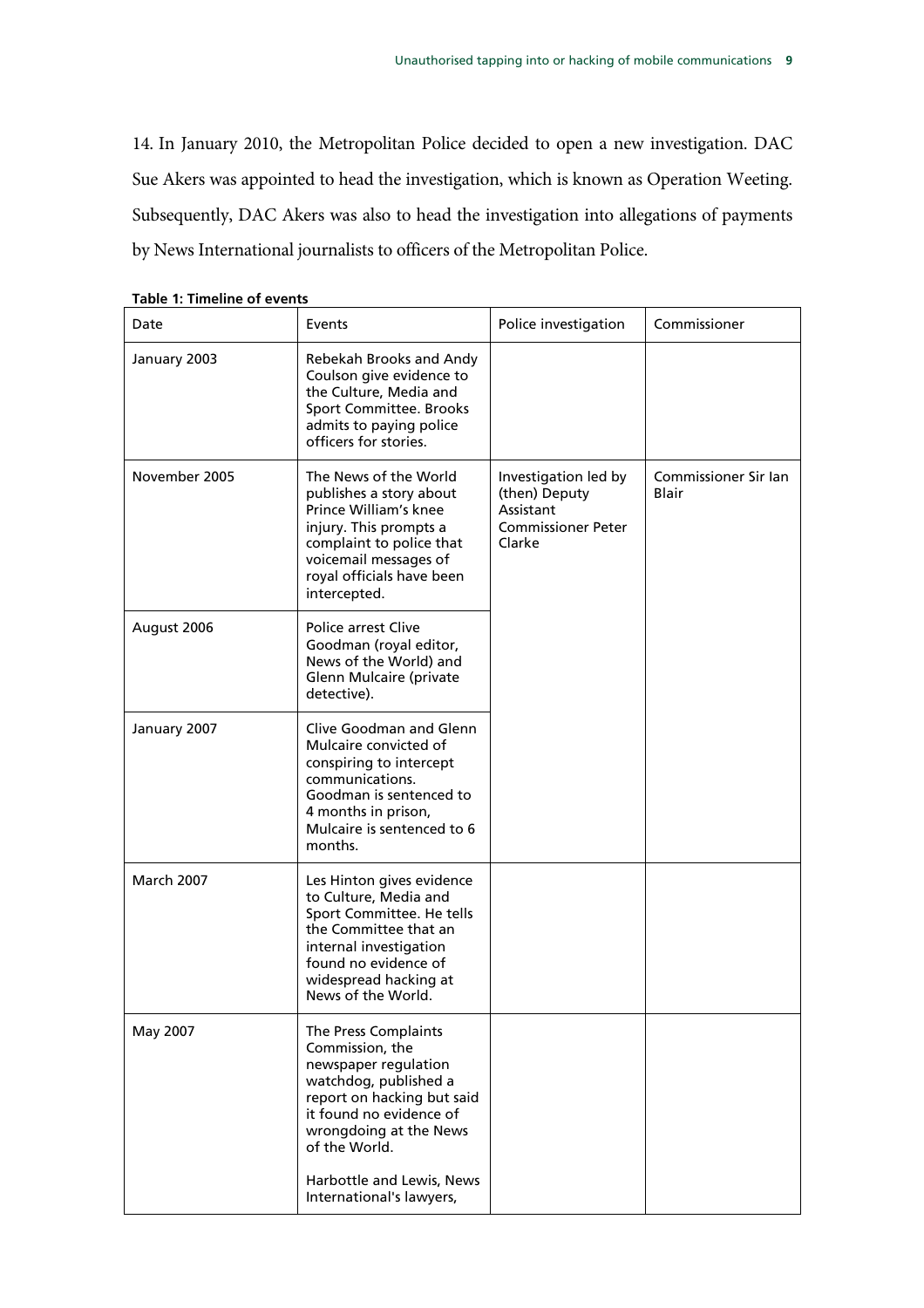14. In January 2010, the Metropolitan Police decided to open a new investigation. DAC Sue Akers was appointed to head the investigation, which is known as Operation Weeting. Subsequently, DAC Akers was also to head the investigation into allegations of payments by News International journalists to officers of the Metropolitan Police.

**Table 1: Timeline of events**

| Date | Events | Police investigation | Commissioner |
|---|---|---|---|
| January 2003 | Rebekah Brooks and Andy Coulson give evidence to the Culture, Media and Sport Committee. Brooks admits to paying police officers for stories. | | |
| November 2005 | The News of the World publishes a story about Prince William's knee injury. This prompts a complaint to police that voicemail messages of royal officials have been intercepted. | Investigation led by (then) Deputy Assistant Commissioner Peter Clarke | Commissioner Sir Ian Blair |
| August 2006 | Police arrest Clive Goodman (royal editor, News of the World) and Glenn Mulcaire (private detective). | | |
| January 2007 | Clive Goodman and Glenn Mulcaire convicted of conspiring to intercept communications. Goodman is sentenced to 4 months in prison, Mulcaire is sentenced to 6 months. | | |
| March 2007 | Les Hinton gives evidence to Culture, Media and Sport Committee. He tells the Committee that an internal investigation found no evidence of widespread hacking at News of the World. | | |
| May 2007 | The Press Complaints Commission, the newspaper regulation watchdog, published a report on hacking but said it found no evidence of wrongdoing at the News of the World.<br><br>Harbottle and Lewis, News International's lawyers, | | |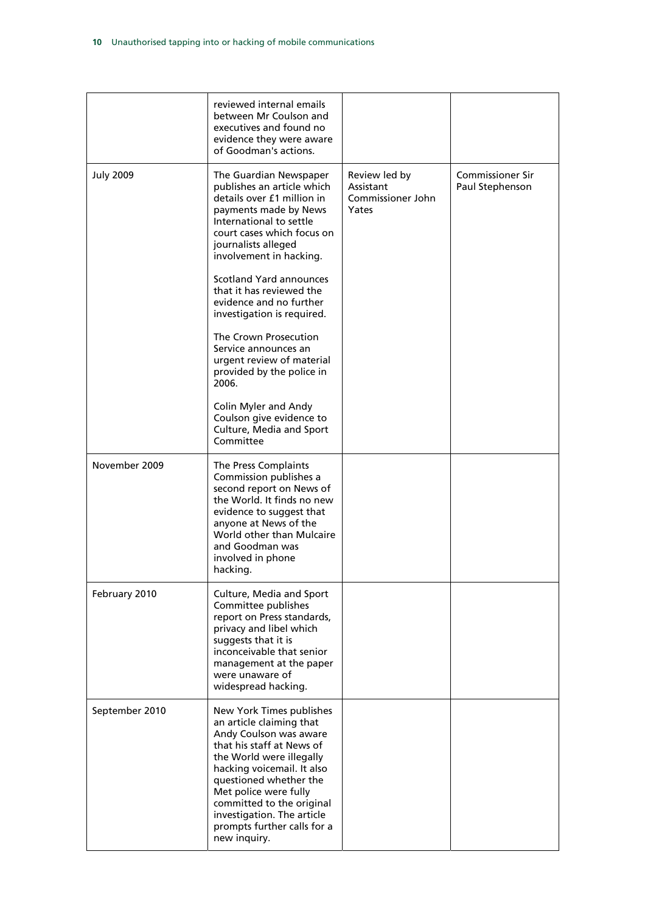| | | | |
|---|---|---|---|
| | reviewed internal emails between Mr Coulson and executives and found no evidence they were aware of Goodman's actions. | | |
| July 2009 | The Guardian Newspaper publishes an article which details over £1 million in payments made by News International to settle court cases which focus on journalists alleged involvement in hacking.<br><br>Scotland Yard announces that it has reviewed the evidence and no further investigation is required.<br><br>The Crown Prosecution Service announces an urgent review of material provided by the police in 2006.<br><br>Colin Myler and Andy Coulson give evidence to Culture, Media and Sport Committee | Review led by Assistant Commissioner John Yates | Commissioner Sir Paul Stephenson |
| November 2009 | The Press Complaints Commission publishes a second report on News of the World. It finds no new evidence to suggest that anyone at News of the World other than Mulcaire and Goodman was involved in phone hacking. | | |
| February 2010 | Culture, Media and Sport Committee publishes report on Press standards, privacy and libel which suggests that it is inconceivable that senior management at the paper were unaware of widespread hacking. | | |
| September 2010 | New York Times publishes an article claiming that Andy Coulson was aware that his staff at News of the World were illegally hacking voicemail. It also questioned whether the Met police were fully committed to the original investigation. The article prompts further calls for a new inquiry. | | |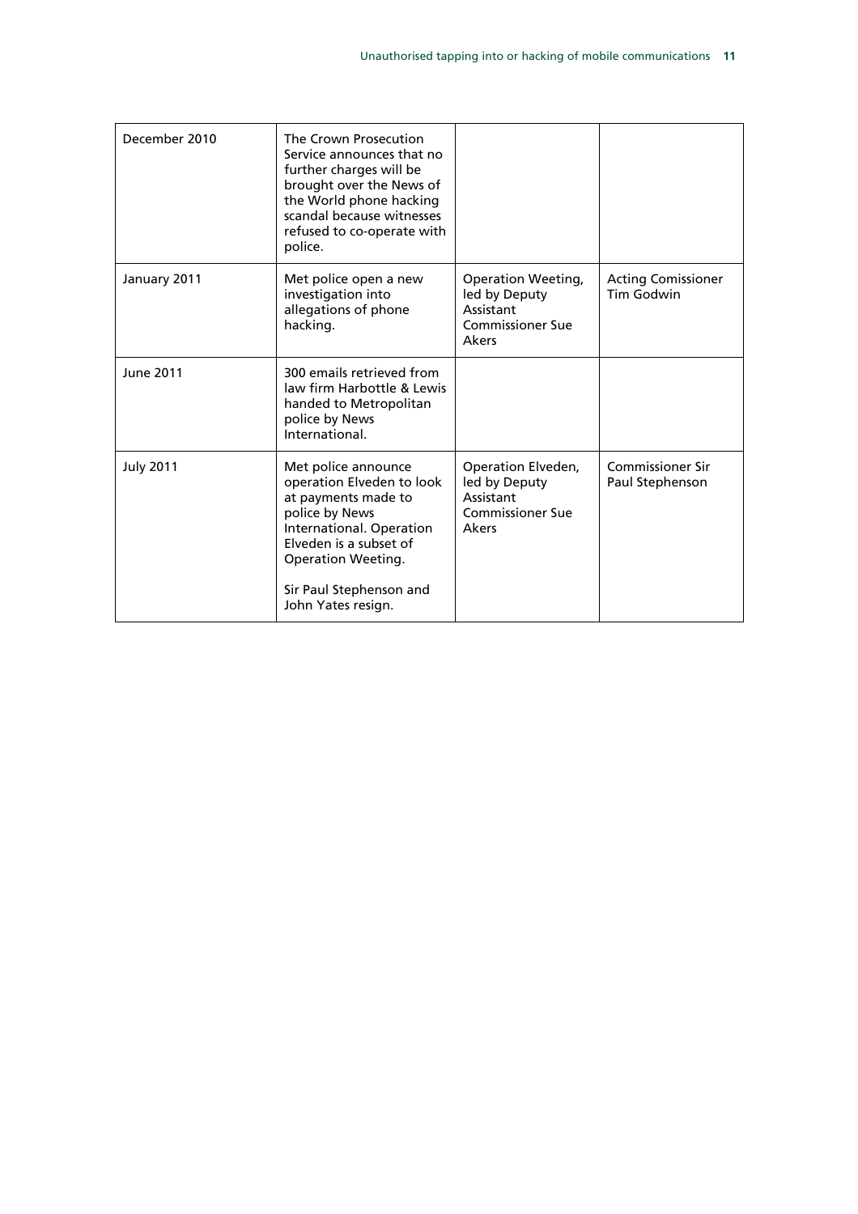| | | | |
|---|---|---|---|
| December 2010 | The Crown Prosecution Service announces that no further charges will be brought over the News of the World phone hacking scandal because witnesses refused to co-operate with police. | | |
| January 2011 | Met police open a new investigation into allegations of phone hacking. | Operation Weeting, led by Deputy Assistant Commissioner Sue Akers | Acting Comissioner Tim Godwin |
| June 2011 | 300 emails retrieved from law firm Harbottle & Lewis handed to Metropolitan police by News International. | | |
| July 2011 | Met police announce operation Elveden to look at payments made to police by News International. Operation Elveden is a subset of Operation Weeting.<br><br>Sir Paul Stephenson and John Yates resign. | Operation Elveden, led by Deputy Assistant Commissioner Sue Akers | Commissioner Sir Paul Stephenson |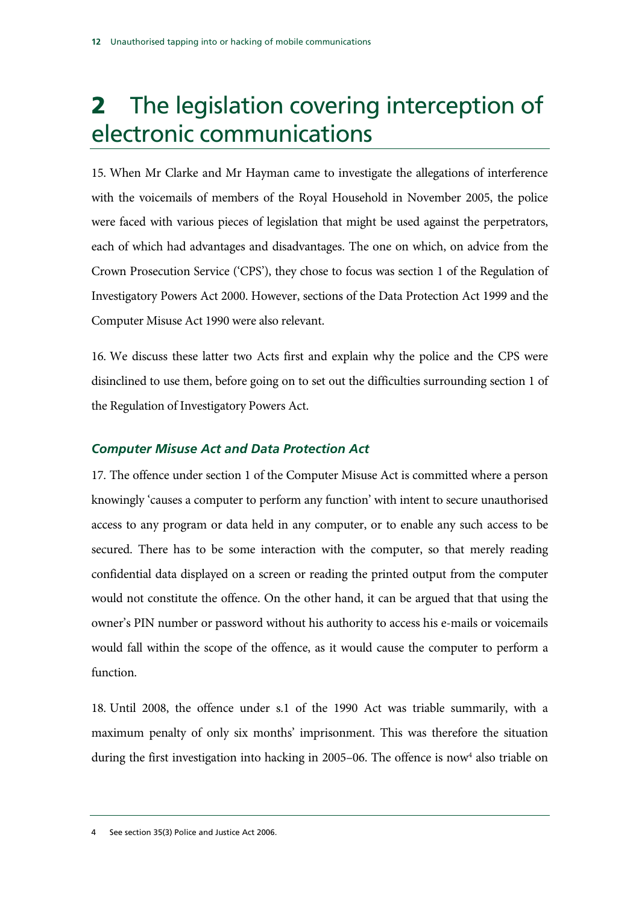# 2 The legislation covering interception of electronic communications

15. When Mr Clarke and Mr Hayman came to investigate the allegations of interference with the voicemails of members of the Royal Household in November 2005, the police were faced with various pieces of legislation that might be used against the perpetrators, each of which had advantages and disadvantages. The one on which, on advice from the Crown Prosecution Service ('CPS'), they chose to focus was section 1 of the Regulation of Investigatory Powers Act 2000. However, sections of the Data Protection Act 1999 and the Computer Misuse Act 1990 were also relevant.

16. We discuss these latter two Acts first and explain why the police and the CPS were disinclined to use them, before going on to set out the difficulties surrounding section 1 of the Regulation of Investigatory Powers Act.

### *Computer Misuse Act and Data Protection Act*

17. The offence under section 1 of the Computer Misuse Act is committed where a person knowingly 'causes a computer to perform any function' with intent to secure unauthorised access to any program or data held in any computer, or to enable any such access to be secured. There has to be some interaction with the computer, so that merely reading confidential data displayed on a screen or reading the printed output from the computer would not constitute the offence. On the other hand, it can be argued that that using the owner's PIN number or password without his authority to access his e-mails or voicemails would fall within the scope of the offence, as it would cause the computer to perform a function.

18. Until 2008, the offence under s.1 of the 1990 Act was triable summarily, with a maximum penalty of only six months' imprisonment. This was therefore the situation during the first investigation into hacking in 2005–06. The offence is now[4] also triable on

4 See section 35(3) Police and Justice Act 2006.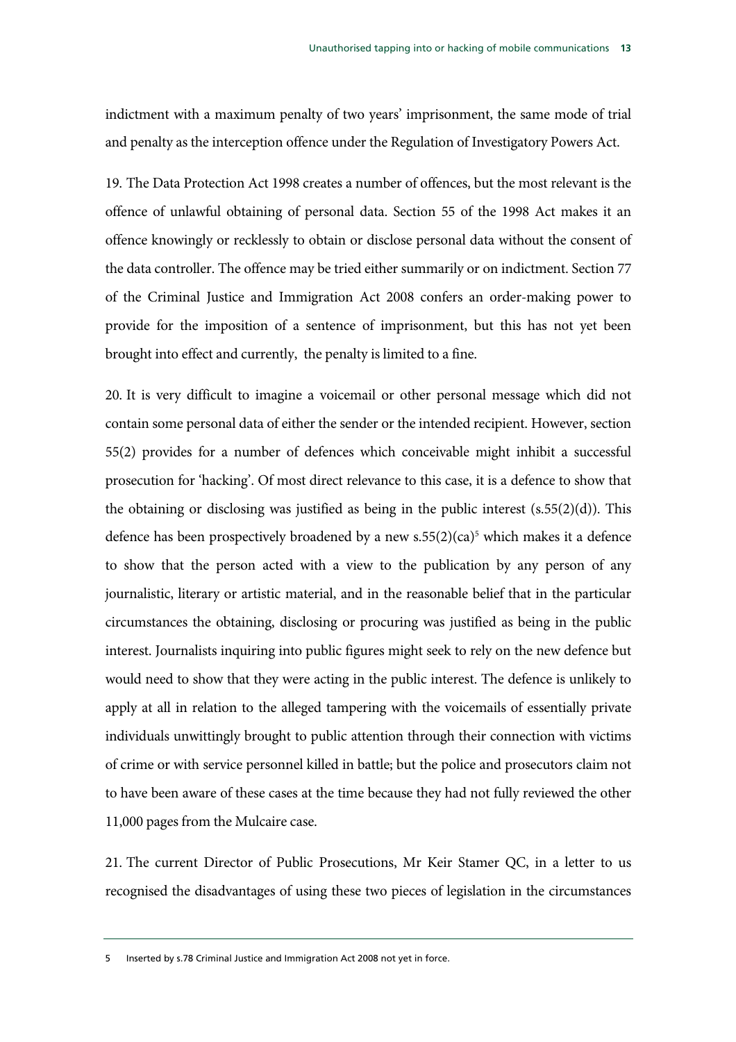indictment with a maximum penalty of two years' imprisonment, the same mode of trial and penalty as the interception offence under the Regulation of Investigatory Powers Act.

19. The Data Protection Act 1998 creates a number of offences, but the most relevant is the offence of unlawful obtaining of personal data. Section 55 of the 1998 Act makes it an offence knowingly or recklessly to obtain or disclose personal data without the consent of the data controller. The offence may be tried either summarily or on indictment. Section 77 of the Criminal Justice and Immigration Act 2008 confers an order-making power to provide for the imposition of a sentence of imprisonment, but this has not yet been brought into effect and currently, the penalty is limited to a fine.

20. It is very difficult to imagine a voicemail or other personal message which did not contain some personal data of either the sender or the intended recipient. However, section 55(2) provides for a number of defences which conceivable might inhibit a successful prosecution for 'hacking'. Of most direct relevance to this case, it is a defence to show that the obtaining or disclosing was justified as being in the public interest (s.55(2)(d)). This defence has been prospectively broadened by a new s.55(2)(ca)[5] which makes it a defence to show that the person acted with a view to the publication by any person of any journalistic, literary or artistic material, and in the reasonable belief that in the particular circumstances the obtaining, disclosing or procuring was justified as being in the public interest. Journalists inquiring into public figures might seek to rely on the new defence but would need to show that they were acting in the public interest. The defence is unlikely to apply at all in relation to the alleged tampering with the voicemails of essentially private individuals unwittingly brought to public attention through their connection with victims of crime or with service personnel killed in battle; but the police and prosecutors claim not to have been aware of these cases at the time because they had not fully reviewed the other 11,000 pages from the Mulcaire case.

21. The current Director of Public Prosecutions, Mr Keir Stamer QC, in a letter to us recognised the disadvantages of using these two pieces of legislation in the circumstances

---

5 Inserted by s.78 Criminal Justice and Immigration Act 2008 not yet in force.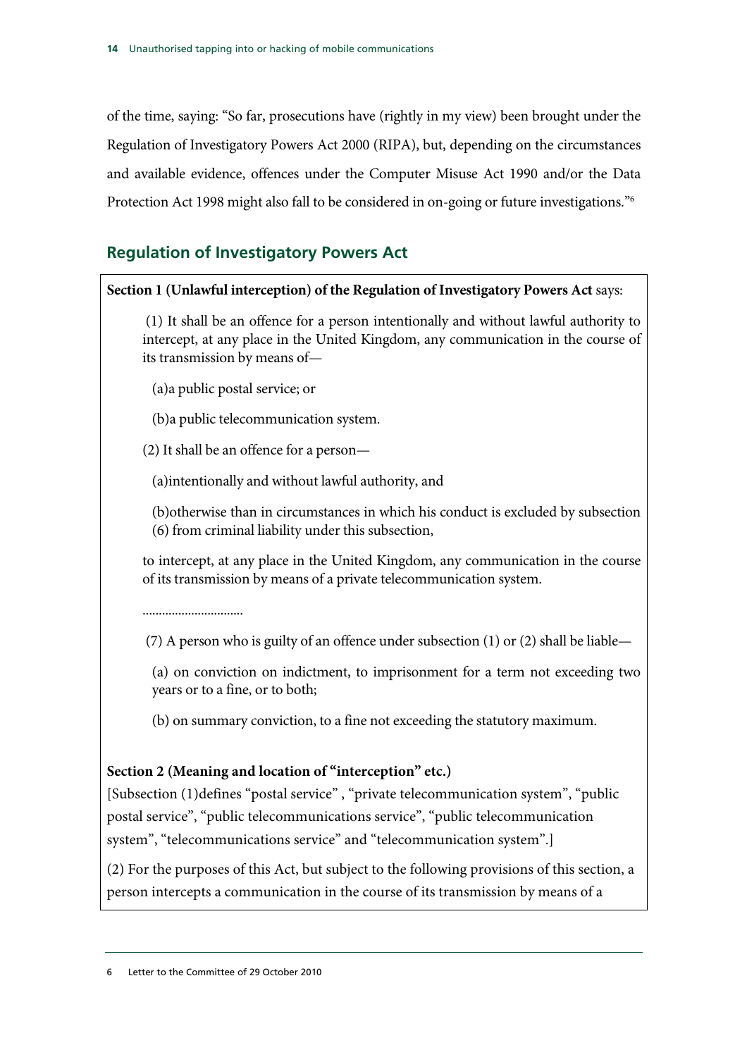of the time, saying: "So far, prosecutions have (rightly in my view) been brought under the Regulation of Investigatory Powers Act 2000 (RIPA), but, depending on the circumstances and available evidence, offences under the Computer Misuse Act 1990 and/or the Data Protection Act 1998 might also fall to be considered in on-going or future investigations."[6]

## Regulation of Investigatory Powers Act

**Section 1 (Unlawful interception) of the Regulation of Investigatory Powers Act** says:

(1) It shall be an offence for a person intentionally and without lawful authority to intercept, at any place in the United Kingdom, any communication in the course of its transmission by means of—

(a)a public postal service; or

(b)a public telecommunication system.

(2) It shall be an offence for a person—

(a)intentionally and without lawful authority, and

(b)otherwise than in circumstances in which his conduct is excluded by subsection (6) from criminal liability under this subsection,

to intercept, at any place in the United Kingdom, any communication in the course of its transmission by means of a private telecommunication system.

..............................

(7) A person who is guilty of an offence under subsection (1) or (2) shall be liable—

(a) on conviction on indictment, to imprisonment for a term not exceeding two years or to a fine, or to both;

(b) on summary conviction, to a fine not exceeding the statutory maximum.

**Section 2 (Meaning and location of "interception" etc.)**

[Subsection (1)defines "postal service" , "private telecommunication system", "public postal service", "public telecommunications service", "public telecommunication system", "telecommunications service" and "telecommunication system".]

(2) For the purposes of this Act, but subject to the following provisions of this section, a person intercepts a communication in the course of its transmission by means of a

6 Letter to the Committee of 29 October 2010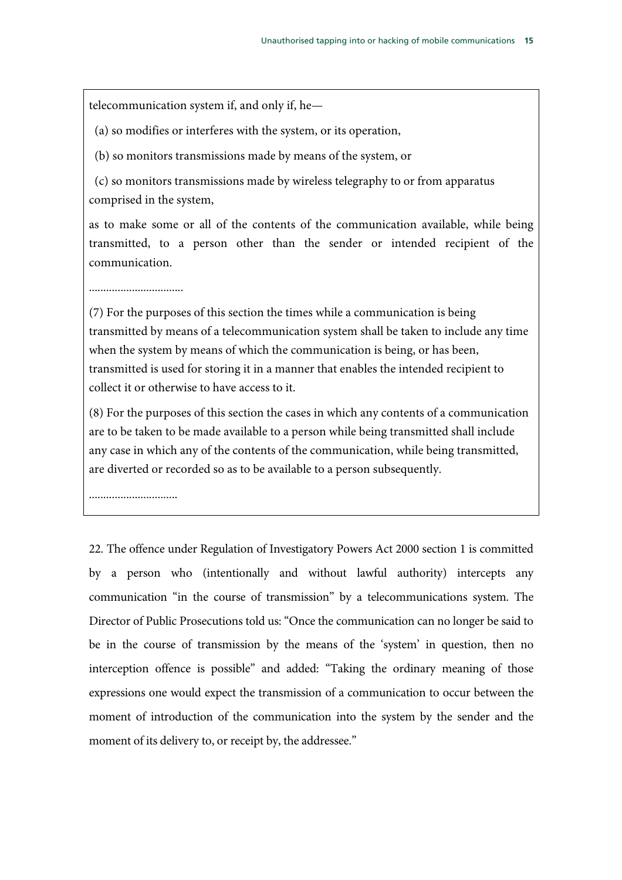telecommunication system if, and only if, he—

(a) so modifies or interferes with the system, or its operation,

(b) so monitors transmissions made by means of the system, or

(c) so monitors transmissions made by wireless telegraphy to or from apparatus comprised in the system,

as to make some or all of the contents of the communication available, while being transmitted, to a person other than the sender or intended recipient of the communication.

................................

(7) For the purposes of this section the times while a communication is being transmitted by means of a telecommunication system shall be taken to include any time when the system by means of which the communication is being, or has been, transmitted is used for storing it in a manner that enables the intended recipient to collect it or otherwise to have access to it.

(8) For the purposes of this section the cases in which any contents of a communication are to be taken to be made available to a person while being transmitted shall include any case in which any of the contents of the communication, while being transmitted, are diverted or recorded so as to be available to a person subsequently.

..............................

22. The offence under Regulation of Investigatory Powers Act 2000 section 1 is committed by a person who (intentionally and without lawful authority) intercepts any communication "in the course of transmission" by a telecommunications system. The Director of Public Prosecutions told us: "Once the communication can no longer be said to be in the course of transmission by the means of the 'system' in question, then no interception offence is possible" and added: "Taking the ordinary meaning of those expressions one would expect the transmission of a communication to occur between the moment of introduction of the communication into the system by the sender and the moment of its delivery to, or receipt by, the addressee."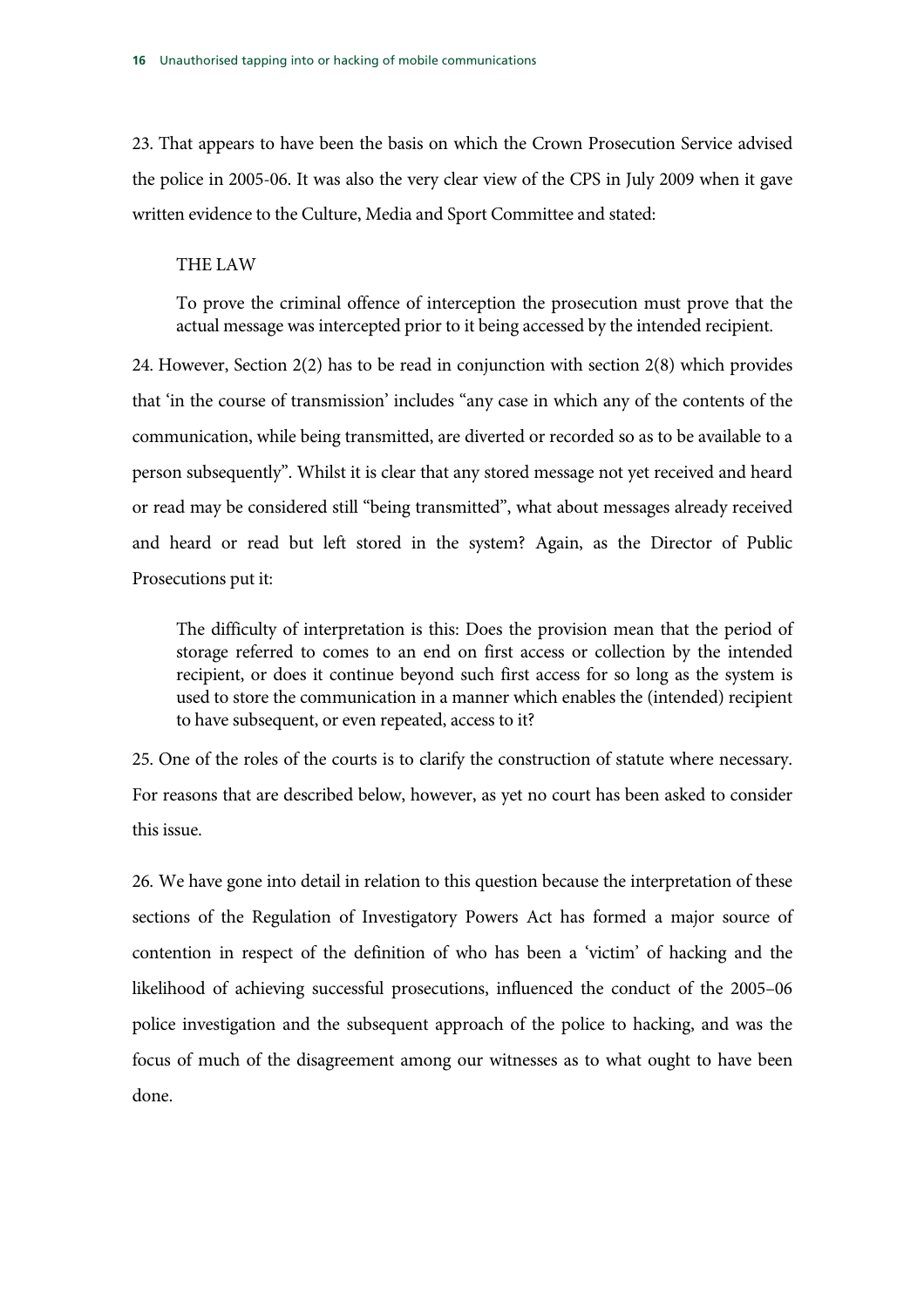23. That appears to have been the basis on which the Crown Prosecution Service advised the police in 2005-06. It was also the very clear view of the CPS in July 2009 when it gave written evidence to the Culture, Media and Sport Committee and stated:

> THE LAW
>
> To prove the criminal offence of interception the prosecution must prove that the actual message was intercepted prior to it being accessed by the intended recipient.

24. However, Section 2(2) has to be read in conjunction with section 2(8) which provides that 'in the course of transmission' includes "any case in which any of the contents of the communication, while being transmitted, are diverted or recorded so as to be available to a person subsequently". Whilst it is clear that any stored message not yet received and heard or read may be considered still "being transmitted", what about messages already received and heard or read but left stored in the system? Again, as the Director of Public Prosecutions put it:

> The difficulty of interpretation is this: Does the provision mean that the period of storage referred to comes to an end on first access or collection by the intended recipient, or does it continue beyond such first access for so long as the system is used to store the communication in a manner which enables the (intended) recipient to have subsequent, or even repeated, access to it?

25. One of the roles of the courts is to clarify the construction of statute where necessary. For reasons that are described below, however, as yet no court has been asked to consider this issue.

26. We have gone into detail in relation to this question because the interpretation of these sections of the Regulation of Investigatory Powers Act has formed a major source of contention in respect of the definition of who has been a 'victim' of hacking and the likelihood of achieving successful prosecutions, influenced the conduct of the 2005–06 police investigation and the subsequent approach of the police to hacking, and was the focus of much of the disagreement among our witnesses as to what ought to have been done.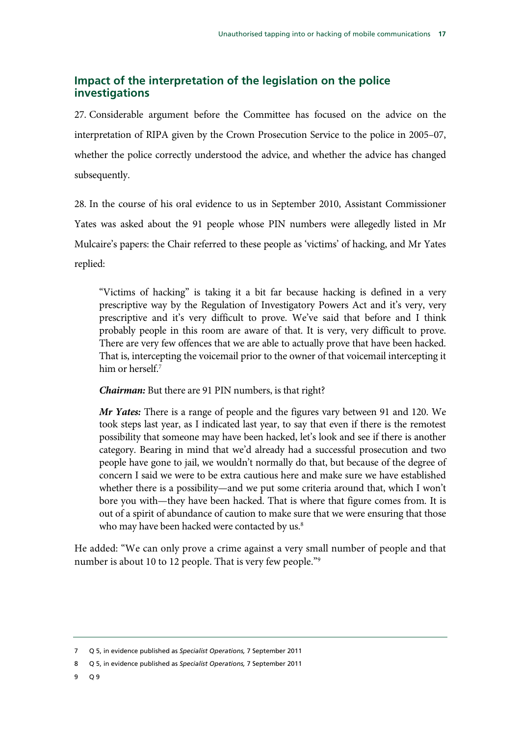## Impact of the interpretation of the legislation on the police investigations

27. Considerable argument before the Committee has focused on the advice on the interpretation of RIPA given by the Crown Prosecution Service to the police in 2005–07, whether the police correctly understood the advice, and whether the advice has changed subsequently.

28. In the course of his oral evidence to us in September 2010, Assistant Commissioner Yates was asked about the 91 people whose PIN numbers were allegedly listed in Mr Mulcaire's papers: the Chair referred to these people as 'victims' of hacking, and Mr Yates replied:

> "Victims of hacking" is taking it a bit far because hacking is defined in a very prescriptive way by the Regulation of Investigatory Powers Act and it's very, very prescriptive and it's very difficult to prove. We've said that before and I think probably people in this room are aware of that. It is very, very difficult to prove. There are very few offences that we are able to actually prove that have been hacked. That is, intercepting the voicemail prior to the owner of that voicemail intercepting it him or herself.[7]
>
> ***Chairman:*** But there are 91 PIN numbers, is that right?
>
> ***Mr Yates:*** There is a range of people and the figures vary between 91 and 120. We took steps last year, as I indicated last year, to say that even if there is the remotest possibility that someone may have been hacked, let's look and see if there is another category. Bearing in mind that we'd already had a successful prosecution and two people have gone to jail, we wouldn't normally do that, but because of the degree of concern I said we were to be extra cautious here and make sure we have established whether there is a possibility—and we put some criteria around that, which I won't bore you with—they have been hacked. That is where that figure comes from. It is out of a spirit of abundance of caution to make sure that we were ensuring that those who may have been hacked were contacted by us.[8]

He added: "We can only prove a crime against a very small number of people and that number is about 10 to 12 people. That is very few people."[9]

---

7 Q 5, in evidence published as *Specialist Operations,* 7 September 2011

8 Q 5, in evidence published as *Specialist Operations,* 7 September 2011

9 Q 9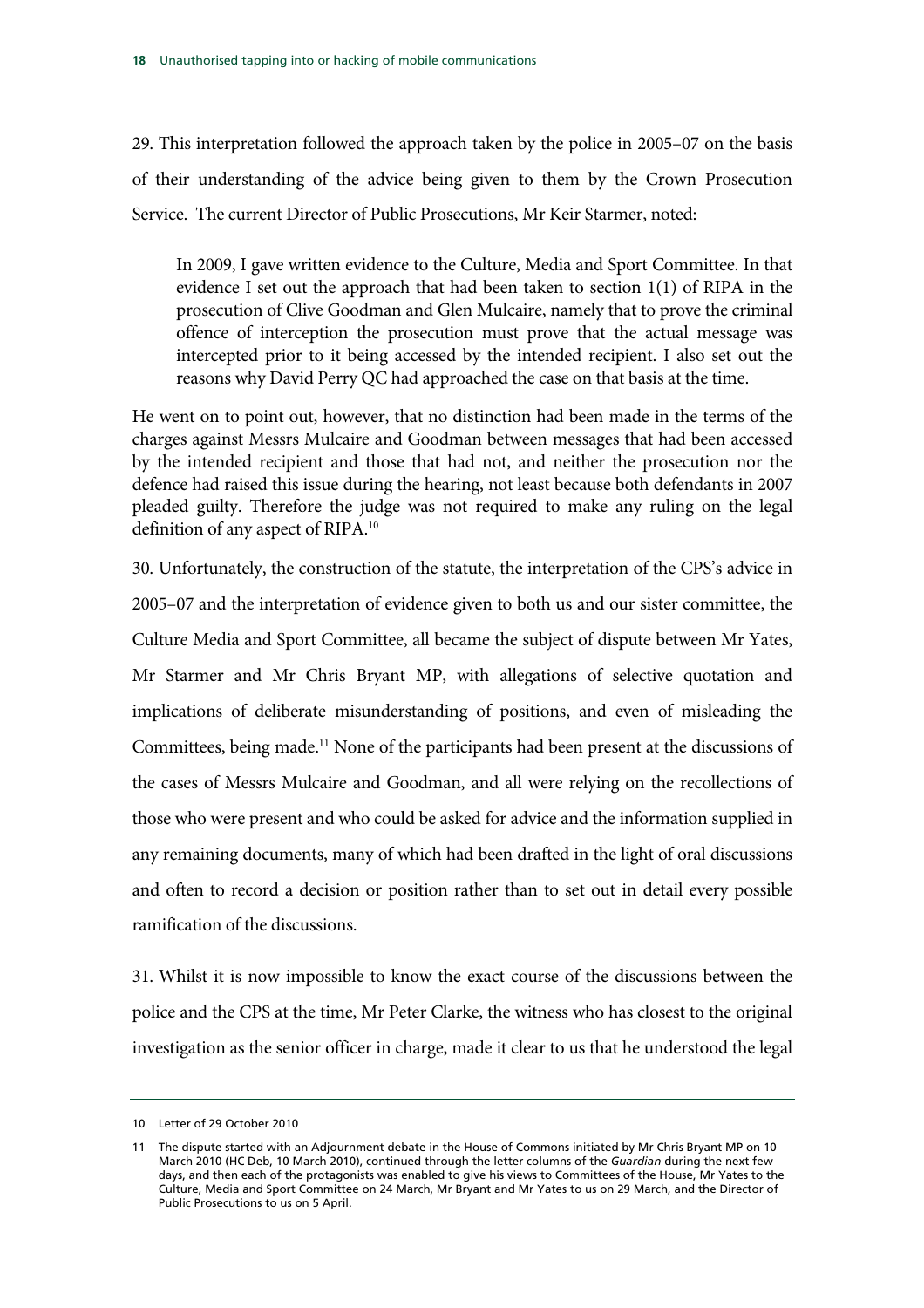29. This interpretation followed the approach taken by the police in 2005–07 on the basis of their understanding of the advice being given to them by the Crown Prosecution Service. The current Director of Public Prosecutions, Mr Keir Starmer, noted:

> In 2009, I gave written evidence to the Culture, Media and Sport Committee. In that evidence I set out the approach that had been taken to section 1(1) of RIPA in the prosecution of Clive Goodman and Glen Mulcaire, namely that to prove the criminal offence of interception the prosecution must prove that the actual message was intercepted prior to it being accessed by the intended recipient. I also set out the reasons why David Perry QC had approached the case on that basis at the time.

He went on to point out, however, that no distinction had been made in the terms of the charges against Messrs Mulcaire and Goodman between messages that had been accessed by the intended recipient and those that had not, and neither the prosecution nor the defence had raised this issue during the hearing, not least because both defendants in 2007 pleaded guilty. Therefore the judge was not required to make any ruling on the legal definition of any aspect of RIPA.[10]

30. Unfortunately, the construction of the statute, the interpretation of the CPS's advice in 2005–07 and the interpretation of evidence given to both us and our sister committee, the Culture Media and Sport Committee, all became the subject of dispute between Mr Yates, Mr Starmer and Mr Chris Bryant MP, with allegations of selective quotation and implications of deliberate misunderstanding of positions, and even of misleading the Committees, being made.[11] None of the participants had been present at the discussions of the cases of Messrs Mulcaire and Goodman, and all were relying on the recollections of those who were present and who could be asked for advice and the information supplied in any remaining documents, many of which had been drafted in the light of oral discussions and often to record a decision or position rather than to set out in detail every possible ramification of the discussions.

31. Whilst it is now impossible to know the exact course of the discussions between the police and the CPS at the time, Mr Peter Clarke, the witness who has closest to the original investigation as the senior officer in charge, made it clear to us that he understood the legal

---

10 Letter of 29 October 2010

11 The dispute started with an Adjournment debate in the House of Commons initiated by Mr Chris Bryant MP on 10 March 2010 (HC Deb, 10 March 2010), continued through the letter columns of the *Guardian* during the next few days, and then each of the protagonists was enabled to give his views to Committees of the House, Mr Yates to the Culture, Media and Sport Committee on 24 March, Mr Bryant and Mr Yates to us on 29 March, and the Director of Public Prosecutions to us on 5 April.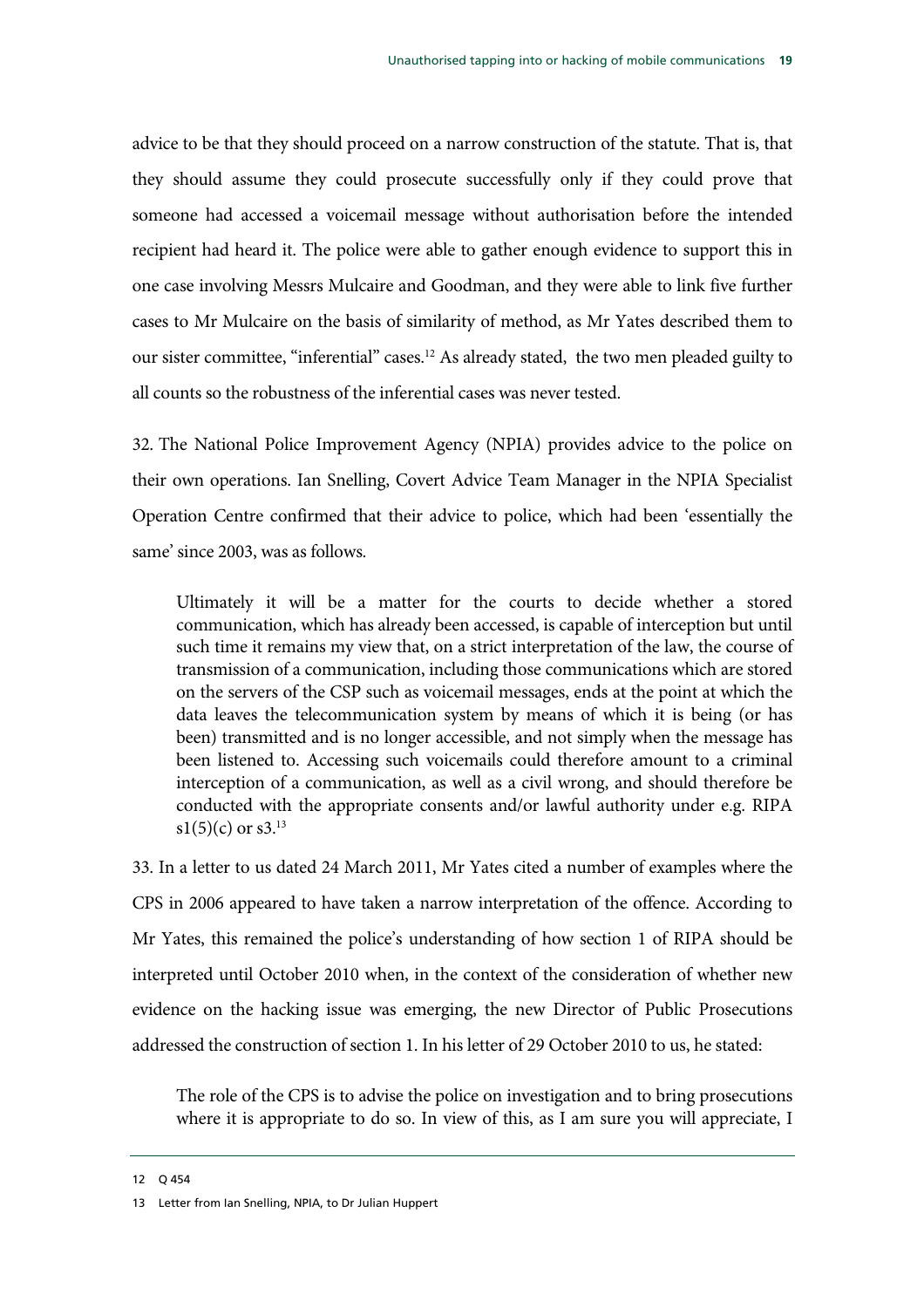advice to be that they should proceed on a narrow construction of the statute. That is, that they should assume they could prosecute successfully only if they could prove that someone had accessed a voicemail message without authorisation before the intended recipient had heard it. The police were able to gather enough evidence to support this in one case involving Messrs Mulcaire and Goodman, and they were able to link five further cases to Mr Mulcaire on the basis of similarity of method, as Mr Yates described them to our sister committee, "inferential" cases.[12] As already stated, the two men pleaded guilty to all counts so the robustness of the inferential cases was never tested.

32. The National Police Improvement Agency (NPIA) provides advice to the police on their own operations. Ian Snelling, Covert Advice Team Manager in the NPIA Specialist Operation Centre confirmed that their advice to police, which had been 'essentially the same' since 2003, was as follows.

> Ultimately it will be a matter for the courts to decide whether a stored communication, which has already been accessed, is capable of interception but until such time it remains my view that, on a strict interpretation of the law, the course of transmission of a communication, including those communications which are stored on the servers of the CSP such as voicemail messages, ends at the point at which the data leaves the telecommunication system by means of which it is being (or has been) transmitted and is no longer accessible, and not simply when the message has been listened to. Accessing such voicemails could therefore amount to a criminal interception of a communication, as well as a civil wrong, and should therefore be conducted with the appropriate consents and/or lawful authority under e.g. RIPA s1(5)(c) or s3.[13]

33. In a letter to us dated 24 March 2011, Mr Yates cited a number of examples where the CPS in 2006 appeared to have taken a narrow interpretation of the offence. According to Mr Yates, this remained the police's understanding of how section 1 of RIPA should be interpreted until October 2010 when, in the context of the consideration of whether new evidence on the hacking issue was emerging, the new Director of Public Prosecutions addressed the construction of section 1. In his letter of 29 October 2010 to us, he stated:

> The role of the CPS is to advise the police on investigation and to bring prosecutions where it is appropriate to do so. In view of this, as I am sure you will appreciate, I

12 Q 454

13 Letter from Ian Snelling, NPIA, to Dr Julian Huppert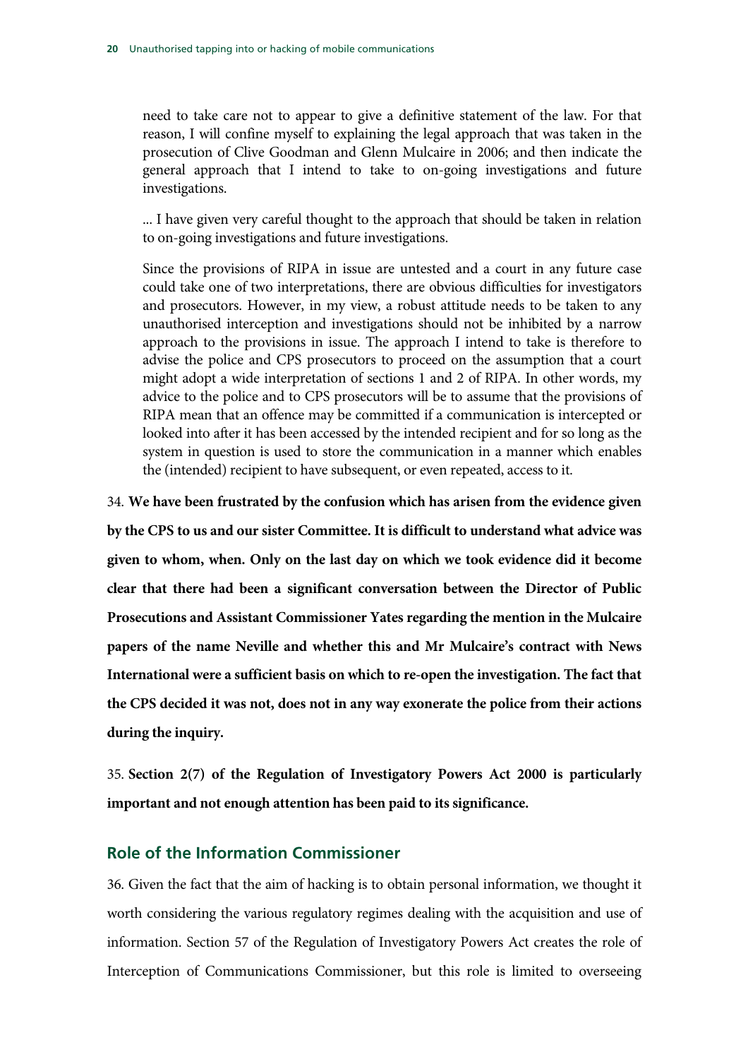> need to take care not to appear to give a definitive statement of the law. For that reason, I will confine myself to explaining the legal approach that was taken in the prosecution of Clive Goodman and Glenn Mulcaire in 2006; and then indicate the general approach that I intend to take to on-going investigations and future investigations.
>
> ... I have given very careful thought to the approach that should be taken in relation to on-going investigations and future investigations.
>
> Since the provisions of RIPA in issue are untested and a court in any future case could take one of two interpretations, there are obvious difficulties for investigators and prosecutors. However, in my view, a robust attitude needs to be taken to any unauthorised interception and investigations should not be inhibited by a narrow approach to the provisions in issue. The approach I intend to take is therefore to advise the police and CPS prosecutors to proceed on the assumption that a court might adopt a wide interpretation of sections 1 and 2 of RIPA. In other words, my advice to the police and to CPS prosecutors will be to assume that the provisions of RIPA mean that an offence may be committed if a communication is intercepted or looked into after it has been accessed by the intended recipient and for so long as the system in question is used to store the communication in a manner which enables the (intended) recipient to have subsequent, or even repeated, access to it.

34. **We have been frustrated by the confusion which has arisen from the evidence given by the CPS to us and our sister Committee. It is difficult to understand what advice was given to whom, when. Only on the last day on which we took evidence did it become clear that there had been a significant conversation between the Director of Public Prosecutions and Assistant Commissioner Yates regarding the mention in the Mulcaire papers of the name Neville and whether this and Mr Mulcaire's contract with News International were a sufficient basis on which to re-open the investigation. The fact that the CPS decided it was not, does not in any way exonerate the police from their actions during the inquiry.**

35. **Section 2(7) of the Regulation of Investigatory Powers Act 2000 is particularly important and not enough attention has been paid to its significance.**

## Role of the Information Commissioner

36. Given the fact that the aim of hacking is to obtain personal information, we thought it worth considering the various regulatory regimes dealing with the acquisition and use of information. Section 57 of the Regulation of Investigatory Powers Act creates the role of Interception of Communications Commissioner, but this role is limited to overseeing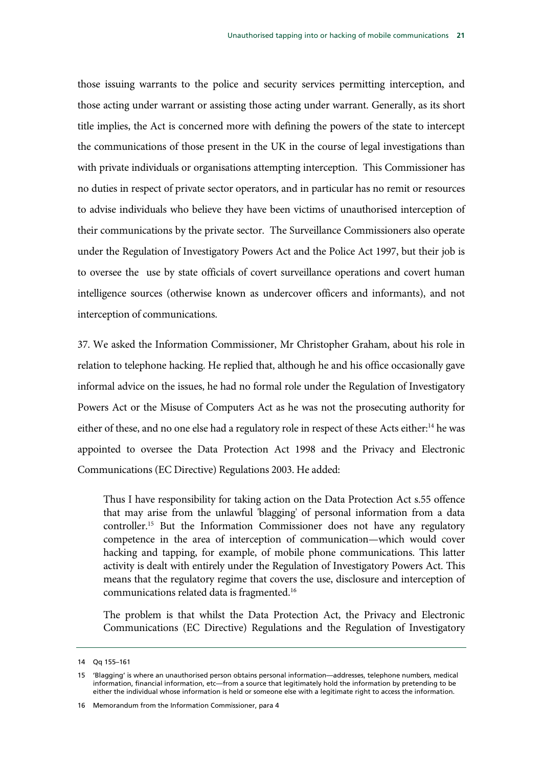those issuing warrants to the police and security services permitting interception, and those acting under warrant or assisting those acting under warrant. Generally, as its short title implies, the Act is concerned more with defining the powers of the state to intercept the communications of those present in the UK in the course of legal investigations than with private individuals or organisations attempting interception. This Commissioner has no duties in respect of private sector operators, and in particular has no remit or resources to advise individuals who believe they have been victims of unauthorised interception of their communications by the private sector. The Surveillance Commissioners also operate under the Regulation of Investigatory Powers Act and the Police Act 1997, but their job is to oversee the use by state officials of covert surveillance operations and covert human intelligence sources (otherwise known as undercover officers and informants), and not interception of communications.

37. We asked the Information Commissioner, Mr Christopher Graham, about his role in relation to telephone hacking. He replied that, although he and his office occasionally gave informal advice on the issues, he had no formal role under the Regulation of Investigatory Powers Act or the Misuse of Computers Act as he was not the prosecuting authority for either of these, and no one else had a regulatory role in respect of these Acts either:[14] he was appointed to oversee the Data Protection Act 1998 and the Privacy and Electronic Communications (EC Directive) Regulations 2003. He added:

> Thus I have responsibility for taking action on the Data Protection Act s.55 offence that may arise from the unlawful 'blagging' of personal information from a data controller.[15] But the Information Commissioner does not have any regulatory competence in the area of interception of communication—which would cover hacking and tapping, for example, of mobile phone communications. This latter activity is dealt with entirely under the Regulation of Investigatory Powers Act. This means that the regulatory regime that covers the use, disclosure and interception of communications related data is fragmented.[16]
>
> The problem is that whilst the Data Protection Act, the Privacy and Electronic Communications (EC Directive) Regulations and the Regulation of Investigatory

14 Qq 155–161

15 'Blagging' is where an unauthorised person obtains personal information—addresses, telephone numbers, medical information, financial information, etc—from a source that legitimately hold the information by pretending to be either the individual whose information is held or someone else with a legitimate right to access the information.

16 Memorandum from the Information Commissioner, para 4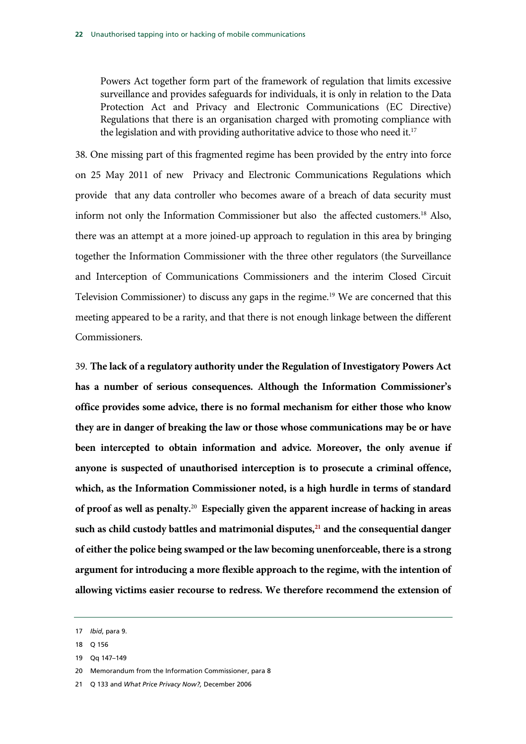Powers Act together form part of the framework of regulation that limits excessive surveillance and provides safeguards for individuals, it is only in relation to the Data Protection Act and Privacy and Electronic Communications (EC Directive) Regulations that there is an organisation charged with promoting compliance with the legislation and with providing authoritative advice to those who need it.[17]

38. One missing part of this fragmented regime has been provided by the entry into force on 25 May 2011 of new Privacy and Electronic Communications Regulations which provide that any data controller who becomes aware of a breach of data security must inform not only the Information Commissioner but also the affected customers.[18] Also, there was an attempt at a more joined-up approach to regulation in this area by bringing together the Information Commissioner with the three other regulators (the Surveillance and Interception of Communications Commissioners and the interim Closed Circuit Television Commissioner) to discuss any gaps in the regime.[19] We are concerned that this meeting appeared to be a rarity, and that there is not enough linkage between the different Commissioners.

39. **The lack of a regulatory authority under the Regulation of Investigatory Powers Act has a number of serious consequences. Although the Information Commissioner's office provides some advice, there is no formal mechanism for either those who know they are in danger of breaking the law or those whose communications may be or have been intercepted to obtain information and advice. Moreover, the only avenue if anyone is suspected of unauthorised interception is to prosecute a criminal offence, which, as the Information Commissioner noted, is a high hurdle in terms of standard of proof as well as penalty.**[20] **Especially given the apparent increase of hacking in areas such as child custody battles and matrimonial disputes,**[21] **and the consequential danger of either the police being swamped or the law becoming unenforceable, there is a strong argument for introducing a more flexible approach to the regime, with the intention of allowing victims easier recourse to redress. We therefore recommend the extension of**

---

17 *Ibid*, para 9.

18 Q 156

19 Qq 147–149

20 Memorandum from the Information Commissioner, para 8

21 Q 133 and *What Price Privacy Now?,* December 2006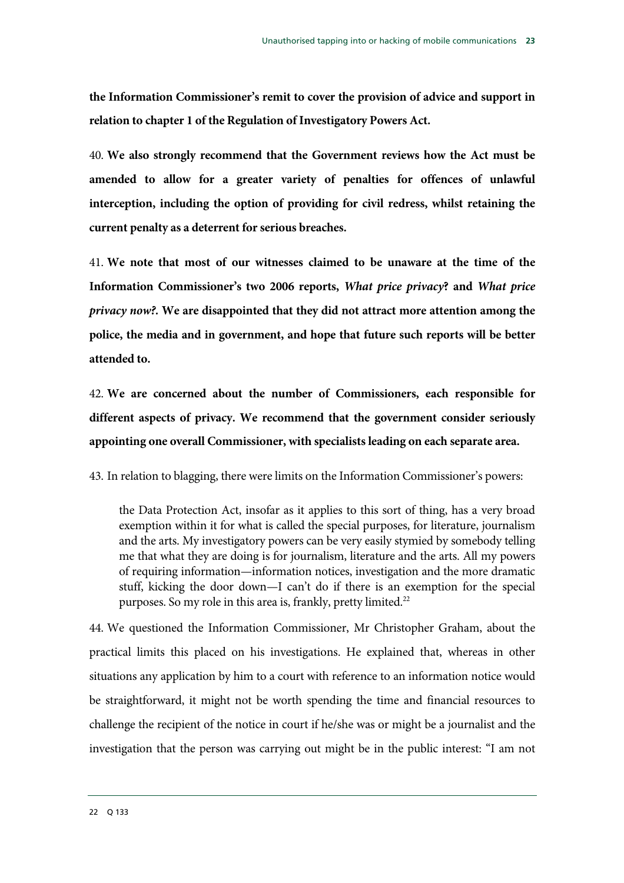**the Information Commissioner's remit to cover the provision of advice and support in relation to chapter 1 of the Regulation of Investigatory Powers Act.**

40. **We also strongly recommend that the Government reviews how the Act must be amended to allow for a greater variety of penalties for offences of unlawful interception, including the option of providing for civil redress, whilst retaining the current penalty as a deterrent for serious breaches.**

41. **We note that most of our witnesses claimed to be unaware at the time of the Information Commissioner's two 2006 reports, *What price privacy*? and *What price privacy now?*. We are disappointed that they did not attract more attention among the police, the media and in government, and hope that future such reports will be better attended to.**

42. **We are concerned about the number of Commissioners, each responsible for different aspects of privacy. We recommend that the government consider seriously appointing one overall Commissioner, with specialists leading on each separate area.**

43. In relation to blagging, there were limits on the Information Commissioner's powers:

> the Data Protection Act, insofar as it applies to this sort of thing, has a very broad exemption within it for what is called the special purposes, for literature, journalism and the arts. My investigatory powers can be very easily stymied by somebody telling me that what they are doing is for journalism, literature and the arts. All my powers of requiring information—information notices, investigation and the more dramatic stuff, kicking the door down—I can't do if there is an exemption for the special purposes. So my role in this area is, frankly, pretty limited.[22]

44. We questioned the Information Commissioner, Mr Christopher Graham, about the practical limits this placed on his investigations. He explained that, whereas in other situations any application by him to a court with reference to an information notice would be straightforward, it might not be worth spending the time and financial resources to challenge the recipient of the notice in court if he/she was or might be a journalist and the investigation that the person was carrying out might be in the public interest: "I am not

22 Q 133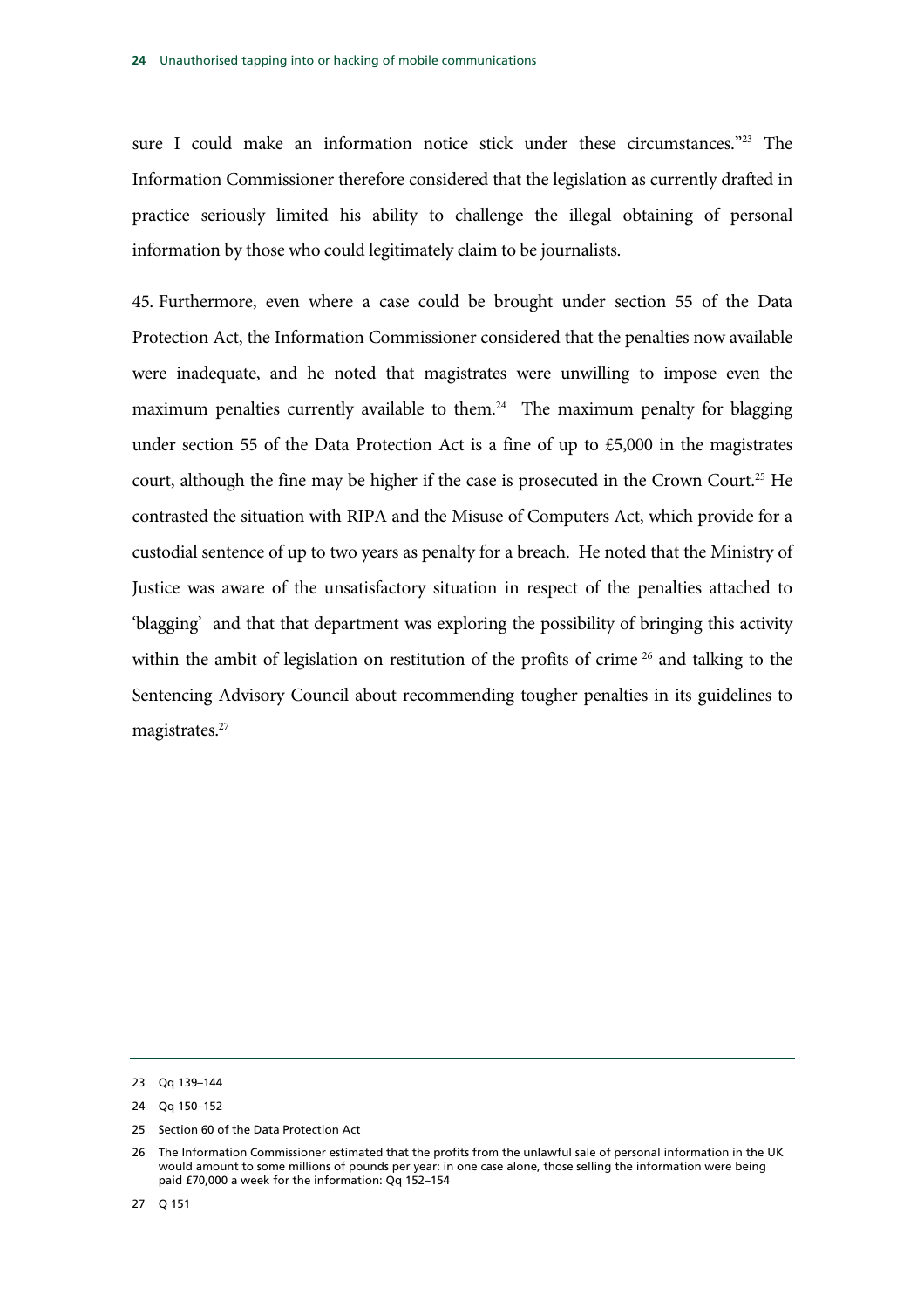sure I could make an information notice stick under these circumstances."[23] The Information Commissioner therefore considered that the legislation as currently drafted in practice seriously limited his ability to challenge the illegal obtaining of personal information by those who could legitimately claim to be journalists.

45. Furthermore, even where a case could be brought under section 55 of the Data Protection Act, the Information Commissioner considered that the penalties now available were inadequate, and he noted that magistrates were unwilling to impose even the maximum penalties currently available to them.[24] The maximum penalty for blagging under section 55 of the Data Protection Act is a fine of up to £5,000 in the magistrates court, although the fine may be higher if the case is prosecuted in the Crown Court.[25] He contrasted the situation with RIPA and the Misuse of Computers Act, which provide for a custodial sentence of up to two years as penalty for a breach. He noted that the Ministry of Justice was aware of the unsatisfactory situation in respect of the penalties attached to 'blagging' and that that department was exploring the possibility of bringing this activity within the ambit of legislation on restitution of the profits of crime[26] and talking to the Sentencing Advisory Council about recommending tougher penalties in its guidelines to magistrates.[27]

---

23 Qq 139–144

24 Qq 150–152

25 Section 60 of the Data Protection Act

26 The Information Commissioner estimated that the profits from the unlawful sale of personal information in the UK would amount to some millions of pounds per year: in one case alone, those selling the information were being paid £70,000 a week for the information: Qq 152–154

27 Q 151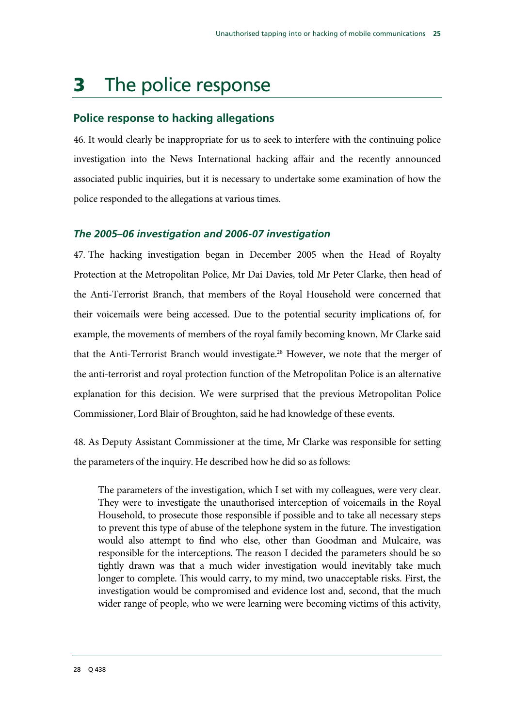# 3 The police response

## Police response to hacking allegations

46. It would clearly be inappropriate for us to seek to interfere with the continuing police investigation into the News International hacking affair and the recently announced associated public inquiries, but it is necessary to undertake some examination of how the police responded to the allegations at various times.

### *The 2005–06 investigation and 2006-07 investigation*

47. The hacking investigation began in December 2005 when the Head of Royalty Protection at the Metropolitan Police, Mr Dai Davies, told Mr Peter Clarke, then head of the Anti-Terrorist Branch, that members of the Royal Household were concerned that their voicemails were being accessed. Due to the potential security implications of, for example, the movements of members of the royal family becoming known, Mr Clarke said that the Anti-Terrorist Branch would investigate.[28] However, we note that the merger of the anti-terrorist and royal protection function of the Metropolitan Police is an alternative explanation for this decision. We were surprised that the previous Metropolitan Police Commissioner, Lord Blair of Broughton, said he had knowledge of these events.

48. As Deputy Assistant Commissioner at the time, Mr Clarke was responsible for setting the parameters of the inquiry. He described how he did so as follows:

> The parameters of the investigation, which I set with my colleagues, were very clear. They were to investigate the unauthorised interception of voicemails in the Royal Household, to prosecute those responsible if possible and to take all necessary steps to prevent this type of abuse of the telephone system in the future. The investigation would also attempt to find who else, other than Goodman and Mulcaire, was responsible for the interceptions. The reason I decided the parameters should be so tightly drawn was that a much wider investigation would inevitably take much longer to complete. This would carry, to my mind, two unacceptable risks. First, the investigation would be compromised and evidence lost and, second, that the much wider range of people, who we were learning were becoming victims of this activity,

28 Q 438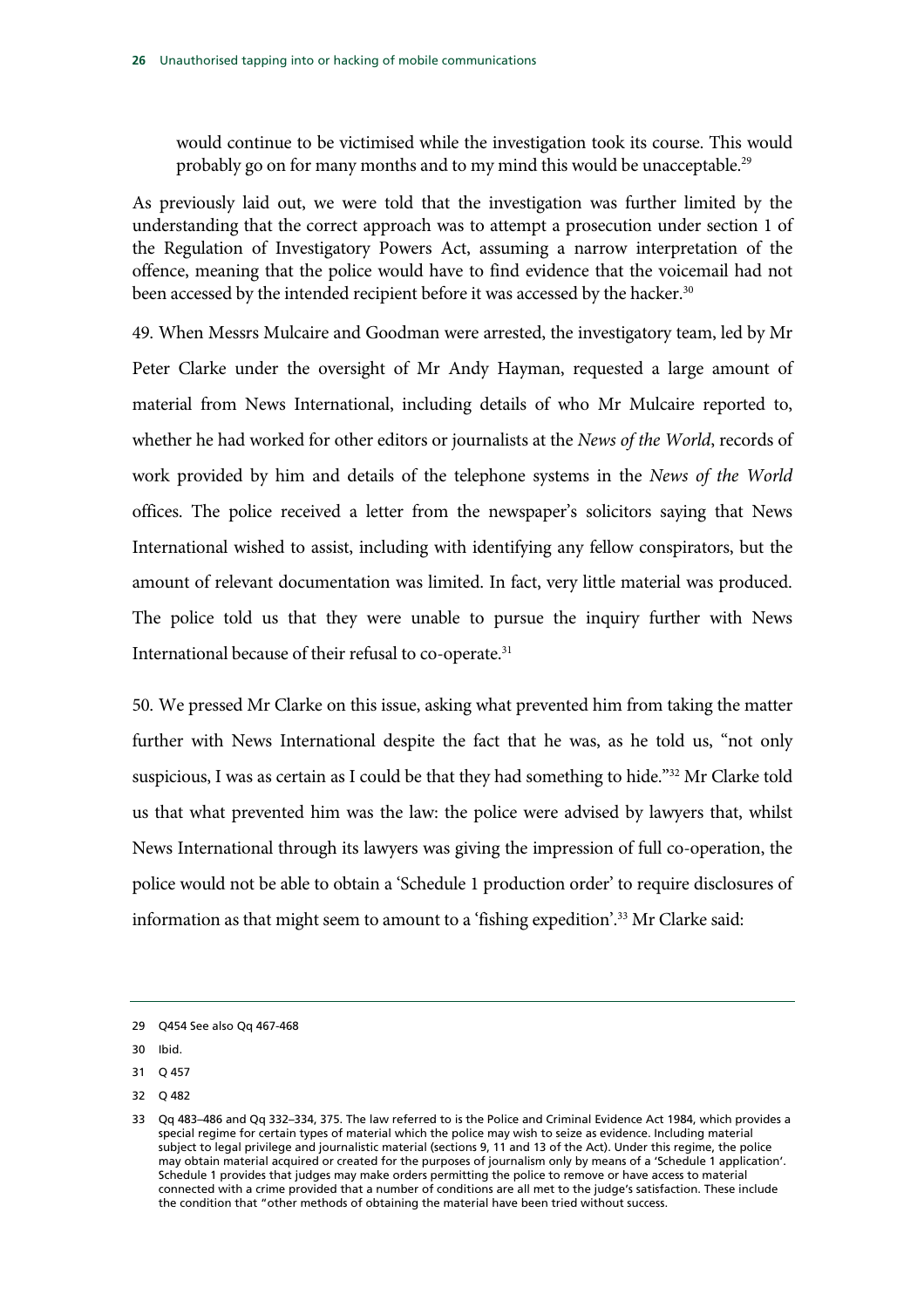> would continue to be victimised while the investigation took its course. This would probably go on for many months and to my mind this would be unacceptable.[29]

As previously laid out, we were told that the investigation was further limited by the understanding that the correct approach was to attempt a prosecution under section 1 of the Regulation of Investigatory Powers Act, assuming a narrow interpretation of the offence, meaning that the police would have to find evidence that the voicemail had not been accessed by the intended recipient before it was accessed by the hacker.[30]

49. When Messrs Mulcaire and Goodman were arrested, the investigatory team, led by Mr Peter Clarke under the oversight of Mr Andy Hayman, requested a large amount of material from News International, including details of who Mr Mulcaire reported to, whether he had worked for other editors or journalists at the *News of the World*, records of work provided by him and details of the telephone systems in the *News of the World* offices. The police received a letter from the newspaper's solicitors saying that News International wished to assist, including with identifying any fellow conspirators, but the amount of relevant documentation was limited. In fact, very little material was produced. The police told us that they were unable to pursue the inquiry further with News International because of their refusal to co-operate.[31]

50. We pressed Mr Clarke on this issue, asking what prevented him from taking the matter further with News International despite the fact that he was, as he told us, "not only suspicious, I was as certain as I could be that they had something to hide."[32] Mr Clarke told us that what prevented him was the law: the police were advised by lawyers that, whilst News International through its lawyers was giving the impression of full co-operation, the police would not be able to obtain a 'Schedule 1 production order' to require disclosures of information as that might seem to amount to a 'fishing expedition'.[33] Mr Clarke said:

---

29 Q454 See also Qq 467-468

30 Ibid.

31 Q 457

32 Q 482

33 Qq 483–486 and Qq 332–334, 375. The law referred to is the Police and Criminal Evidence Act 1984, which provides a special regime for certain types of material which the police may wish to seize as evidence. Including material subject to legal privilege and journalistic material (sections 9, 11 and 13 of the Act). Under this regime, the police may obtain material acquired or created for the purposes of journalism only by means of a 'Schedule 1 application'. Schedule 1 provides that judges may make orders permitting the police to remove or have access to material connected with a crime provided that a number of conditions are all met to the judge's satisfaction. These include the condition that "other methods of obtaining the material have been tried without success.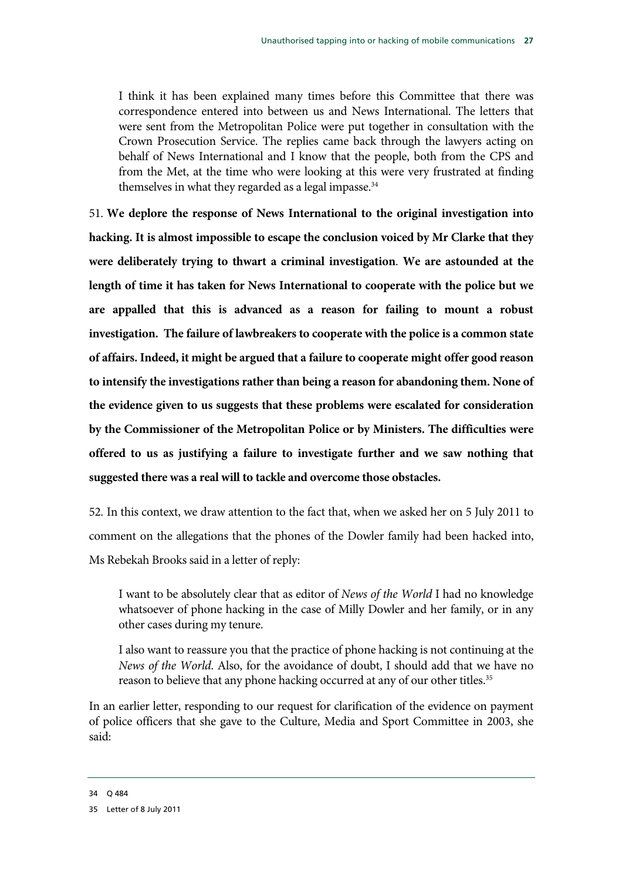> I think it has been explained many times before this Committee that there was correspondence entered into between us and News International. The letters that were sent from the Metropolitan Police were put together in consultation with the Crown Prosecution Service. The replies came back through the lawyers acting on behalf of News International and I know that the people, both from the CPS and from the Met, at the time who were looking at this were very frustrated at finding themselves in what they regarded as a legal impasse.[34]

51. **We deplore the response of News International to the original investigation into hacking. It is almost impossible to escape the conclusion voiced by Mr Clarke that they were deliberately trying to thwart a criminal investigation**. **We are astounded at the length of time it has taken for News International to cooperate with the police but we are appalled that this is advanced as a reason for failing to mount a robust investigation. The failure of lawbreakers to cooperate with the police is a common state of affairs. Indeed, it might be argued that a failure to cooperate might offer good reason to intensify the investigations rather than being a reason for abandoning them. None of the evidence given to us suggests that these problems were escalated for consideration by the Commissioner of the Metropolitan Police or by Ministers. The difficulties were offered to us as justifying a failure to investigate further and we saw nothing that suggested there was a real will to tackle and overcome those obstacles.**

52. In this context, we draw attention to the fact that, when we asked her on 5 July 2011 to comment on the allegations that the phones of the Dowler family had been hacked into, Ms Rebekah Brooks said in a letter of reply:

> I want to be absolutely clear that as editor of *News of the World* I had no knowledge whatsoever of phone hacking in the case of Milly Dowler and her family, or in any other cases during my tenure.
>
> I also want to reassure you that the practice of phone hacking is not continuing at the *News of the World*. Also, for the avoidance of doubt, I should add that we have no reason to believe that any phone hacking occurred at any of our other titles.[35]

In an earlier letter, responding to our request for clarification of the evidence on payment of police officers that she gave to the Culture, Media and Sport Committee in 2003, she said:

---

34 Q 484

35 Letter of 8 July 2011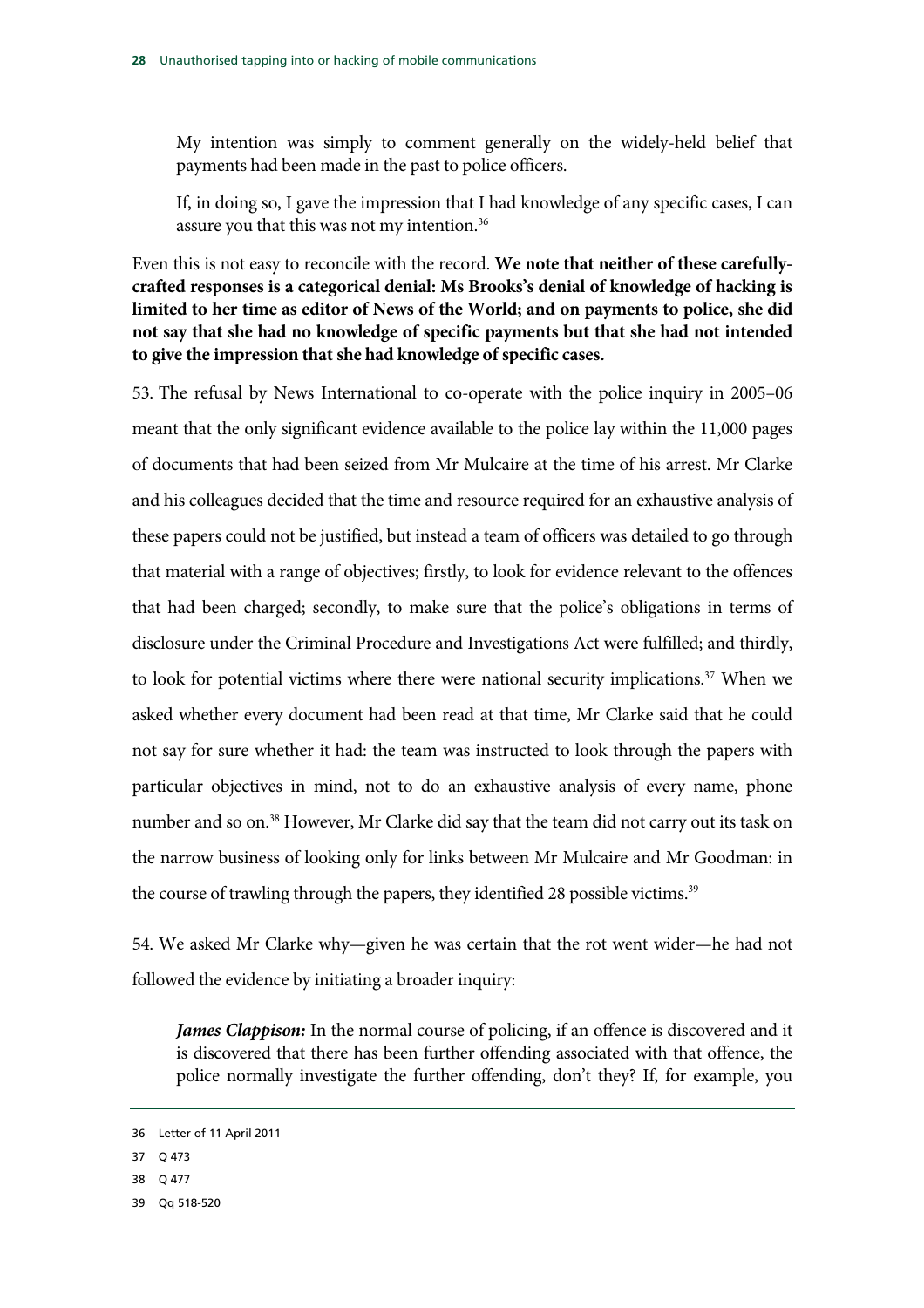My intention was simply to comment generally on the widely-held belief that payments had been made in the past to police officers.

If, in doing so, I gave the impression that I had knowledge of any specific cases, I can assure you that this was not my intention.[36]

Even this is not easy to reconcile with the record. **We note that neither of these carefully-crafted responses is a categorical denial: Ms Brooks's denial of knowledge of hacking is limited to her time as editor of News of the World; and on payments to police, she did not say that she had no knowledge of specific payments but that she had not intended to give the impression that she had knowledge of specific cases.**

53. The refusal by News International to co-operate with the police inquiry in 2005–06 meant that the only significant evidence available to the police lay within the 11,000 pages of documents that had been seized from Mr Mulcaire at the time of his arrest. Mr Clarke and his colleagues decided that the time and resource required for an exhaustive analysis of these papers could not be justified, but instead a team of officers was detailed to go through that material with a range of objectives; firstly, to look for evidence relevant to the offences that had been charged; secondly, to make sure that the police's obligations in terms of disclosure under the Criminal Procedure and Investigations Act were fulfilled; and thirdly, to look for potential victims where there were national security implications.[37] When we asked whether every document had been read at that time, Mr Clarke said that he could not say for sure whether it had: the team was instructed to look through the papers with particular objectives in mind, not to do an exhaustive analysis of every name, phone number and so on.[38] However, Mr Clarke did say that the team did not carry out its task on the narrow business of looking only for links between Mr Mulcaire and Mr Goodman: in the course of trawling through the papers, they identified 28 possible victims.[39]

54. We asked Mr Clarke why—given he was certain that the rot went wider—he had not followed the evidence by initiating a broader inquiry:

***James Clappison:*** In the normal course of policing, if an offence is discovered and it is discovered that there has been further offending associated with that offence, the police normally investigate the further offending, don't they? If, for example, you

36 Letter of 11 April 2011

37 Q 473

38 Q 477

39 Qq 518-520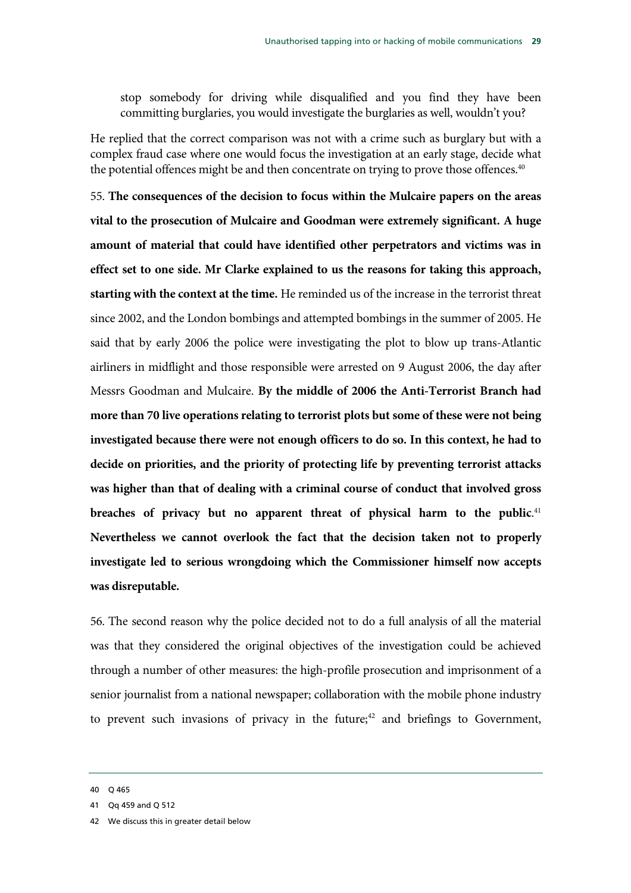> stop somebody for driving while disqualified and you find they have been committing burglaries, you would investigate the burglaries as well, wouldn't you?

He replied that the correct comparison was not with a crime such as burglary but with a complex fraud case where one would focus the investigation at an early stage, decide what the potential offences might be and then concentrate on trying to prove those offences.[40]

55. **The consequences of the decision to focus within the Mulcaire papers on the areas vital to the prosecution of Mulcaire and Goodman were extremely significant. A huge amount of material that could have identified other perpetrators and victims was in effect set to one side. Mr Clarke explained to us the reasons for taking this approach, starting with the context at the time.** He reminded us of the increase in the terrorist threat since 2002, and the London bombings and attempted bombings in the summer of 2005. He said that by early 2006 the police were investigating the plot to blow up trans-Atlantic airliners in midflight and those responsible were arrested on 9 August 2006, the day after Messrs Goodman and Mulcaire. **By the middle of 2006 the Anti-Terrorist Branch had more than 70 live operations relating to terrorist plots but some of these were not being investigated because there were not enough officers to do so. In this context, he had to decide on priorities, and the priority of protecting life by preventing terrorist attacks was higher than that of dealing with a criminal course of conduct that involved gross breaches of privacy but no apparent threat of physical harm to the public**.[41] **Nevertheless we cannot overlook the fact that the decision taken not to properly investigate led to serious wrongdoing which the Commissioner himself now accepts was disreputable.**

56. The second reason why the police decided not to do a full analysis of all the material was that they considered the original objectives of the investigation could be achieved through a number of other measures: the high-profile prosecution and imprisonment of a senior journalist from a national newspaper; collaboration with the mobile phone industry to prevent such invasions of privacy in the future;[42] and briefings to Government,

---

40 Q 465

41 Qq 459 and Q 512

42 We discuss this in greater detail below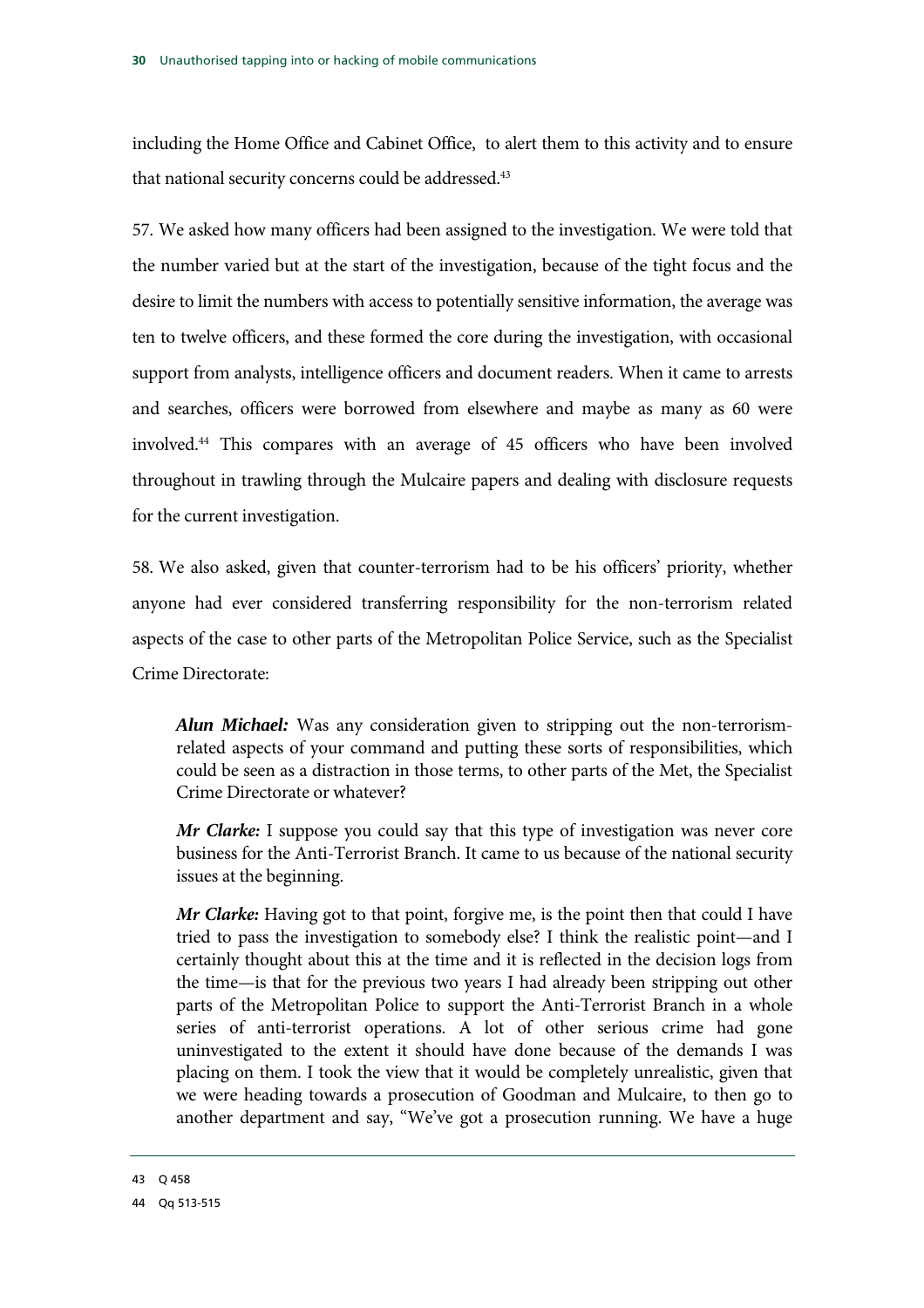including the Home Office and Cabinet Office, to alert them to this activity and to ensure that national security concerns could be addressed.[43]

57. We asked how many officers had been assigned to the investigation. We were told that the number varied but at the start of the investigation, because of the tight focus and the desire to limit the numbers with access to potentially sensitive information, the average was ten to twelve officers, and these formed the core during the investigation, with occasional support from analysts, intelligence officers and document readers. When it came to arrests and searches, officers were borrowed from elsewhere and maybe as many as 60 were involved.[44] This compares with an average of 45 officers who have been involved throughout in trawling through the Mulcaire papers and dealing with disclosure requests for the current investigation.

58. We also asked, given that counter-terrorism had to be his officers' priority, whether anyone had ever considered transferring responsibility for the non-terrorism related aspects of the case to other parts of the Metropolitan Police Service, such as the Specialist Crime Directorate:

> ***Alun Michael:*** Was any consideration given to stripping out the non-terrorism-related aspects of your command and putting these sorts of responsibilities, which could be seen as a distraction in those terms, to other parts of the Met, the Specialist Crime Directorate or whatever?
>
> ***Mr Clarke:*** I suppose you could say that this type of investigation was never core business for the Anti-Terrorist Branch. It came to us because of the national security issues at the beginning.
>
> ***Mr Clarke:*** Having got to that point, forgive me, is the point then that could I have tried to pass the investigation to somebody else? I think the realistic point—and I certainly thought about this at the time and it is reflected in the decision logs from the time—is that for the previous two years I had already been stripping out other parts of the Metropolitan Police to support the Anti-Terrorist Branch in a whole series of anti-terrorist operations. A lot of other serious crime had gone uninvestigated to the extent it should have done because of the demands I was placing on them. I took the view that it would be completely unrealistic, given that we were heading towards a prosecution of Goodman and Mulcaire, to then go to another department and say, "We've got a prosecution running. We have a huge

43 Q 458

44 Qq 513-515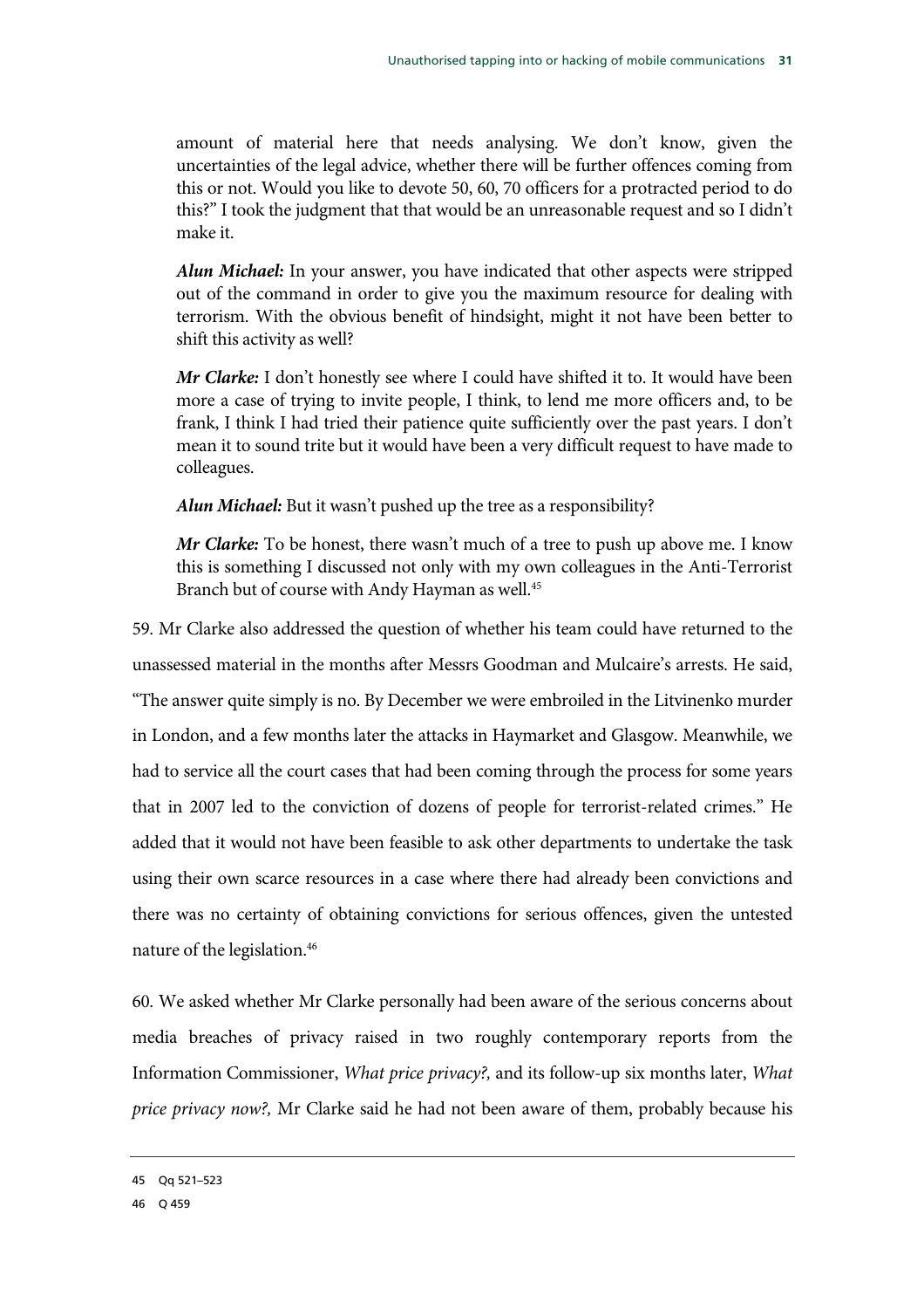amount of material here that needs analysing. We don't know, given the uncertainties of the legal advice, whether there will be further offences coming from this or not. Would you like to devote 50, 60, 70 officers for a protracted period to do this?" I took the judgment that that would be an unreasonable request and so I didn't make it.

***Alun Michael:*** In your answer, you have indicated that other aspects were stripped out of the command in order to give you the maximum resource for dealing with terrorism. With the obvious benefit of hindsight, might it not have been better to shift this activity as well?

***Mr Clarke:*** I don't honestly see where I could have shifted it to. It would have been more a case of trying to invite people, I think, to lend me more officers and, to be frank, I think I had tried their patience quite sufficiently over the past years. I don't mean it to sound trite but it would have been a very difficult request to have made to colleagues.

***Alun Michael:*** But it wasn't pushed up the tree as a responsibility?

***Mr Clarke:*** To be honest, there wasn't much of a tree to push up above me. I know this is something I discussed not only with my own colleagues in the Anti-Terrorist Branch but of course with Andy Hayman as well.[45]

59. Mr Clarke also addressed the question of whether his team could have returned to the unassessed material in the months after Messrs Goodman and Mulcaire's arrests. He said, "The answer quite simply is no. By December we were embroiled in the Litvinenko murder in London, and a few months later the attacks in Haymarket and Glasgow. Meanwhile, we had to service all the court cases that had been coming through the process for some years that in 2007 led to the conviction of dozens of people for terrorist-related crimes." He added that it would not have been feasible to ask other departments to undertake the task using their own scarce resources in a case where there had already been convictions and there was no certainty of obtaining convictions for serious offences, given the untested nature of the legislation.[46]

60. We asked whether Mr Clarke personally had been aware of the serious concerns about media breaches of privacy raised in two roughly contemporary reports from the Information Commissioner, *What price privacy?,* and its follow-up six months later, *What price privacy now?,* Mr Clarke said he had not been aware of them, probably because his

45 Qq 521–523

46 Q 459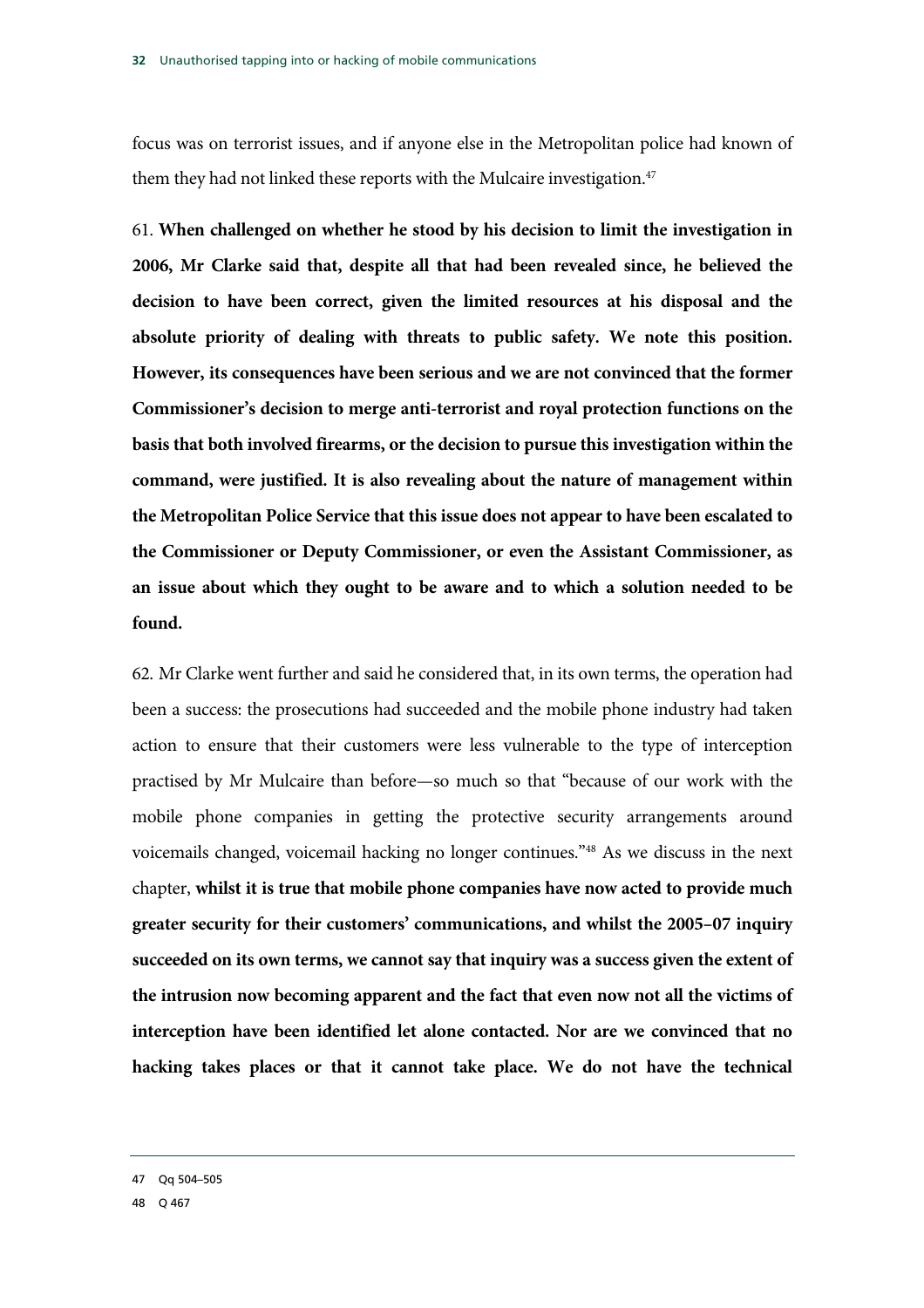focus was on terrorist issues, and if anyone else in the Metropolitan police had known of them they had not linked these reports with the Mulcaire investigation.[47]

61. **When challenged on whether he stood by his decision to limit the investigation in 2006, Mr Clarke said that, despite all that had been revealed since, he believed the decision to have been correct, given the limited resources at his disposal and the absolute priority of dealing with threats to public safety. We note this position. However, its consequences have been serious and we are not convinced that the former Commissioner's decision to merge anti-terrorist and royal protection functions on the basis that both involved firearms, or the decision to pursue this investigation within the command, were justified. It is also revealing about the nature of management within the Metropolitan Police Service that this issue does not appear to have been escalated to the Commissioner or Deputy Commissioner, or even the Assistant Commissioner, as an issue about which they ought to be aware and to which a solution needed to be found.**

62. Mr Clarke went further and said he considered that, in its own terms, the operation had been a success: the prosecutions had succeeded and the mobile phone industry had taken action to ensure that their customers were less vulnerable to the type of interception practised by Mr Mulcaire than before—so much so that "because of our work with the mobile phone companies in getting the protective security arrangements around voicemails changed, voicemail hacking no longer continues."[48] As we discuss in the next chapter, **whilst it is true that mobile phone companies have now acted to provide much greater security for their customers' communications, and whilst the 2005–07 inquiry succeeded on its own terms, we cannot say that inquiry was a success given the extent of the intrusion now becoming apparent and the fact that even now not all the victims of interception have been identified let alone contacted. Nor are we convinced that no hacking takes places or that it cannot take place. We do not have the technical**

47 Qq 504–505

48 Q 467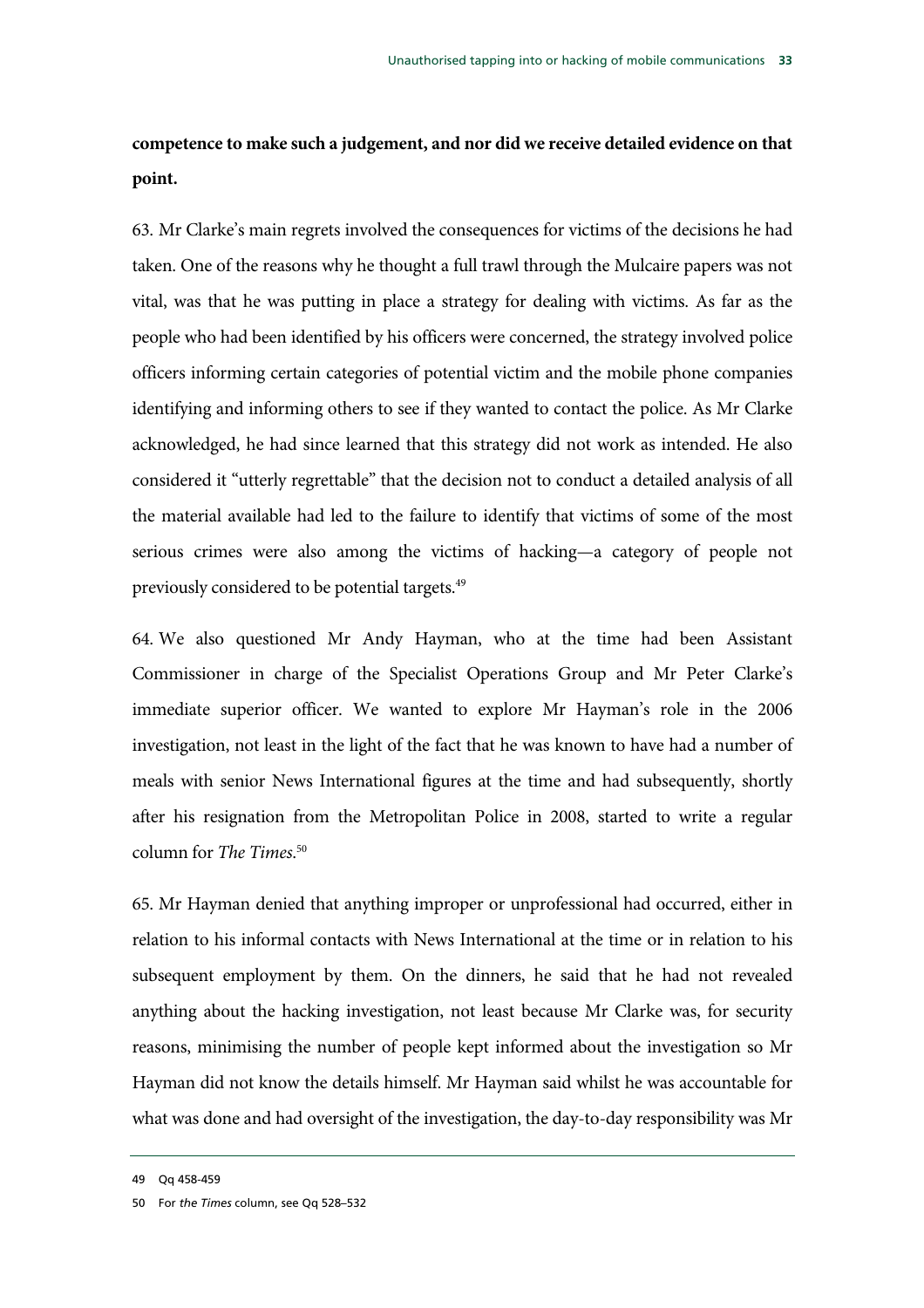**competence to make such a judgement, and nor did we receive detailed evidence on that point.**

63. Mr Clarke's main regrets involved the consequences for victims of the decisions he had taken. One of the reasons why he thought a full trawl through the Mulcaire papers was not vital, was that he was putting in place a strategy for dealing with victims. As far as the people who had been identified by his officers were concerned, the strategy involved police officers informing certain categories of potential victim and the mobile phone companies identifying and informing others to see if they wanted to contact the police. As Mr Clarke acknowledged, he had since learned that this strategy did not work as intended. He also considered it "utterly regrettable" that the decision not to conduct a detailed analysis of all the material available had led to the failure to identify that victims of some of the most serious crimes were also among the victims of hacking—a category of people not previously considered to be potential targets.[49]

64. We also questioned Mr Andy Hayman, who at the time had been Assistant Commissioner in charge of the Specialist Operations Group and Mr Peter Clarke's immediate superior officer. We wanted to explore Mr Hayman's role in the 2006 investigation, not least in the light of the fact that he was known to have had a number of meals with senior News International figures at the time and had subsequently, shortly after his resignation from the Metropolitan Police in 2008, started to write a regular column for *The Times*.[50]

65. Mr Hayman denied that anything improper or unprofessional had occurred, either in relation to his informal contacts with News International at the time or in relation to his subsequent employment by them. On the dinners, he said that he had not revealed anything about the hacking investigation, not least because Mr Clarke was, for security reasons, minimising the number of people kept informed about the investigation so Mr Hayman did not know the details himself. Mr Hayman said whilst he was accountable for what was done and had oversight of the investigation, the day-to-day responsibility was Mr

49 Qq 458-459

50 For *the Times* column, see Qq 528–532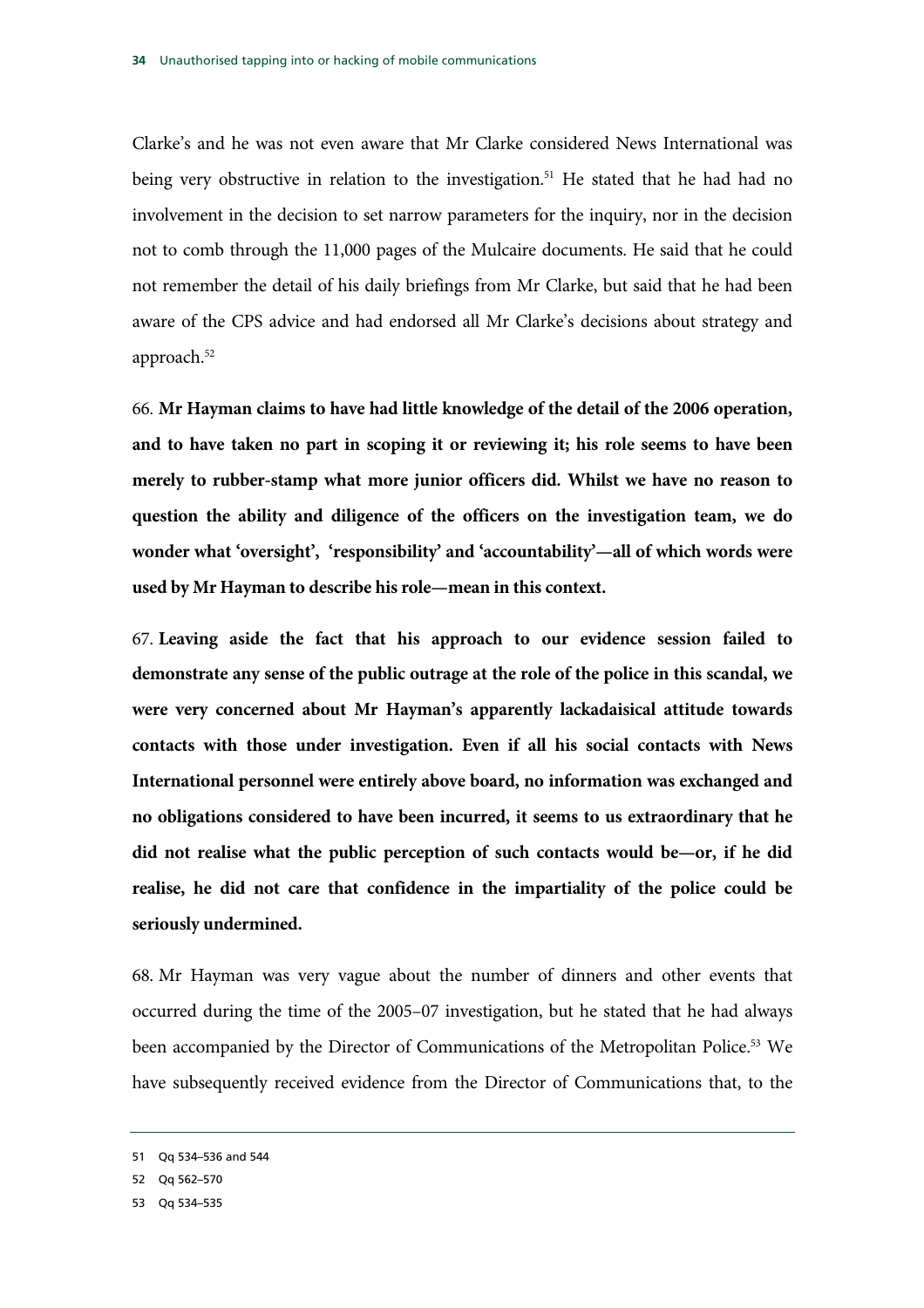Clarke's and he was not even aware that Mr Clarke considered News International was being very obstructive in relation to the investigation.[51] He stated that he had had no involvement in the decision to set narrow parameters for the inquiry, nor in the decision not to comb through the 11,000 pages of the Mulcaire documents. He said that he could not remember the detail of his daily briefings from Mr Clarke, but said that he had been aware of the CPS advice and had endorsed all Mr Clarke's decisions about strategy and approach.[52]

66. **Mr Hayman claims to have had little knowledge of the detail of the 2006 operation, and to have taken no part in scoping it or reviewing it; his role seems to have been merely to rubber-stamp what more junior officers did. Whilst we have no reason to question the ability and diligence of the officers on the investigation team, we do wonder what 'oversight', 'responsibility' and 'accountability'—all of which words were used by Mr Hayman to describe his role—mean in this context.**

67. **Leaving aside the fact that his approach to our evidence session failed to demonstrate any sense of the public outrage at the role of the police in this scandal, we were very concerned about Mr Hayman's apparently lackadaisical attitude towards contacts with those under investigation. Even if all his social contacts with News International personnel were entirely above board, no information was exchanged and no obligations considered to have been incurred, it seems to us extraordinary that he did not realise what the public perception of such contacts would be—or, if he did realise, he did not care that confidence in the impartiality of the police could be seriously undermined.**

68. Mr Hayman was very vague about the number of dinners and other events that occurred during the time of the 2005–07 investigation, but he stated that he had always been accompanied by the Director of Communications of the Metropolitan Police.[53] We have subsequently received evidence from the Director of Communications that, to the

51 Qq 534–536 and 544

52 Qq 562–570

53 Qq 534–535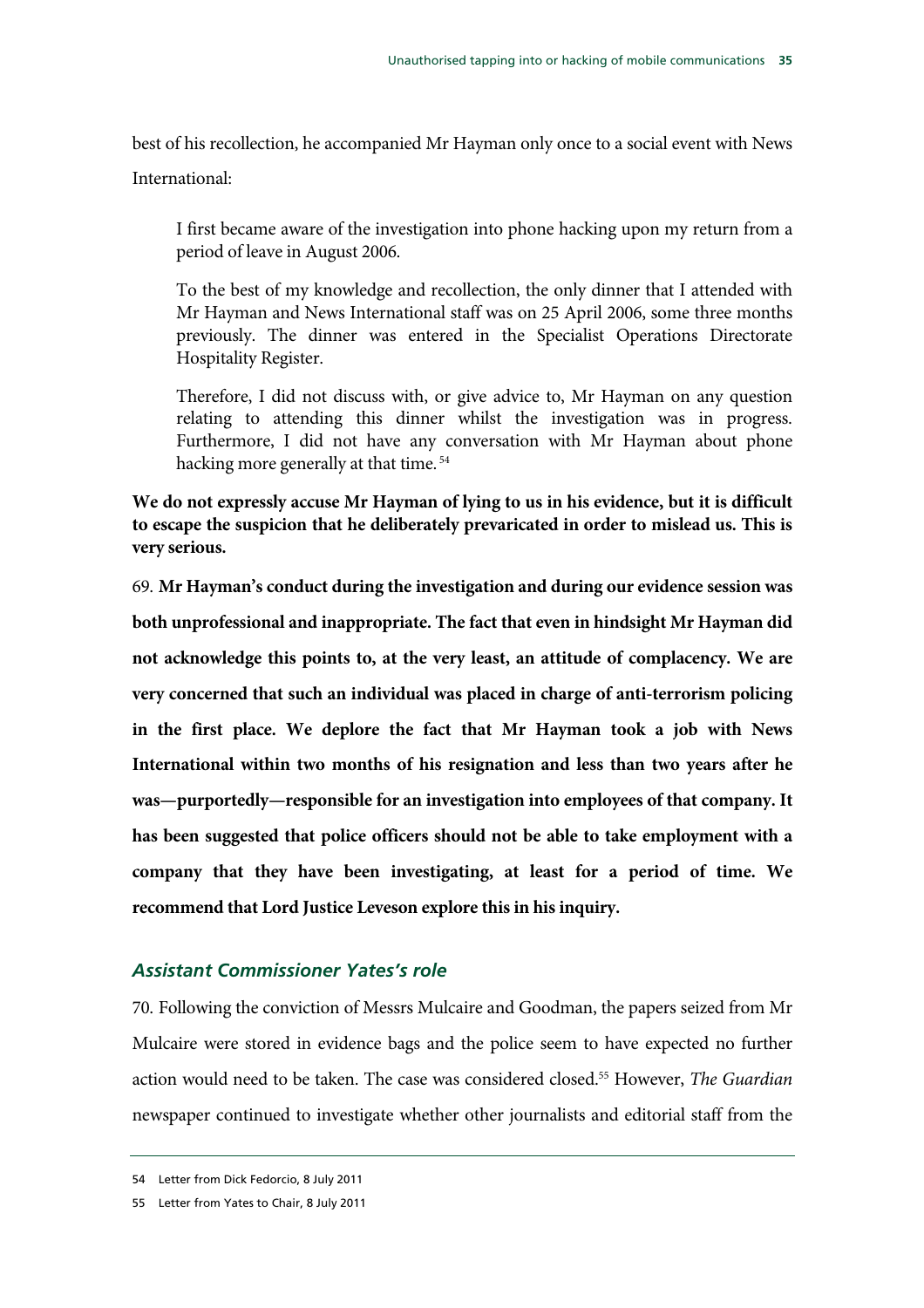best of his recollection, he accompanied Mr Hayman only once to a social event with News International:

> I first became aware of the investigation into phone hacking upon my return from a period of leave in August 2006.
>
> To the best of my knowledge and recollection, the only dinner that I attended with Mr Hayman and News International staff was on 25 April 2006, some three months previously. The dinner was entered in the Specialist Operations Directorate Hospitality Register.
>
> Therefore, I did not discuss with, or give advice to, Mr Hayman on any question relating to attending this dinner whilst the investigation was in progress. Furthermore, I did not have any conversation with Mr Hayman about phone hacking more generally at that time.[54]

**We do not expressly accuse Mr Hayman of lying to us in his evidence, but it is difficult to escape the suspicion that he deliberately prevaricated in order to mislead us. This is very serious.**

69. **Mr Hayman's conduct during the investigation and during our evidence session was both unprofessional and inappropriate. The fact that even in hindsight Mr Hayman did not acknowledge this points to, at the very least, an attitude of complacency. We are very concerned that such an individual was placed in charge of anti-terrorism policing in the first place. We deplore the fact that Mr Hayman took a job with News International within two months of his resignation and less than two years after he was—purportedly—responsible for an investigation into employees of that company. It has been suggested that police officers should not be able to take employment with a company that they have been investigating, at least for a period of time. We recommend that Lord Justice Leveson explore this in his inquiry.**

### *Assistant Commissioner Yates's role*

70. Following the conviction of Messrs Mulcaire and Goodman, the papers seized from Mr Mulcaire were stored in evidence bags and the police seem to have expected no further action would need to be taken. The case was considered closed.[55] However, *The Guardian* newspaper continued to investigate whether other journalists and editorial staff from the

54 Letter from Dick Fedorcio, 8 July 2011

55 Letter from Yates to Chair, 8 July 2011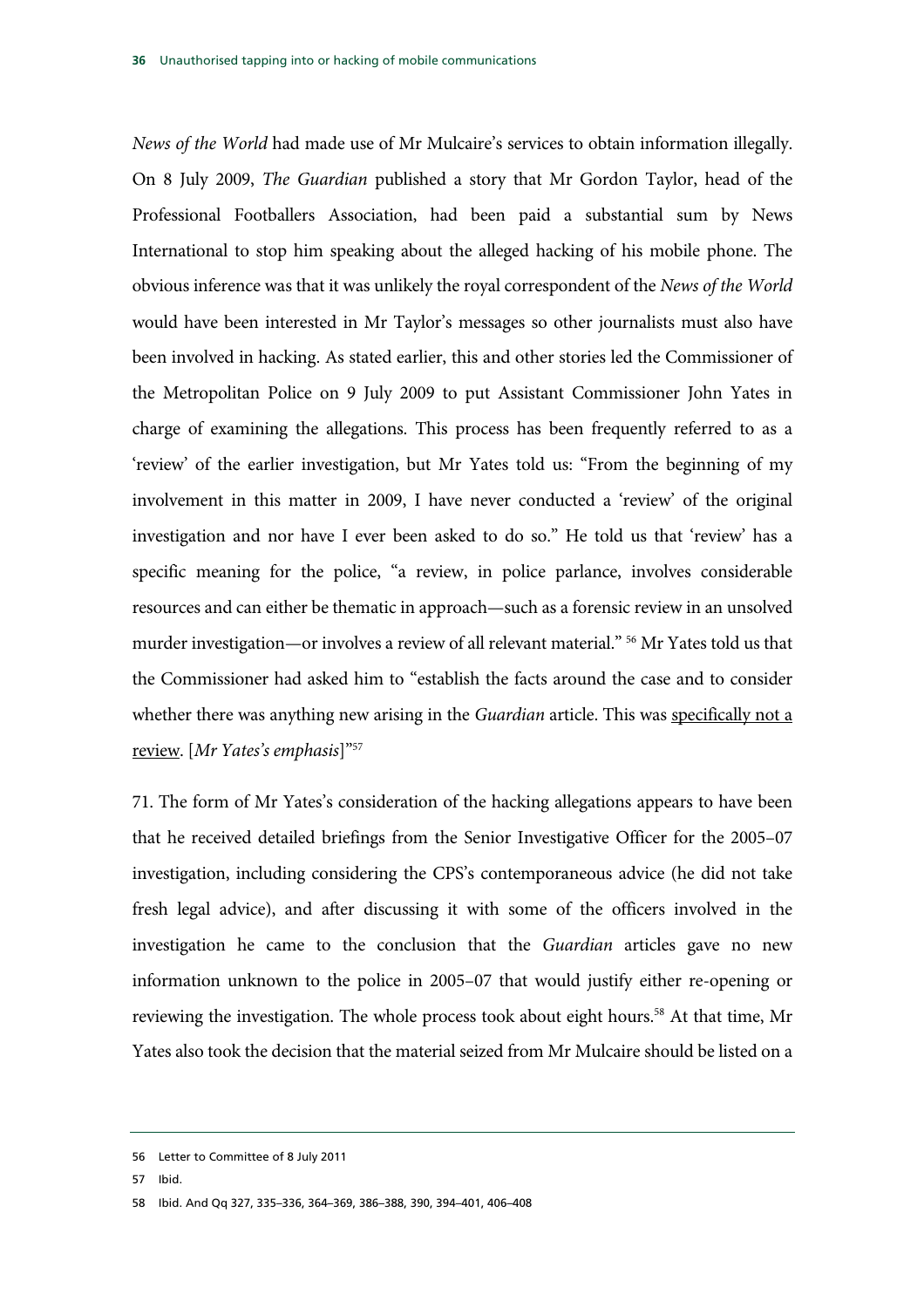*News of the World* had made use of Mr Mulcaire's services to obtain information illegally. On 8 July 2009, *The Guardian* published a story that Mr Gordon Taylor, head of the Professional Footballers Association, had been paid a substantial sum by News International to stop him speaking about the alleged hacking of his mobile phone. The obvious inference was that it was unlikely the royal correspondent of the *News of the World* would have been interested in Mr Taylor's messages so other journalists must also have been involved in hacking. As stated earlier, this and other stories led the Commissioner of the Metropolitan Police on 9 July 2009 to put Assistant Commissioner John Yates in charge of examining the allegations. This process has been frequently referred to as a 'review' of the earlier investigation, but Mr Yates told us: "From the beginning of my involvement in this matter in 2009, I have never conducted a 'review' of the original investigation and nor have I ever been asked to do so." He told us that 'review' has a specific meaning for the police, "a review, in police parlance, involves considerable resources and can either be thematic in approach—such as a forensic review in an unsolved murder investigation—or involves a review of all relevant material." [56] Mr Yates told us that the Commissioner had asked him to "establish the facts around the case and to consider whether there was anything new arising in the *Guardian* article. This was <u>specifically not a review</u>. [*Mr Yates's emphasis*]"[57]

71. The form of Mr Yates's consideration of the hacking allegations appears to have been that he received detailed briefings from the Senior Investigative Officer for the 2005–07 investigation, including considering the CPS's contemporaneous advice (he did not take fresh legal advice), and after discussing it with some of the officers involved in the investigation he came to the conclusion that the *Guardian* articles gave no new information unknown to the police in 2005–07 that would justify either re-opening or reviewing the investigation. The whole process took about eight hours.[58] At that time, Mr Yates also took the decision that the material seized from Mr Mulcaire should be listed on a

---

56 Letter to Committee of 8 July 2011

57 Ibid.

58 Ibid. And Qq 327, 335–336, 364–369, 386–388, 390, 394–401, 406–408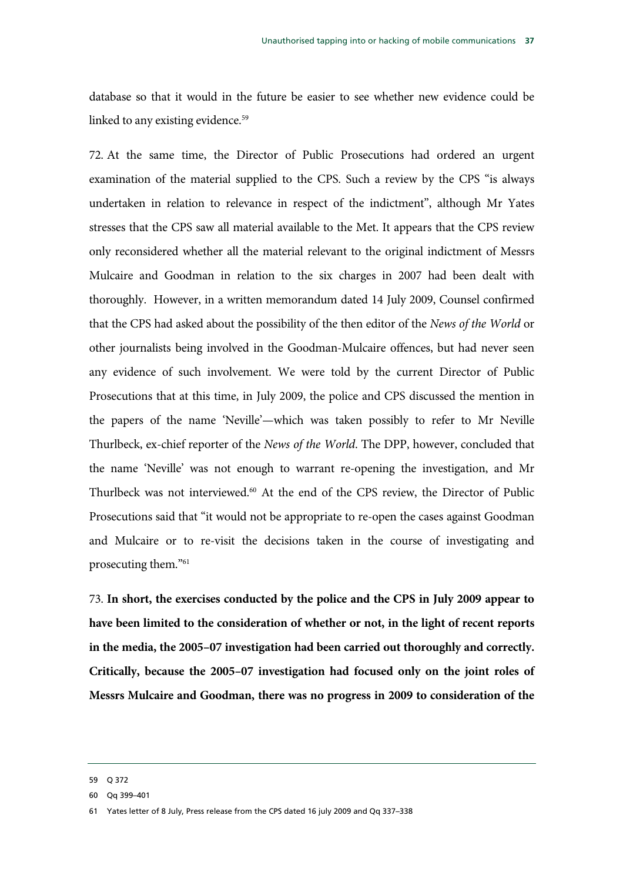database so that it would in the future be easier to see whether new evidence could be linked to any existing evidence.[59]

72. At the same time, the Director of Public Prosecutions had ordered an urgent examination of the material supplied to the CPS. Such a review by the CPS "is always undertaken in relation to relevance in respect of the indictment", although Mr Yates stresses that the CPS saw all material available to the Met. It appears that the CPS review only reconsidered whether all the material relevant to the original indictment of Messrs Mulcaire and Goodman in relation to the six charges in 2007 had been dealt with thoroughly. However, in a written memorandum dated 14 July 2009, Counsel confirmed that the CPS had asked about the possibility of the then editor of the *News of the World* or other journalists being involved in the Goodman-Mulcaire offences, but had never seen any evidence of such involvement. We were told by the current Director of Public Prosecutions that at this time, in July 2009, the police and CPS discussed the mention in the papers of the name 'Neville'—which was taken possibly to refer to Mr Neville Thurlbeck, ex-chief reporter of the *News of the World*. The DPP, however, concluded that the name 'Neville' was not enough to warrant re-opening the investigation, and Mr Thurlbeck was not interviewed.[60] At the end of the CPS review, the Director of Public Prosecutions said that "it would not be appropriate to re-open the cases against Goodman and Mulcaire or to re-visit the decisions taken in the course of investigating and prosecuting them."[61]

73. **In short, the exercises conducted by the police and the CPS in July 2009 appear to have been limited to the consideration of whether or not, in the light of recent reports in the media, the 2005–07 investigation had been carried out thoroughly and correctly. Critically, because the 2005–07 investigation had focused only on the joint roles of Messrs Mulcaire and Goodman, there was no progress in 2009 to consideration of the**

59 Q 372

60 Qq 399–401

61 Yates letter of 8 July, Press release from the CPS dated 16 july 2009 and Qq 337–338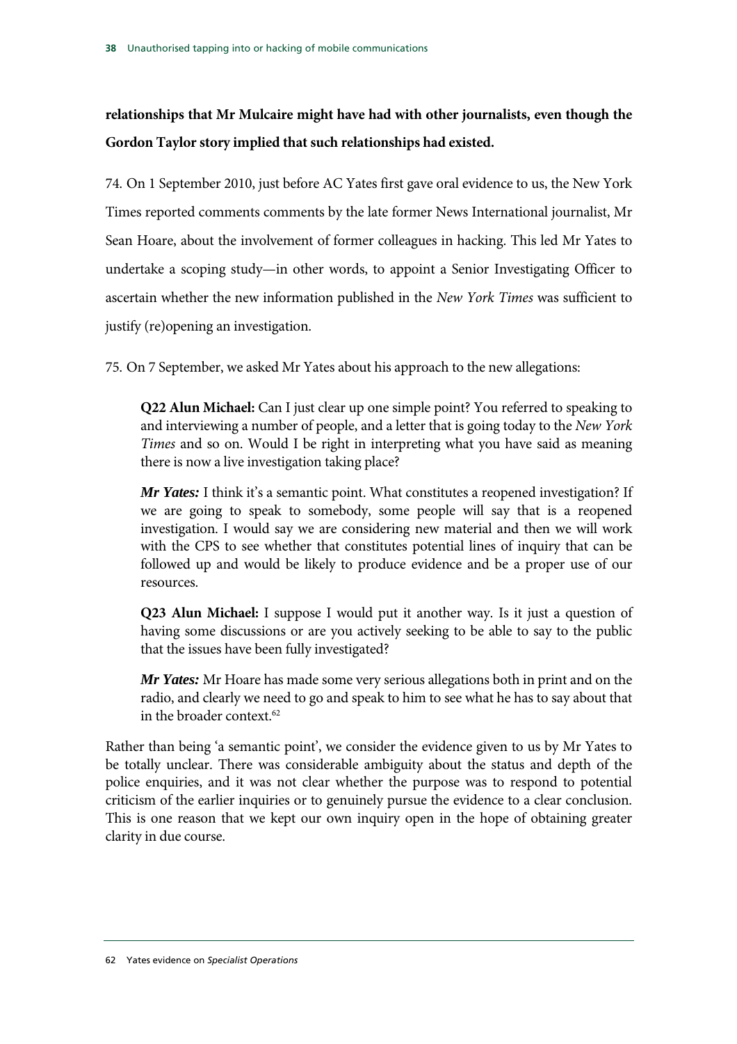**relationships that Mr Mulcaire might have had with other journalists, even though the Gordon Taylor story implied that such relationships had existed.**

74. On 1 September 2010, just before AC Yates first gave oral evidence to us, the New York Times reported comments comments by the late former News International journalist, Mr Sean Hoare, about the involvement of former colleagues in hacking. This led Mr Yates to undertake a scoping study—in other words, to appoint a Senior Investigating Officer to ascertain whether the new information published in the *New York Times* was sufficient to justify (re)opening an investigation.

75. On 7 September, we asked Mr Yates about his approach to the new allegations:

> **Q22 Alun Michael:** Can I just clear up one simple point? You referred to speaking to and interviewing a number of people, and a letter that is going today to the *New York Times* and so on. Would I be right in interpreting what you have said as meaning there is now a live investigation taking place?
>
> ***Mr Yates:*** I think it's a semantic point. What constitutes a reopened investigation? If we are going to speak to somebody, some people will say that is a reopened investigation. I would say we are considering new material and then we will work with the CPS to see whether that constitutes potential lines of inquiry that can be followed up and would be likely to produce evidence and be a proper use of our resources.
>
> **Q23 Alun Michael:** I suppose I would put it another way. Is it just a question of having some discussions or are you actively seeking to be able to say to the public that the issues have been fully investigated?
>
> ***Mr Yates:*** Mr Hoare has made some very serious allegations both in print and on the radio, and clearly we need to go and speak to him to see what he has to say about that in the broader context.[62]

Rather than being 'a semantic point', we consider the evidence given to us by Mr Yates to be totally unclear. There was considerable ambiguity about the status and depth of the police enquiries, and it was not clear whether the purpose was to respond to potential criticism of the earlier inquiries or to genuinely pursue the evidence to a clear conclusion. This is one reason that we kept our own inquiry open in the hope of obtaining greater clarity in due course.

62 Yates evidence on *Specialist Operations*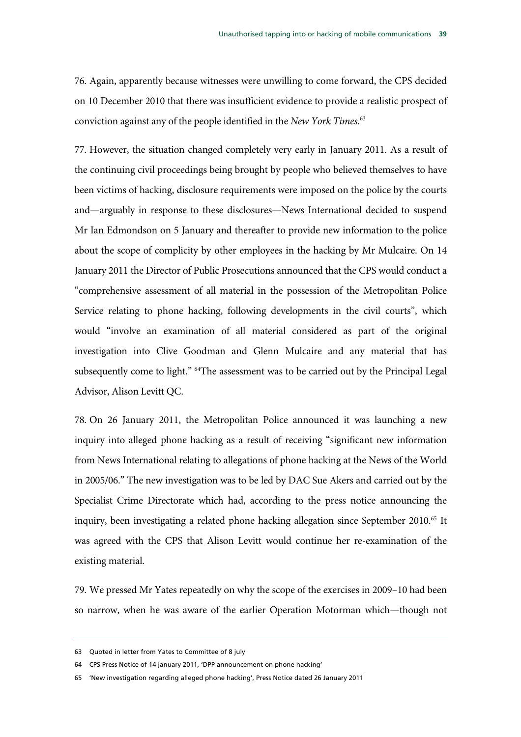76. Again, apparently because witnesses were unwilling to come forward, the CPS decided on 10 December 2010 that there was insufficient evidence to provide a realistic prospect of conviction against any of the people identified in the *New York Times*.[63]

77. However, the situation changed completely very early in January 2011. As a result of the continuing civil proceedings being brought by people who believed themselves to have been victims of hacking, disclosure requirements were imposed on the police by the courts and—arguably in response to these disclosures—News International decided to suspend Mr Ian Edmondson on 5 January and thereafter to provide new information to the police about the scope of complicity by other employees in the hacking by Mr Mulcaire. On 14 January 2011 the Director of Public Prosecutions announced that the CPS would conduct a "comprehensive assessment of all material in the possession of the Metropolitan Police Service relating to phone hacking, following developments in the civil courts", which would "involve an examination of all material considered as part of the original investigation into Clive Goodman and Glenn Mulcaire and any material that has subsequently come to light." [64]The assessment was to be carried out by the Principal Legal Advisor, Alison Levitt QC.

78. On 26 January 2011, the Metropolitan Police announced it was launching a new inquiry into alleged phone hacking as a result of receiving "significant new information from News International relating to allegations of phone hacking at the News of the World in 2005/06." The new investigation was to be led by DAC Sue Akers and carried out by the Specialist Crime Directorate which had, according to the press notice announcing the inquiry, been investigating a related phone hacking allegation since September 2010.[65] It was agreed with the CPS that Alison Levitt would continue her re-examination of the existing material.

79. We pressed Mr Yates repeatedly on why the scope of the exercises in 2009–10 had been so narrow, when he was aware of the earlier Operation Motorman which—though not

63 Quoted in letter from Yates to Committee of 8 july

64 CPS Press Notice of 14 january 2011, 'DPP announcement on phone hacking'

65 'New investigation regarding alleged phone hacking', Press Notice dated 26 January 2011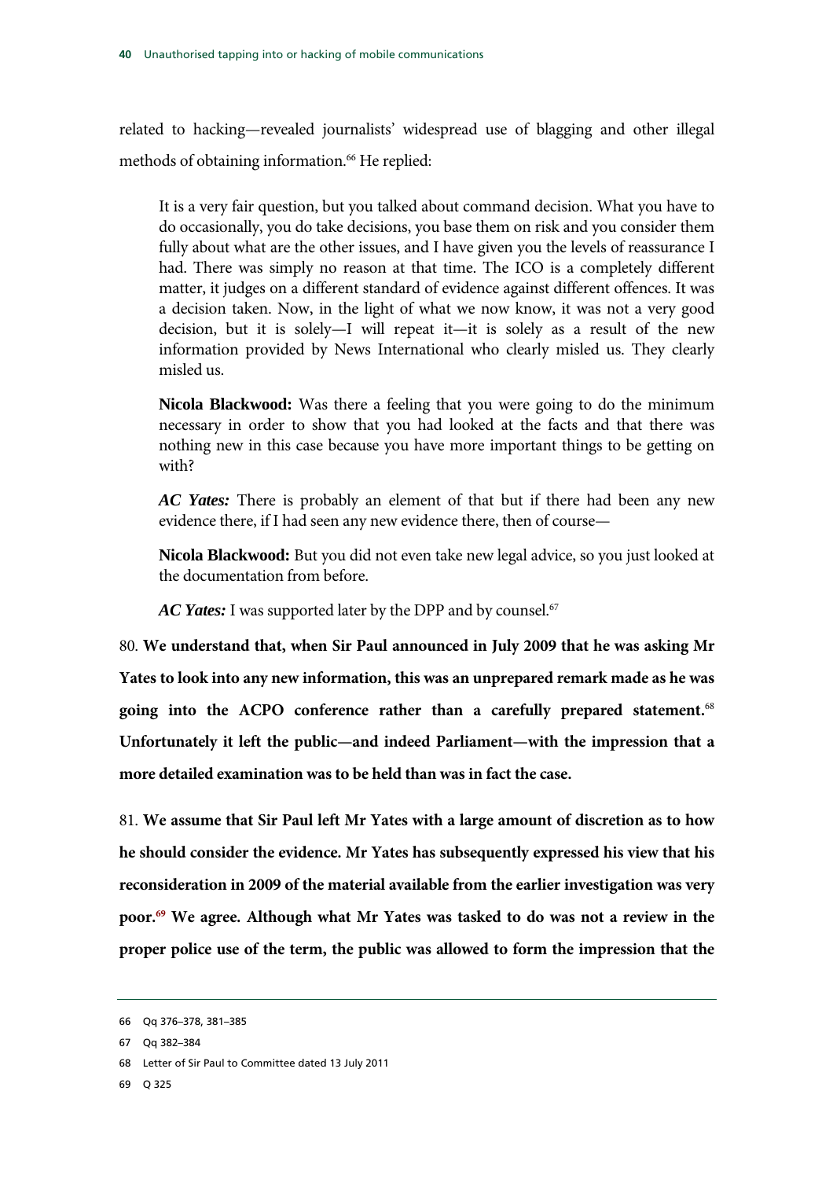related to hacking—revealed journalists' widespread use of blagging and other illegal methods of obtaining information.[66] He replied:

> It is a very fair question, but you talked about command decision. What you have to do occasionally, you do take decisions, you base them on risk and you consider them fully about what are the other issues, and I have given you the levels of reassurance I had. There was simply no reason at that time. The ICO is a completely different matter, it judges on a different standard of evidence against different offences. It was a decision taken. Now, in the light of what we now know, it was not a very good decision, but it is solely—I will repeat it—it is solely as a result of the new information provided by News International who clearly misled us. They clearly misled us.
>
> **Nicola Blackwood:** Was there a feeling that you were going to do the minimum necessary in order to show that you had looked at the facts and that there was nothing new in this case because you have more important things to be getting on with?
>
> ***AC Yates:*** There is probably an element of that but if there had been any new evidence there, if I had seen any new evidence there, then of course—
>
> **Nicola Blackwood:** But you did not even take new legal advice, so you just looked at the documentation from before.
>
> ***AC Yates:*** I was supported later by the DPP and by counsel.[67]

80. **We understand that, when Sir Paul announced in July 2009 that he was asking Mr Yates to look into any new information, this was an unprepared remark made as he was going into the ACPO conference rather than a carefully prepared statement.**[68] **Unfortunately it left the public—and indeed Parliament—with the impression that a more detailed examination was to be held than was in fact the case.**

81. **We assume that Sir Paul left Mr Yates with a large amount of discretion as to how he should consider the evidence. Mr Yates has subsequently expressed his view that his reconsideration in 2009 of the material available from the earlier investigation was very poor.**[69] **We agree. Although what Mr Yates was tasked to do was not a review in the proper police use of the term, the public was allowed to form the impression that the**

66 Qq 376–378, 381–385

67 Qq 382–384

68 Letter of Sir Paul to Committee dated 13 July 2011

69 Q 325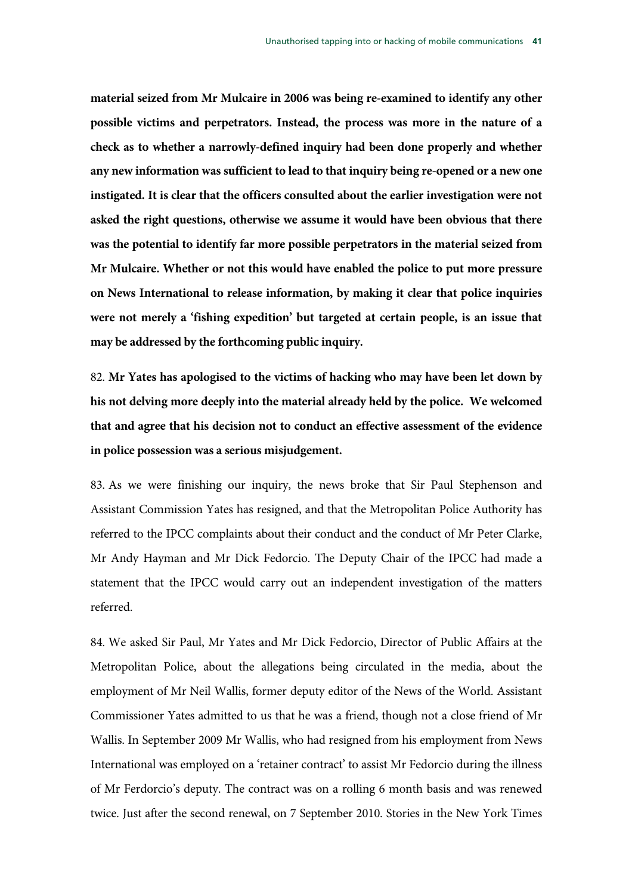**material seized from Mr Mulcaire in 2006 was being re-examined to identify any other possible victims and perpetrators. Instead, the process was more in the nature of a check as to whether a narrowly-defined inquiry had been done properly and whether any new information was sufficient to lead to that inquiry being re-opened or a new one instigated. It is clear that the officers consulted about the earlier investigation were not asked the right questions, otherwise we assume it would have been obvious that there was the potential to identify far more possible perpetrators in the material seized from Mr Mulcaire. Whether or not this would have enabled the police to put more pressure on News International to release information, by making it clear that police inquiries were not merely a 'fishing expedition' but targeted at certain people, is an issue that may be addressed by the forthcoming public inquiry.**

82. **Mr Yates has apologised to the victims of hacking who may have been let down by his not delving more deeply into the material already held by the police. We welcomed that and agree that his decision not to conduct an effective assessment of the evidence in police possession was a serious misjudgement.**

83. As we were finishing our inquiry, the news broke that Sir Paul Stephenson and Assistant Commission Yates has resigned, and that the Metropolitan Police Authority has referred to the IPCC complaints about their conduct and the conduct of Mr Peter Clarke, Mr Andy Hayman and Mr Dick Fedorcio. The Deputy Chair of the IPCC had made a statement that the IPCC would carry out an independent investigation of the matters referred.

84. We asked Sir Paul, Mr Yates and Mr Dick Fedorcio, Director of Public Affairs at the Metropolitan Police, about the allegations being circulated in the media, about the employment of Mr Neil Wallis, former deputy editor of the News of the World. Assistant Commissioner Yates admitted to us that he was a friend, though not a close friend of Mr Wallis. In September 2009 Mr Wallis, who had resigned from his employment from News International was employed on a 'retainer contract' to assist Mr Fedorcio during the illness of Mr Ferdorcio's deputy. The contract was on a rolling 6 month basis and was renewed twice. Just after the second renewal, on 7 September 2010. Stories in the New York Times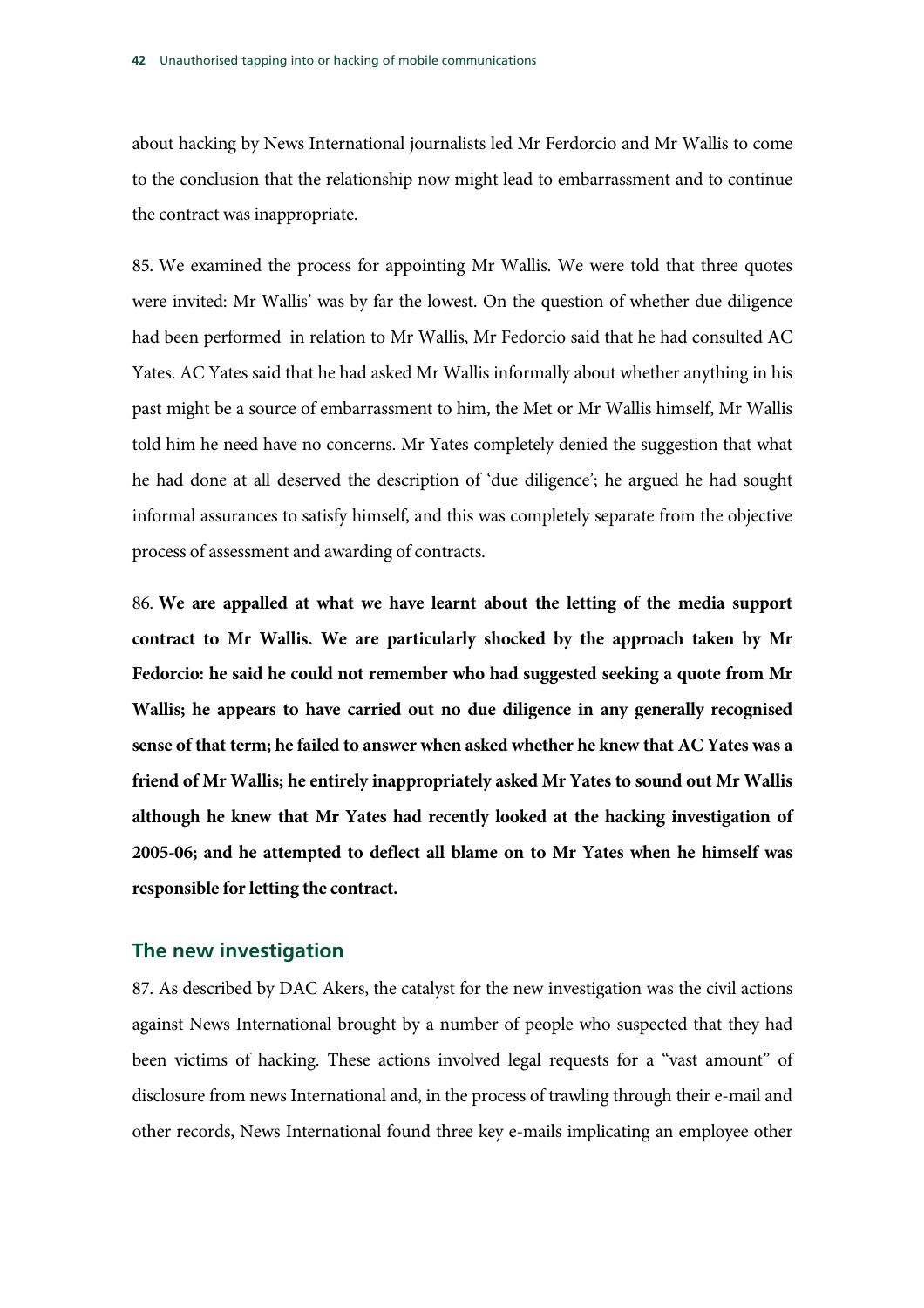about hacking by News International journalists led Mr Ferdorcio and Mr Wallis to come to the conclusion that the relationship now might lead to embarrassment and to continue the contract was inappropriate.

85. We examined the process for appointing Mr Wallis. We were told that three quotes were invited: Mr Wallis' was by far the lowest. On the question of whether due diligence had been performed in relation to Mr Wallis, Mr Fedorcio said that he had consulted AC Yates. AC Yates said that he had asked Mr Wallis informally about whether anything in his past might be a source of embarrassment to him, the Met or Mr Wallis himself, Mr Wallis told him he need have no concerns. Mr Yates completely denied the suggestion that what he had done at all deserved the description of 'due diligence'; he argued he had sought informal assurances to satisfy himself, and this was completely separate from the objective process of assessment and awarding of contracts.

86. **We are appalled at what we have learnt about the letting of the media support contract to Mr Wallis. We are particularly shocked by the approach taken by Mr Fedorcio: he said he could not remember who had suggested seeking a quote from Mr Wallis; he appears to have carried out no due diligence in any generally recognised sense of that term; he failed to answer when asked whether he knew that AC Yates was a friend of Mr Wallis; he entirely inappropriately asked Mr Yates to sound out Mr Wallis although he knew that Mr Yates had recently looked at the hacking investigation of 2005-06; and he attempted to deflect all blame on to Mr Yates when he himself was responsible for letting the contract.**

## The new investigation

87. As described by DAC Akers, the catalyst for the new investigation was the civil actions against News International brought by a number of people who suspected that they had been victims of hacking. These actions involved legal requests for a "vast amount" of disclosure from news International and, in the process of trawling through their e-mail and other records, News International found three key e-mails implicating an employee other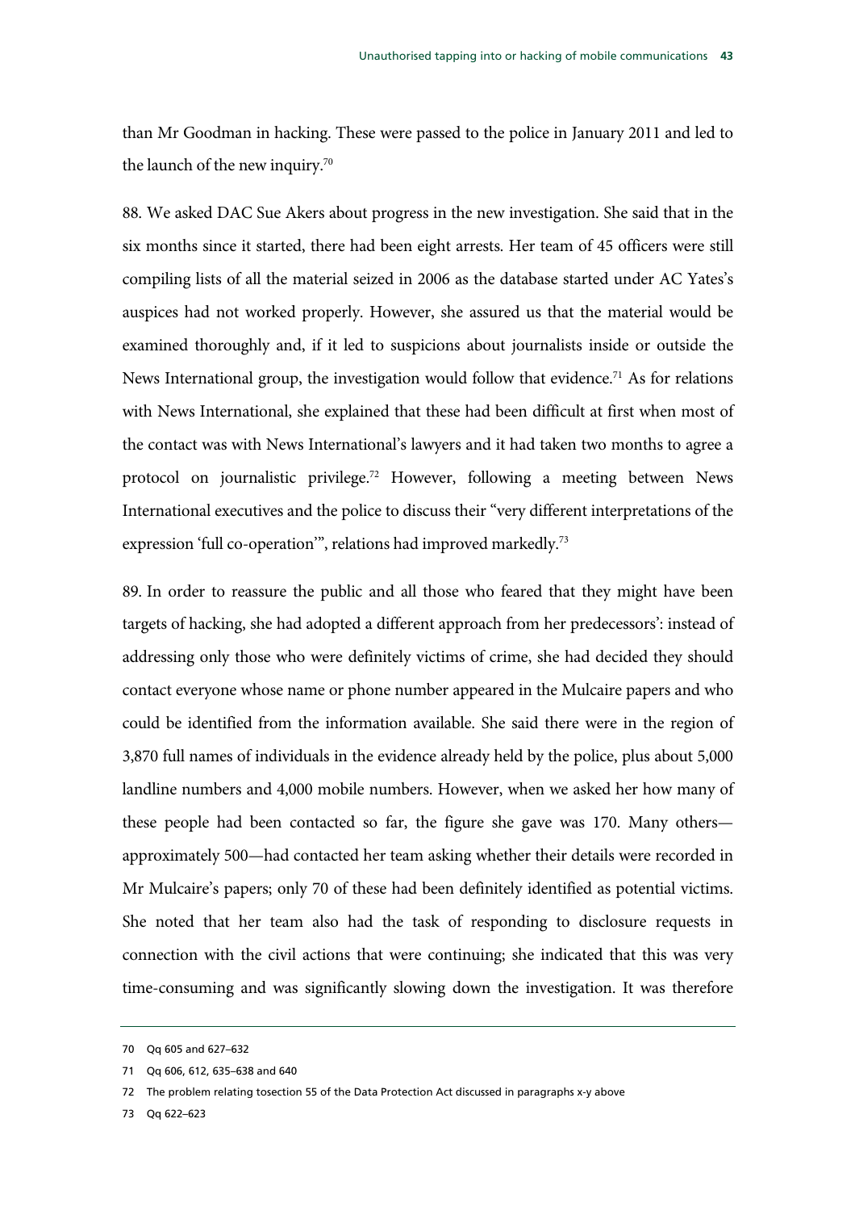than Mr Goodman in hacking. These were passed to the police in January 2011 and led to the launch of the new inquiry.[70]

88. We asked DAC Sue Akers about progress in the new investigation. She said that in the six months since it started, there had been eight arrests. Her team of 45 officers were still compiling lists of all the material seized in 2006 as the database started under AC Yates's auspices had not worked properly. However, she assured us that the material would be examined thoroughly and, if it led to suspicions about journalists inside or outside the News International group, the investigation would follow that evidence.[71] As for relations with News International, she explained that these had been difficult at first when most of the contact was with News International's lawyers and it had taken two months to agree a protocol on journalistic privilege.[72] However, following a meeting between News International executives and the police to discuss their "very different interpretations of the expression 'full co-operation'", relations had improved markedly.[73]

89. In order to reassure the public and all those who feared that they might have been targets of hacking, she had adopted a different approach from her predecessors': instead of addressing only those who were definitely victims of crime, she had decided they should contact everyone whose name or phone number appeared in the Mulcaire papers and who could be identified from the information available. She said there were in the region of 3,870 full names of individuals in the evidence already held by the police, plus about 5,000 landline numbers and 4,000 mobile numbers. However, when we asked her how many of these people had been contacted so far, the figure she gave was 170. Many others—approximately 500—had contacted her team asking whether their details were recorded in Mr Mulcaire's papers; only 70 of these had been definitely identified as potential victims. She noted that her team also had the task of responding to disclosure requests in connection with the civil actions that were continuing; she indicated that this was very time-consuming and was significantly slowing down the investigation. It was therefore

70 Qq 605 and 627–632

71 Qq 606, 612, 635–638 and 640

72 The problem relating tosection 55 of the Data Protection Act discussed in paragraphs x-y above

73 Qq 622–623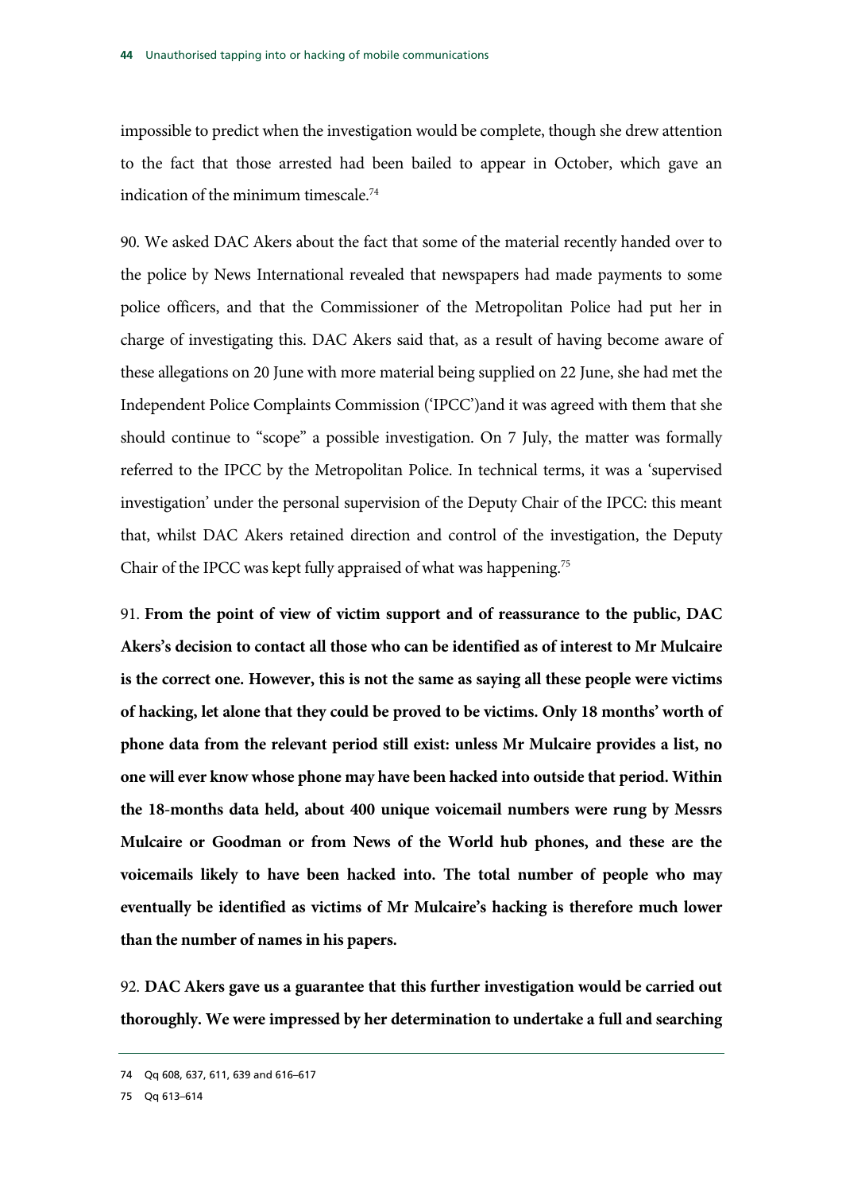impossible to predict when the investigation would be complete, though she drew attention to the fact that those arrested had been bailed to appear in October, which gave an indication of the minimum timescale.[74]

90. We asked DAC Akers about the fact that some of the material recently handed over to the police by News International revealed that newspapers had made payments to some police officers, and that the Commissioner of the Metropolitan Police had put her in charge of investigating this. DAC Akers said that, as a result of having become aware of these allegations on 20 June with more material being supplied on 22 June, she had met the Independent Police Complaints Commission ('IPCC')and it was agreed with them that she should continue to "scope" a possible investigation. On 7 July, the matter was formally referred to the IPCC by the Metropolitan Police. In technical terms, it was a 'supervised investigation' under the personal supervision of the Deputy Chair of the IPCC: this meant that, whilst DAC Akers retained direction and control of the investigation, the Deputy Chair of the IPCC was kept fully appraised of what was happening.[75]

91. **From the point of view of victim support and of reassurance to the public, DAC Akers's decision to contact all those who can be identified as of interest to Mr Mulcaire is the correct one. However, this is not the same as saying all these people were victims of hacking, let alone that they could be proved to be victims. Only 18 months' worth of phone data from the relevant period still exist: unless Mr Mulcaire provides a list, no one will ever know whose phone may have been hacked into outside that period. Within the 18-months data held, about 400 unique voicemail numbers were rung by Messrs Mulcaire or Goodman or from News of the World hub phones, and these are the voicemails likely to have been hacked into. The total number of people who may eventually be identified as victims of Mr Mulcaire's hacking is therefore much lower than the number of names in his papers.**

92. **DAC Akers gave us a guarantee that this further investigation would be carried out thoroughly. We were impressed by her determination to undertake a full and searching**

74 Qq 608, 637, 611, 639 and 616–617

75 Qq 613–614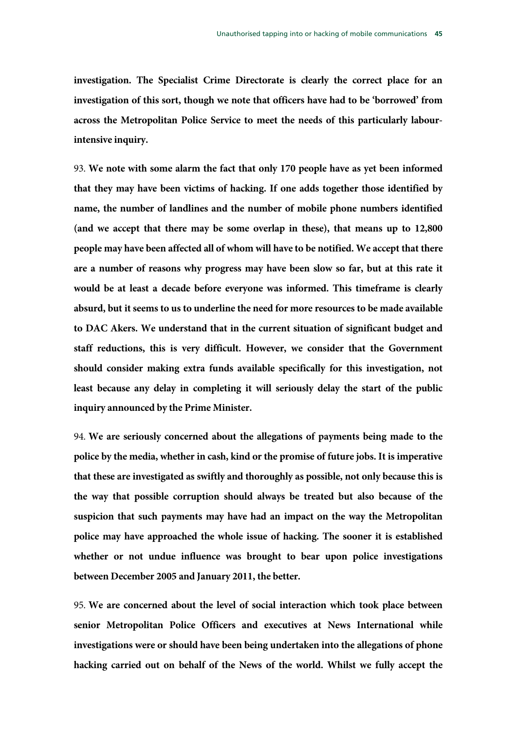**investigation. The Specialist Crime Directorate is clearly the correct place for an investigation of this sort, though we note that officers have had to be 'borrowed' from across the Metropolitan Police Service to meet the needs of this particularly labour-intensive inquiry.**

93. **We note with some alarm the fact that only 170 people have as yet been informed that they may have been victims of hacking. If one adds together those identified by name, the number of landlines and the number of mobile phone numbers identified (and we accept that there may be some overlap in these), that means up to 12,800 people may have been affected all of whom will have to be notified. We accept that there are a number of reasons why progress may have been slow so far, but at this rate it would be at least a decade before everyone was informed. This timeframe is clearly absurd, but it seems to us to underline the need for more resources to be made available to DAC Akers. We understand that in the current situation of significant budget and staff reductions, this is very difficult. However, we consider that the Government should consider making extra funds available specifically for this investigation, not least because any delay in completing it will seriously delay the start of the public inquiry announced by the Prime Minister.**

94. **We are seriously concerned about the allegations of payments being made to the police by the media, whether in cash, kind or the promise of future jobs. It is imperative that these are investigated as swiftly and thoroughly as possible, not only because this is the way that possible corruption should always be treated but also because of the suspicion that such payments may have had an impact on the way the Metropolitan police may have approached the whole issue of hacking. The sooner it is established whether or not undue influence was brought to bear upon police investigations between December 2005 and January 2011, the better.**

95. **We are concerned about the level of social interaction which took place between senior Metropolitan Police Officers and executives at News International while investigations were or should have been being undertaken into the allegations of phone hacking carried out on behalf of the News of the world. Whilst we fully accept the**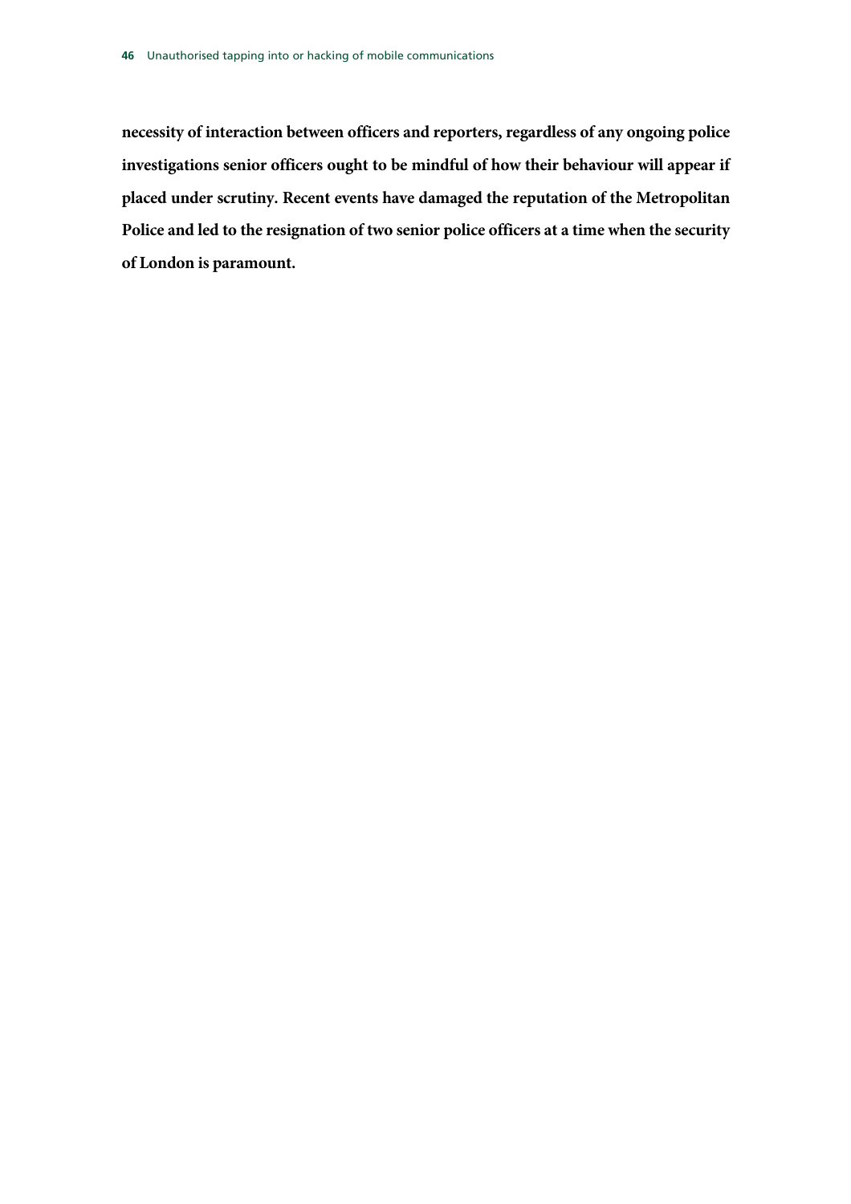**necessity of interaction between officers and reporters, regardless of any ongoing police investigations senior officers ought to be mindful of how their behaviour will appear if placed under scrutiny. Recent events have damaged the reputation of the Metropolitan Police and led to the resignation of two senior police officers at a time when the security of London is paramount.**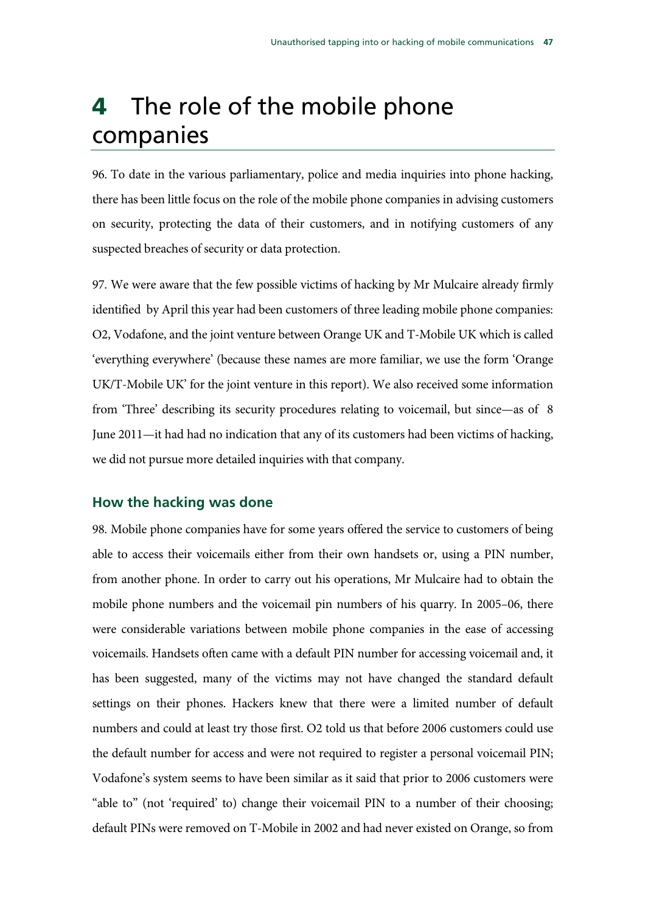# 4 The role of the mobile phone companies

96. To date in the various parliamentary, police and media inquiries into phone hacking, there has been little focus on the role of the mobile phone companies in advising customers on security, protecting the data of their customers, and in notifying customers of any suspected breaches of security or data protection.

97. We were aware that the few possible victims of hacking by Mr Mulcaire already firmly identified by April this year had been customers of three leading mobile phone companies: O2, Vodafone, and the joint venture between Orange UK and T-Mobile UK which is called 'everything everywhere' (because these names are more familiar, we use the form 'Orange UK/T-Mobile UK' for the joint venture in this report). We also received some information from 'Three' describing its security procedures relating to voicemail, but since—as of 8 June 2011—it had had no indication that any of its customers had been victims of hacking, we did not pursue more detailed inquiries with that company.

## How the hacking was done

98. Mobile phone companies have for some years offered the service to customers of being able to access their voicemails either from their own handsets or, using a PIN number, from another phone. In order to carry out his operations, Mr Mulcaire had to obtain the mobile phone numbers and the voicemail pin numbers of his quarry. In 2005–06, there were considerable variations between mobile phone companies in the ease of accessing voicemails. Handsets often came with a default PIN number for accessing voicemail and, it has been suggested, many of the victims may not have changed the standard default settings on their phones. Hackers knew that there were a limited number of default numbers and could at least try those first. O2 told us that before 2006 customers could use the default number for access and were not required to register a personal voicemail PIN; Vodafone's system seems to have been similar as it said that prior to 2006 customers were "able to" (not 'required' to) change their voicemail PIN to a number of their choosing; default PINs were removed on T-Mobile in 2002 and had never existed on Orange, so from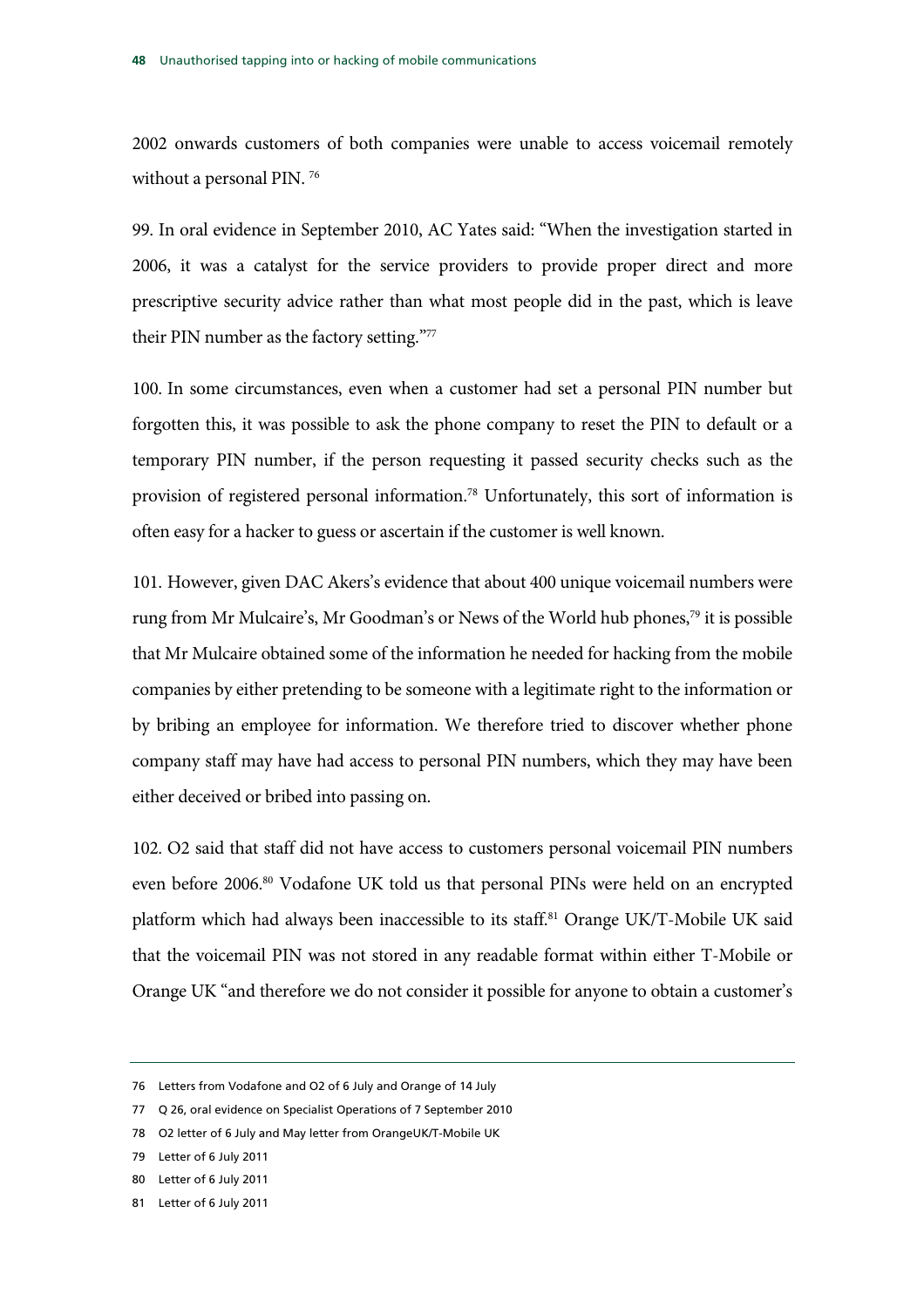2002 onwards customers of both companies were unable to access voicemail remotely without a personal PIN. [76]

99. In oral evidence in September 2010, AC Yates said: "When the investigation started in 2006, it was a catalyst for the service providers to provide proper direct and more prescriptive security advice rather than what most people did in the past, which is leave their PIN number as the factory setting."[77]

100. In some circumstances, even when a customer had set a personal PIN number but forgotten this, it was possible to ask the phone company to reset the PIN to default or a temporary PIN number, if the person requesting it passed security checks such as the provision of registered personal information.[78] Unfortunately, this sort of information is often easy for a hacker to guess or ascertain if the customer is well known.

101. However, given DAC Akers's evidence that about 400 unique voicemail numbers were rung from Mr Mulcaire's, Mr Goodman's or News of the World hub phones,[79] it is possible that Mr Mulcaire obtained some of the information he needed for hacking from the mobile companies by either pretending to be someone with a legitimate right to the information or by bribing an employee for information. We therefore tried to discover whether phone company staff may have had access to personal PIN numbers, which they may have been either deceived or bribed into passing on.

102. O2 said that staff did not have access to customers personal voicemail PIN numbers even before 2006.[80] Vodafone UK told us that personal PINs were held on an encrypted platform which had always been inaccessible to its staff.[81] Orange UK/T-Mobile UK said that the voicemail PIN was not stored in any readable format within either T-Mobile or Orange UK "and therefore we do not consider it possible for anyone to obtain a customer's

---

76 Letters from Vodafone and O2 of 6 July and Orange of 14 July

77 Q 26, oral evidence on Specialist Operations of 7 September 2010

78 O2 letter of 6 July and May letter from OrangeUK/T-Mobile UK

79 Letter of 6 July 2011

80 Letter of 6 July 2011

81 Letter of 6 July 2011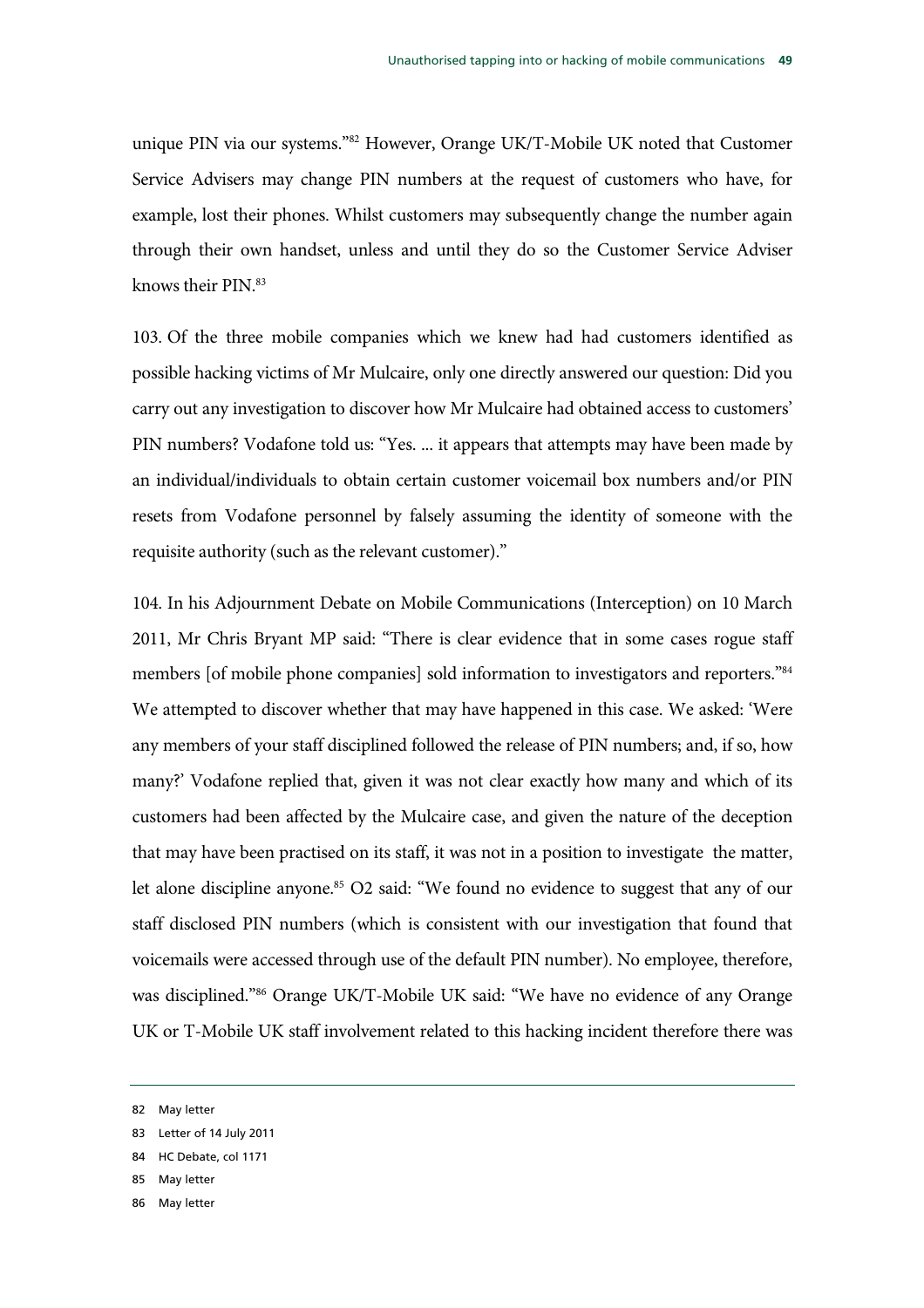unique PIN via our systems."[82] However, Orange UK/T-Mobile UK noted that Customer Service Advisers may change PIN numbers at the request of customers who have, for example, lost their phones. Whilst customers may subsequently change the number again through their own handset, unless and until they do so the Customer Service Adviser knows their PIN.[83]

103. Of the three mobile companies which we knew had had customers identified as possible hacking victims of Mr Mulcaire, only one directly answered our question: Did you carry out any investigation to discover how Mr Mulcaire had obtained access to customers' PIN numbers? Vodafone told us: "Yes. ... it appears that attempts may have been made by an individual/individuals to obtain certain customer voicemail box numbers and/or PIN resets from Vodafone personnel by falsely assuming the identity of someone with the requisite authority (such as the relevant customer)."

104. In his Adjournment Debate on Mobile Communications (Interception) on 10 March 2011, Mr Chris Bryant MP said: "There is clear evidence that in some cases rogue staff members [of mobile phone companies] sold information to investigators and reporters."[84] We attempted to discover whether that may have happened in this case. We asked: 'Were any members of your staff disciplined followed the release of PIN numbers; and, if so, how many?' Vodafone replied that, given it was not clear exactly how many and which of its customers had been affected by the Mulcaire case, and given the nature of the deception that may have been practised on its staff, it was not in a position to investigate the matter, let alone discipline anyone.[85] O2 said: "We found no evidence to suggest that any of our staff disclosed PIN numbers (which is consistent with our investigation that found that voicemails were accessed through use of the default PIN number). No employee, therefore, was disciplined."[86] Orange UK/T-Mobile UK said: "We have no evidence of any Orange UK or T-Mobile UK staff involvement related to this hacking incident therefore there was

---

82 May letter

83 Letter of 14 July 2011

84 HC Debate, col 1171

85 May letter

86 May letter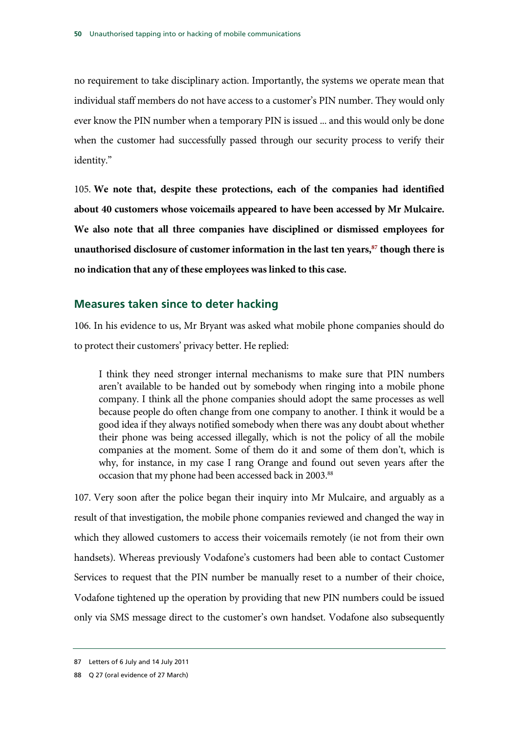no requirement to take disciplinary action. Importantly, the systems we operate mean that individual staff members do not have access to a customer's PIN number. They would only ever know the PIN number when a temporary PIN is issued ... and this would only be done when the customer had successfully passed through our security process to verify their identity."

105. **We note that, despite these protections, each of the companies had identified about 40 customers whose voicemails appeared to have been accessed by Mr Mulcaire. We also note that all three companies have disciplined or dismissed employees for unauthorised disclosure of customer information in the last ten years,[87] though there is no indication that any of these employees was linked to this case.**

## Measures taken since to deter hacking

106. In his evidence to us, Mr Bryant was asked what mobile phone companies should do to protect their customers' privacy better. He replied:

> I think they need stronger internal mechanisms to make sure that PIN numbers aren't available to be handed out by somebody when ringing into a mobile phone company. I think all the phone companies should adopt the same processes as well because people do often change from one company to another. I think it would be a good idea if they always notified somebody when there was any doubt about whether their phone was being accessed illegally, which is not the policy of all the mobile companies at the moment. Some of them do it and some of them don't, which is why, for instance, in my case I rang Orange and found out seven years after the occasion that my phone had been accessed back in 2003.[88]

107. Very soon after the police began their inquiry into Mr Mulcaire, and arguably as a result of that investigation, the mobile phone companies reviewed and changed the way in which they allowed customers to access their voicemails remotely (ie not from their own handsets). Whereas previously Vodafone's customers had been able to contact Customer Services to request that the PIN number be manually reset to a number of their choice, Vodafone tightened up the operation by providing that new PIN numbers could be issued only via SMS message direct to the customer's own handset. Vodafone also subsequently

---

87 Letters of 6 July and 14 July 2011

88 Q 27 (oral evidence of 27 March)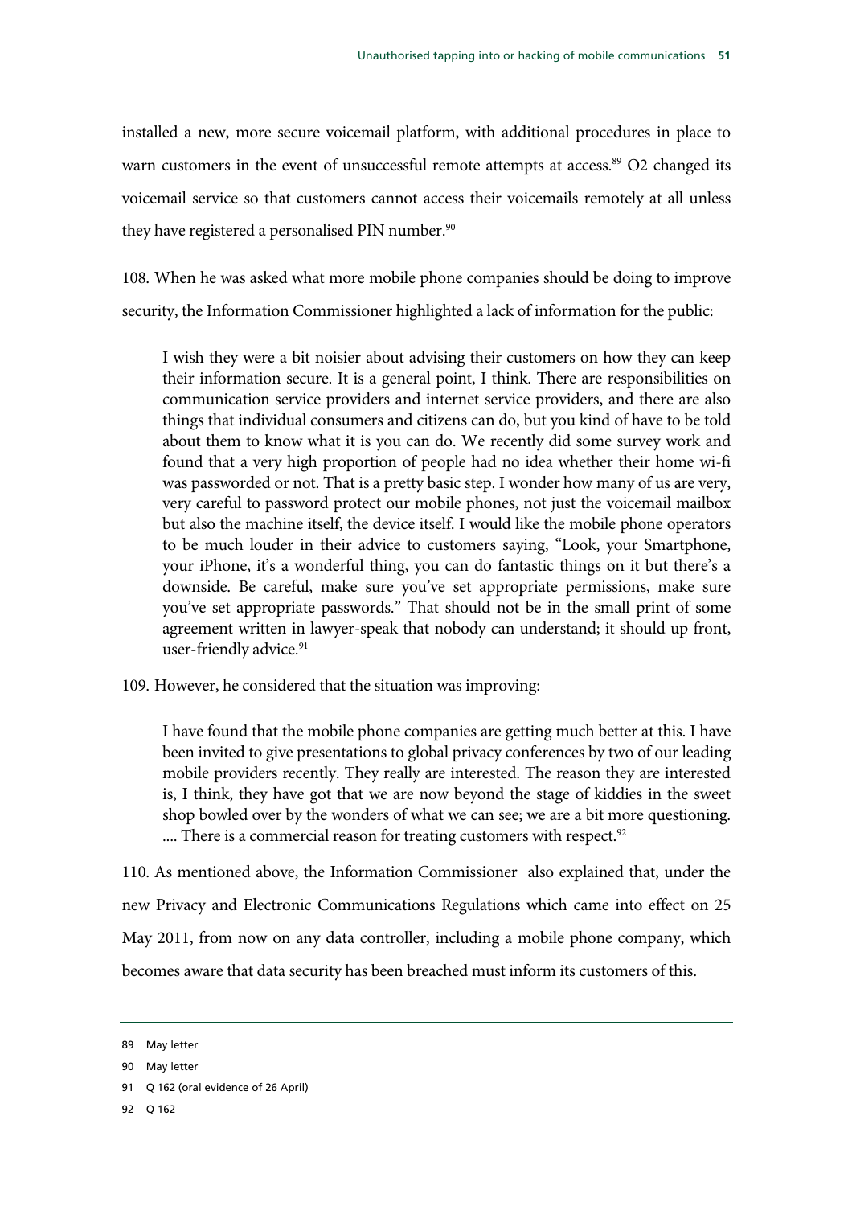installed a new, more secure voicemail platform, with additional procedures in place to warn customers in the event of unsuccessful remote attempts at access.[89] O2 changed its voicemail service so that customers cannot access their voicemails remotely at all unless they have registered a personalised PIN number.[90]

108. When he was asked what more mobile phone companies should be doing to improve security, the Information Commissioner highlighted a lack of information for the public:

> I wish they were a bit noisier about advising their customers on how they can keep their information secure. It is a general point, I think. There are responsibilities on communication service providers and internet service providers, and there are also things that individual consumers and citizens can do, but you kind of have to be told about them to know what it is you can do. We recently did some survey work and found that a very high proportion of people had no idea whether their home wi-fi was passworded or not. That is a pretty basic step. I wonder how many of us are very, very careful to password protect our mobile phones, not just the voicemail mailbox but also the machine itself, the device itself. I would like the mobile phone operators to be much louder in their advice to customers saying, "Look, your Smartphone, your iPhone, it's a wonderful thing, you can do fantastic things on it but there's a downside. Be careful, make sure you've set appropriate permissions, make sure you've set appropriate passwords." That should not be in the small print of some agreement written in lawyer-speak that nobody can understand; it should up front, user-friendly advice.[91]

109. However, he considered that the situation was improving:

> I have found that the mobile phone companies are getting much better at this. I have been invited to give presentations to global privacy conferences by two of our leading mobile providers recently. They really are interested. The reason they are interested is, I think, they have got that we are now beyond the stage of kiddies in the sweet shop bowled over by the wonders of what we can see; we are a bit more questioning. .... There is a commercial reason for treating customers with respect.[92]

110. As mentioned above, the Information Commissioner also explained that, under the new Privacy and Electronic Communications Regulations which came into effect on 25 May 2011, from now on any data controller, including a mobile phone company, which becomes aware that data security has been breached must inform its customers of this.

---

89 May letter

90 May letter

91 Q 162 (oral evidence of 26 April)

92 Q 162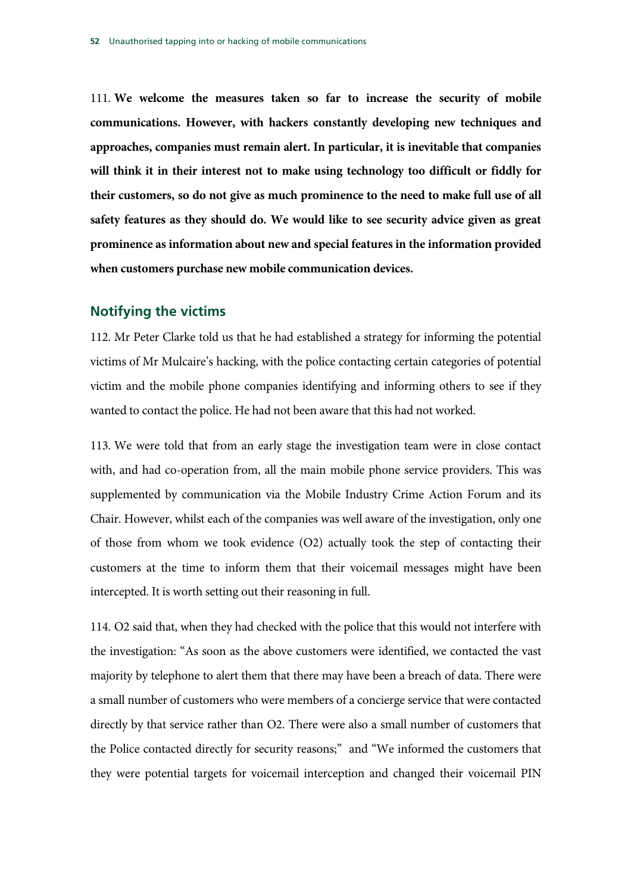111. **We welcome the measures taken so far to increase the security of mobile communications. However, with hackers constantly developing new techniques and approaches, companies must remain alert. In particular, it is inevitable that companies will think it in their interest not to make using technology too difficult or fiddly for their customers, so do not give as much prominence to the need to make full use of all safety features as they should do. We would like to see security advice given as great prominence as information about new and special features in the information provided when customers purchase new mobile communication devices.**

## Notifying the victims

112. Mr Peter Clarke told us that he had established a strategy for informing the potential victims of Mr Mulcaire's hacking, with the police contacting certain categories of potential victim and the mobile phone companies identifying and informing others to see if they wanted to contact the police. He had not been aware that this had not worked.

113. We were told that from an early stage the investigation team were in close contact with, and had co-operation from, all the main mobile phone service providers. This was supplemented by communication via the Mobile Industry Crime Action Forum and its Chair. However, whilst each of the companies was well aware of the investigation, only one of those from whom we took evidence (O2) actually took the step of contacting their customers at the time to inform them that their voicemail messages might have been intercepted. It is worth setting out their reasoning in full.

114. O2 said that, when they had checked with the police that this would not interfere with the investigation: "As soon as the above customers were identified, we contacted the vast majority by telephone to alert them that there may have been a breach of data. There were a small number of customers who were members of a concierge service that were contacted directly by that service rather than O2. There were also a small number of customers that the Police contacted directly for security reasons;" and "We informed the customers that they were potential targets for voicemail interception and changed their voicemail PIN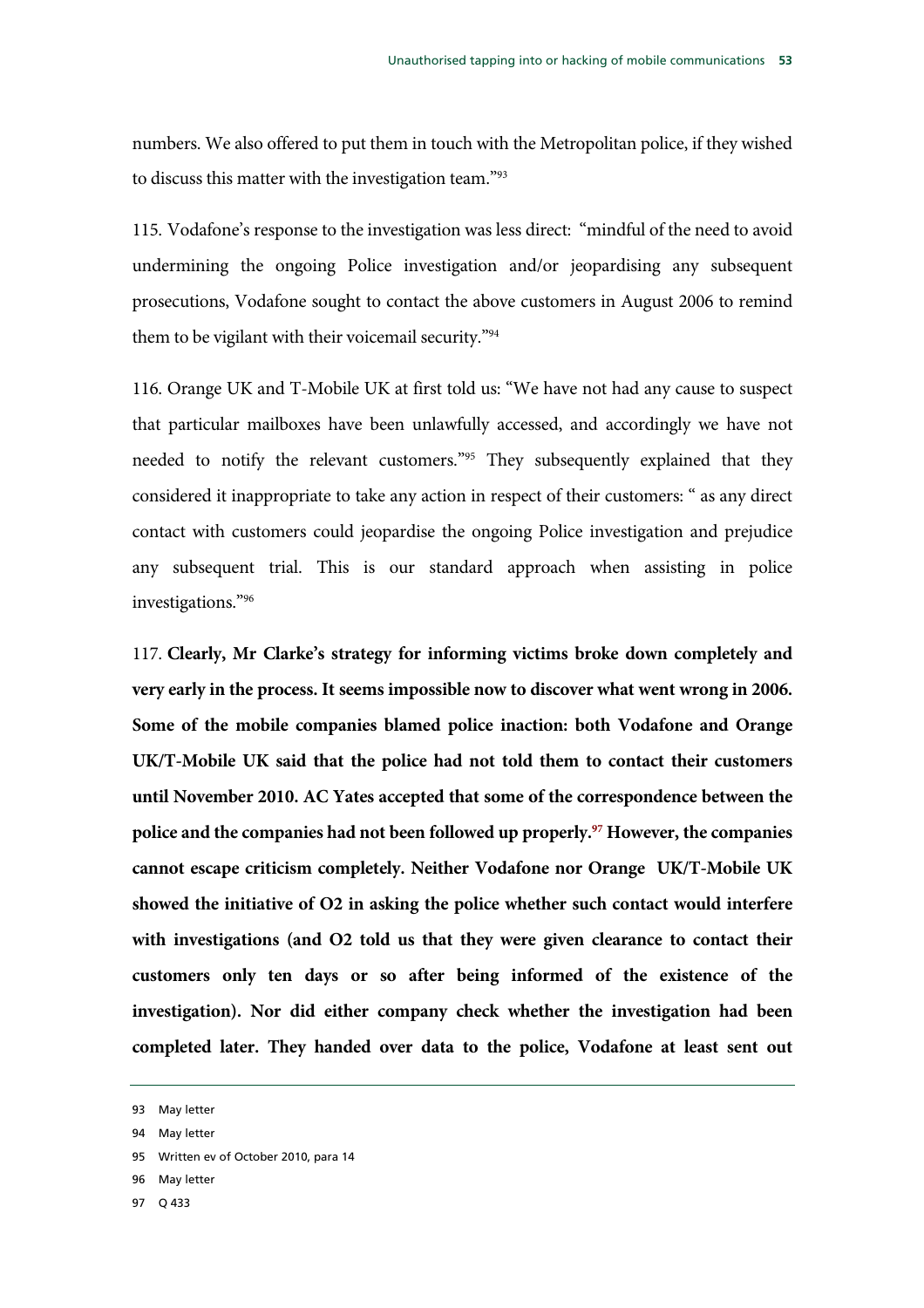numbers. We also offered to put them in touch with the Metropolitan police, if they wished to discuss this matter with the investigation team."[93]

115. Vodafone's response to the investigation was less direct: "mindful of the need to avoid undermining the ongoing Police investigation and/or jeopardising any subsequent prosecutions, Vodafone sought to contact the above customers in August 2006 to remind them to be vigilant with their voicemail security."[94]

116. Orange UK and T-Mobile UK at first told us: "We have not had any cause to suspect that particular mailboxes have been unlawfully accessed, and accordingly we have not needed to notify the relevant customers."[95] They subsequently explained that they considered it inappropriate to take any action in respect of their customers: " as any direct contact with customers could jeopardise the ongoing Police investigation and prejudice any subsequent trial. This is our standard approach when assisting in police investigations."[96]

117. **Clearly, Mr Clarke's strategy for informing victims broke down completely and very early in the process. It seems impossible now to discover what went wrong in 2006. Some of the mobile companies blamed police inaction: both Vodafone and Orange UK/T-Mobile UK said that the police had not told them to contact their customers until November 2010. AC Yates accepted that some of the correspondence between the police and the companies had not been followed up properly.[97] However, the companies cannot escape criticism completely. Neither Vodafone nor Orange UK/T-Mobile UK showed the initiative of O2 in asking the police whether such contact would interfere with investigations (and O2 told us that they were given clearance to contact their customers only ten days or so after being informed of the existence of the investigation). Nor did either company check whether the investigation had been completed later. They handed over data to the police, Vodafone at least sent out**

93 May letter

94 May letter

95 Written ev of October 2010, para 14

96 May letter

97 Q 433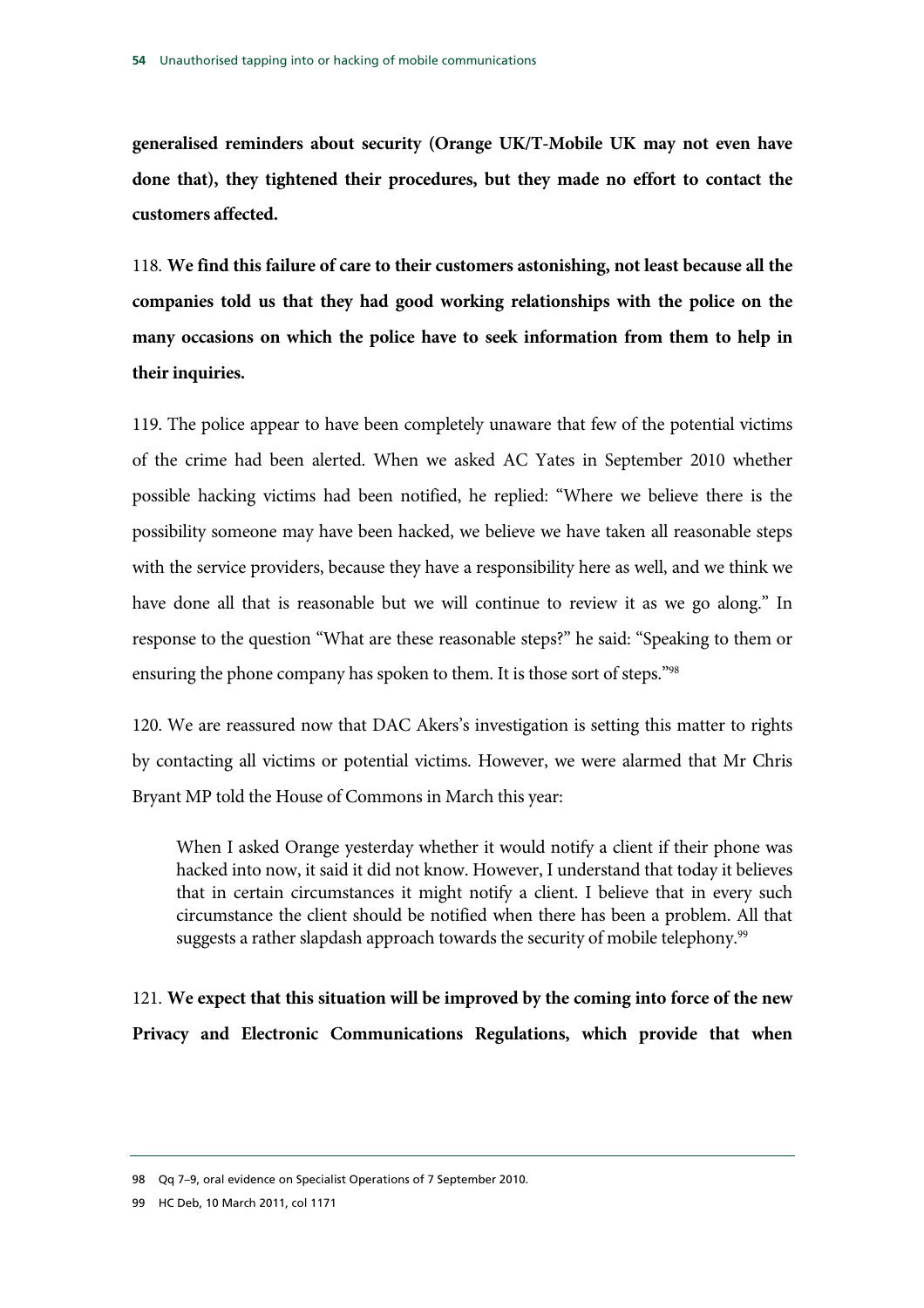**generalised reminders about security (Orange UK/T-Mobile UK may not even have done that), they tightened their procedures, but they made no effort to contact the customers affected.**

118. **We find this failure of care to their customers astonishing, not least because all the companies told us that they had good working relationships with the police on the many occasions on which the police have to seek information from them to help in their inquiries.**

119. The police appear to have been completely unaware that few of the potential victims of the crime had been alerted. When we asked AC Yates in September 2010 whether possible hacking victims had been notified, he replied: "Where we believe there is the possibility someone may have been hacked, we believe we have taken all reasonable steps with the service providers, because they have a responsibility here as well, and we think we have done all that is reasonable but we will continue to review it as we go along." In response to the question "What are these reasonable steps?" he said: "Speaking to them or ensuring the phone company has spoken to them. It is those sort of steps."[98]

120. We are reassured now that DAC Akers's investigation is setting this matter to rights by contacting all victims or potential victims. However, we were alarmed that Mr Chris Bryant MP told the House of Commons in March this year:

> When I asked Orange yesterday whether it would notify a client if their phone was hacked into now, it said it did not know. However, I understand that today it believes that in certain circumstances it might notify a client. I believe that in every such circumstance the client should be notified when there has been a problem. All that suggests a rather slapdash approach towards the security of mobile telephony.[99]

121. **We expect that this situation will be improved by the coming into force of the new Privacy and Electronic Communications Regulations, which provide that when**

---

98 Qq 7–9, oral evidence on Specialist Operations of 7 September 2010.

99 HC Deb, 10 March 2011, col 1171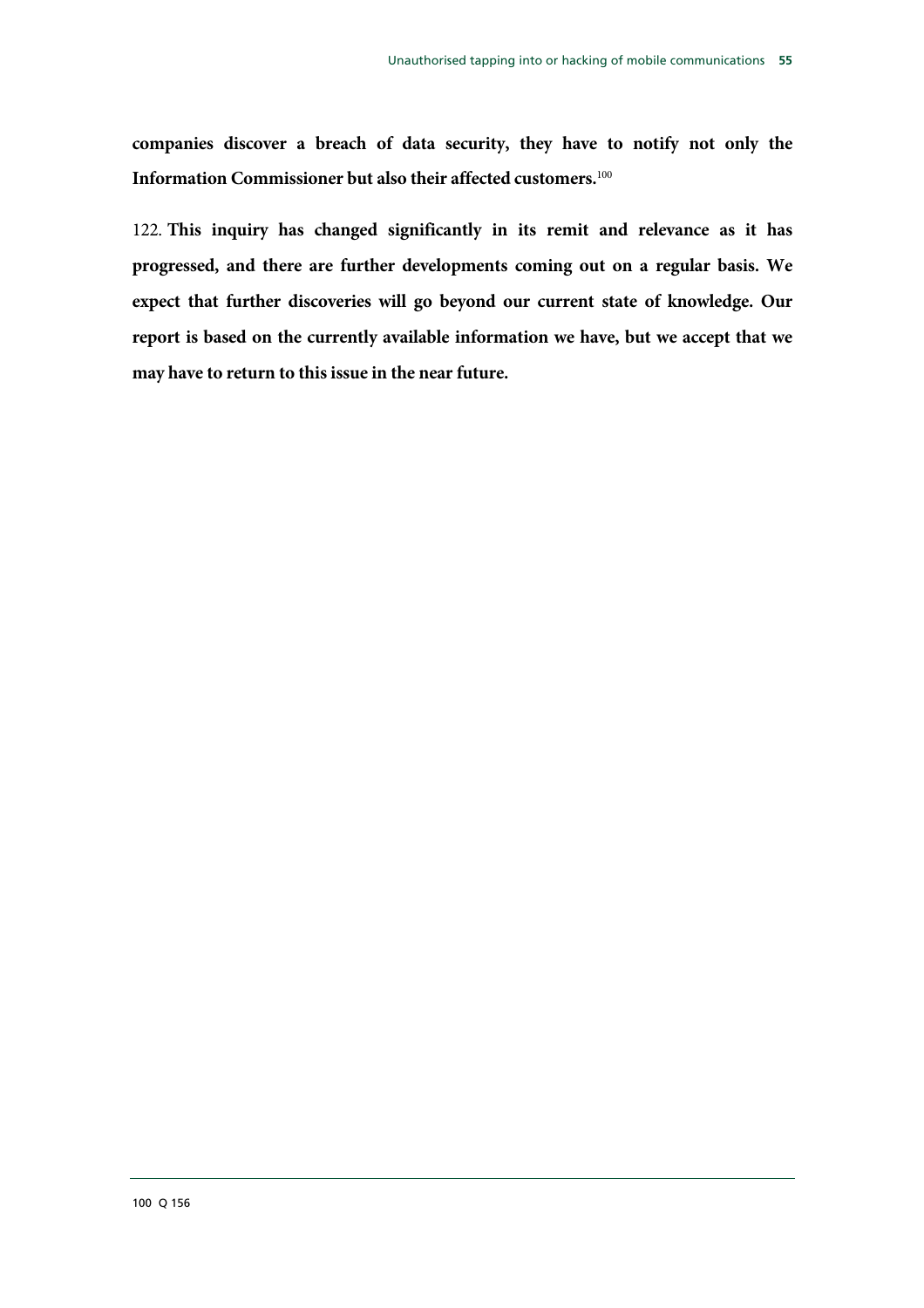**companies discover a breach of data security, they have to notify not only the Information Commissioner but also their affected customers.**[100]

122. **This inquiry has changed significantly in its remit and relevance as it has progressed, and there are further developments coming out on a regular basis. We expect that further discoveries will go beyond our current state of knowledge. Our report is based on the currently available information we have, but we accept that we may have to return to this issue in the near future.**

---

100 Q 156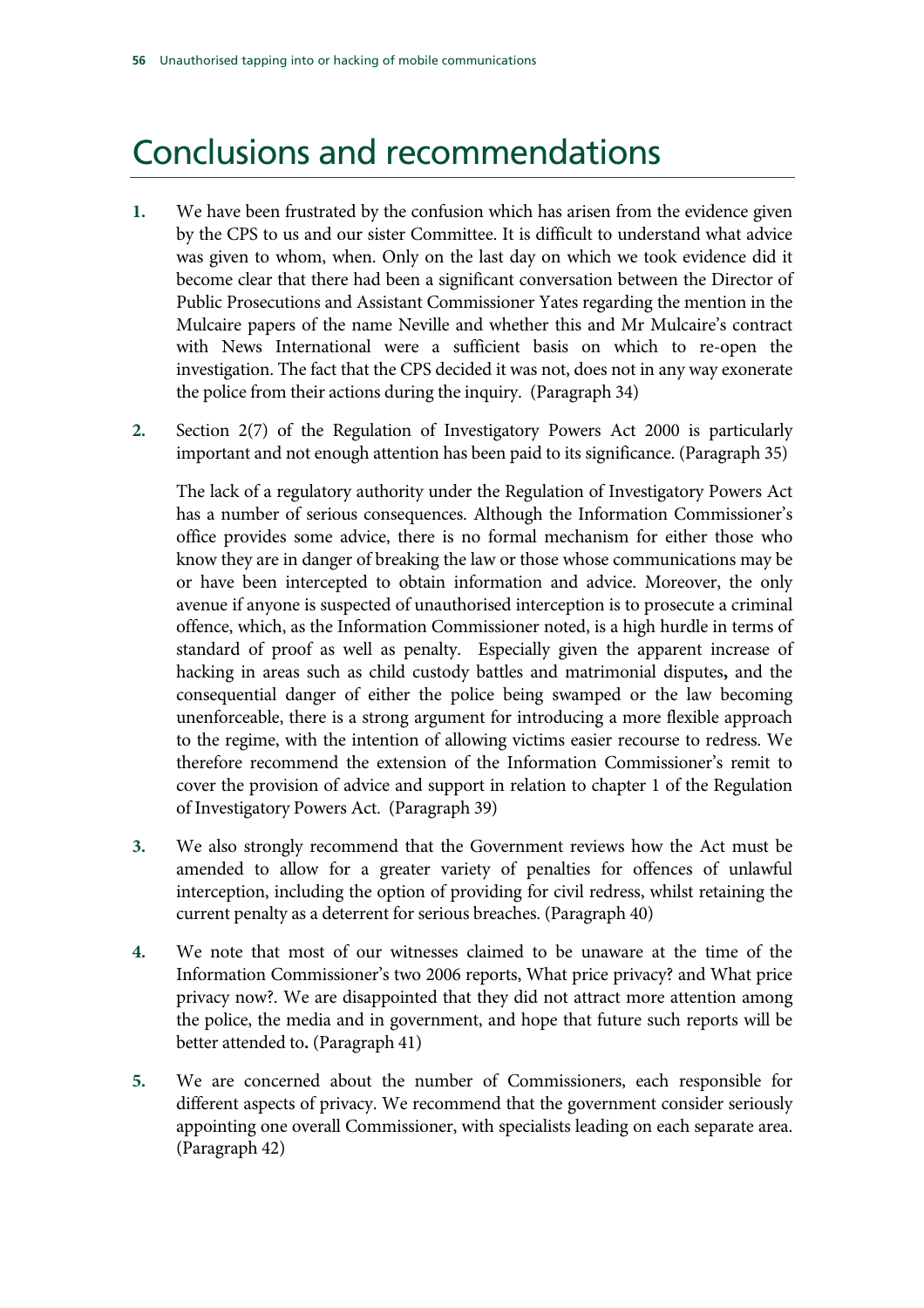# Conclusions and recommendations

1. **We have been frustrated by the confusion which has arisen from the evidence given by the CPS to us and our sister Committee. It is difficult to understand what advice was given to whom, when. Only on the last day on which we took evidence did it become clear that there had been a significant conversation between the Director of Public Prosecutions and Assistant Commissioner Yates regarding the mention in the Mulcaire papers of the name Neville and whether this and Mr Mulcaire's contract with News International were a sufficient basis on which to re-open the investigation. The fact that the CPS decided it was not, does not in any way exonerate the police from their actions during the inquiry.** (Paragraph 34)

2. **Section 2(7) of the Regulation of Investigatory Powers Act 2000 is particularly important and not enough attention has been paid to its significance.** (Paragraph 35)

   **The lack of a regulatory authority under the Regulation of Investigatory Powers Act has a number of serious consequences. Although the Information Commissioner's office provides some advice, there is no formal mechanism for either those who know they are in danger of breaking the law or those whose communications may be or have been intercepted to obtain information and advice. Moreover, the only avenue if anyone is suspected of unauthorised interception is to prosecute a criminal offence, which, as the Information Commissioner noted, is a high hurdle in terms of standard of proof as well as penalty. Especially given the apparent increase of hacking in areas such as child custody battles and matrimonial disputes, and the consequential danger of either the police being swamped or the law becoming unenforceable, there is a strong argument for introducing a more flexible approach to the regime, with the intention of allowing victims easier recourse to redress. We therefore recommend the extension of the Information Commissioner's remit to cover the provision of advice and support in relation to chapter 1 of the Regulation of Investigatory Powers Act.** (Paragraph 39)

3. **We also strongly recommend that the Government reviews how the Act must be amended to allow for a greater variety of penalties for offences of unlawful interception, including the option of providing for civil redress, whilst retaining the current penalty as a deterrent for serious breaches.** (Paragraph 40)

4. **We note that most of our witnesses claimed to be unaware at the time of the Information Commissioner's two 2006 reports, What price privacy? and What price privacy now?. We are disappointed that they did not attract more attention among the police, the media and in government, and hope that future such reports will be better attended to.** (Paragraph 41)

5. **We are concerned about the number of Commissioners, each responsible for different aspects of privacy. We recommend that the government consider seriously appointing one overall Commissioner, with specialists leading on each separate area.** (Paragraph 42)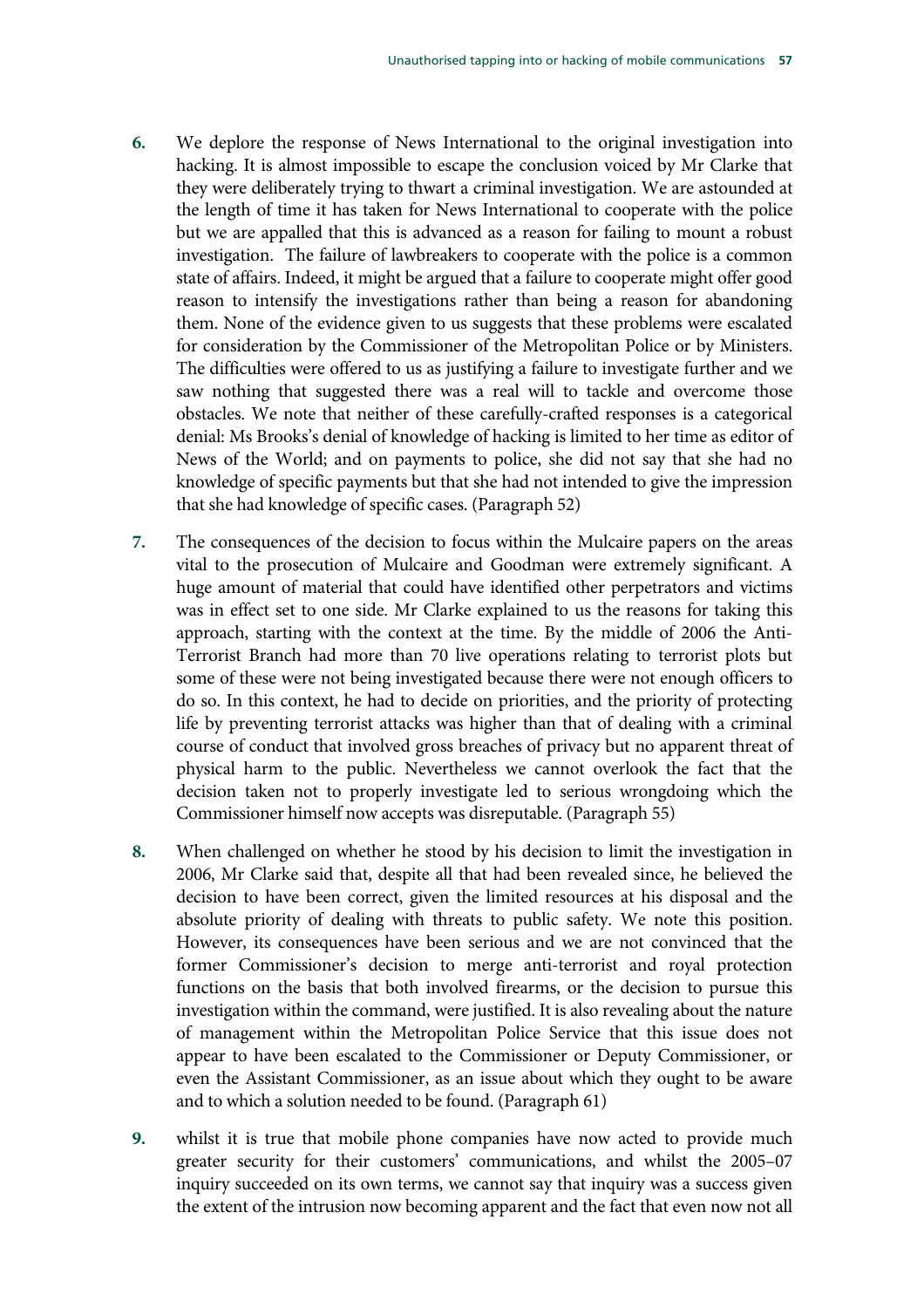6. We deplore the response of News International to the original investigation into hacking. It is almost impossible to escape the conclusion voiced by Mr Clarke that they were deliberately trying to thwart a criminal investigation. We are astounded at the length of time it has taken for News International to cooperate with the police but we are appalled that this is advanced as a reason for failing to mount a robust investigation. The failure of lawbreakers to cooperate with the police is a common state of affairs. Indeed, it might be argued that a failure to cooperate might offer good reason to intensify the investigations rather than being a reason for abandoning them. None of the evidence given to us suggests that these problems were escalated for consideration by the Commissioner of the Metropolitan Police or by Ministers. The difficulties were offered to us as justifying a failure to investigate further and we saw nothing that suggested there was a real will to tackle and overcome those obstacles. We note that neither of these carefully-crafted responses is a categorical denial: Ms Brooks's denial of knowledge of hacking is limited to her time as editor of News of the World; and on payments to police, she did not say that she had no knowledge of specific payments but that she had not intended to give the impression that she had knowledge of specific cases. (Paragraph 52)

7. The consequences of the decision to focus within the Mulcaire papers on the areas vital to the prosecution of Mulcaire and Goodman were extremely significant. A huge amount of material that could have identified other perpetrators and victims was in effect set to one side. Mr Clarke explained to us the reasons for taking this approach, starting with the context at the time. By the middle of 2006 the Anti-Terrorist Branch had more than 70 live operations relating to terrorist plots but some of these were not being investigated because there were not enough officers to do so. In this context, he had to decide on priorities, and the priority of protecting life by preventing terrorist attacks was higher than that of dealing with a criminal course of conduct that involved gross breaches of privacy but no apparent threat of physical harm to the public. Nevertheless we cannot overlook the fact that the decision taken not to properly investigate led to serious wrongdoing which the Commissioner himself now accepts was disreputable. (Paragraph 55)

8. When challenged on whether he stood by his decision to limit the investigation in 2006, Mr Clarke said that, despite all that had been revealed since, he believed the decision to have been correct, given the limited resources at his disposal and the absolute priority of dealing with threats to public safety. We note this position. However, its consequences have been serious and we are not convinced that the former Commissioner's decision to merge anti-terrorist and royal protection functions on the basis that both involved firearms, or the decision to pursue this investigation within the command, were justified. It is also revealing about the nature of management within the Metropolitan Police Service that this issue does not appear to have been escalated to the Commissioner or Deputy Commissioner, or even the Assistant Commissioner, as an issue about which they ought to be aware and to which a solution needed to be found. (Paragraph 61)

9. whilst it is true that mobile phone companies have now acted to provide much greater security for their customers' communications, and whilst the 2005–07 inquiry succeeded on its own terms, we cannot say that inquiry was a success given the extent of the intrusion now becoming apparent and the fact that even now not all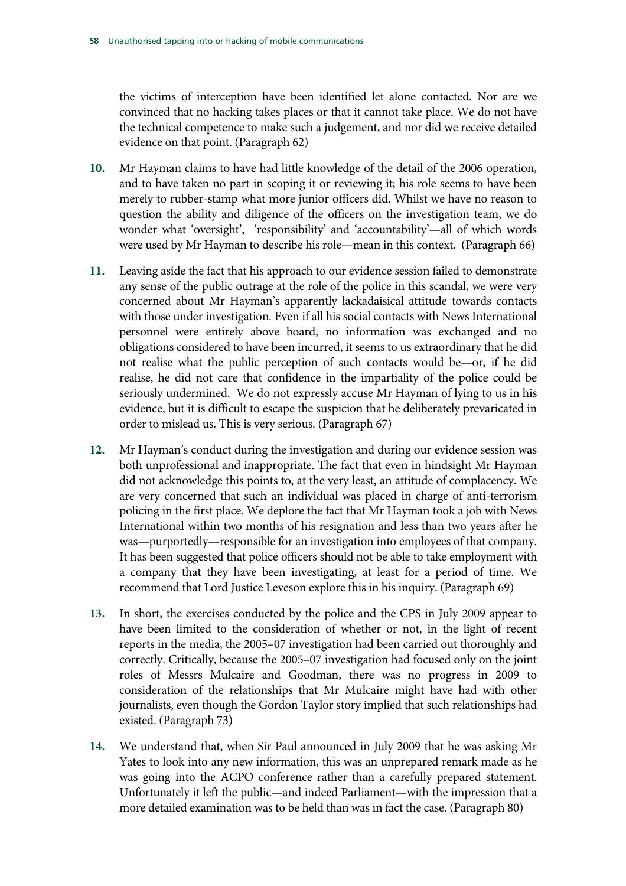the victims of interception have been identified let alone contacted. Nor are we convinced that no hacking takes places or that it cannot take place. We do not have the technical competence to make such a judgement, and nor did we receive detailed evidence on that point. (Paragraph 62)

**10.** Mr Hayman claims to have had little knowledge of the detail of the 2006 operation, and to have taken no part in scoping it or reviewing it; his role seems to have been merely to rubber-stamp what more junior officers did. Whilst we have no reason to question the ability and diligence of the officers on the investigation team, we do wonder what 'oversight', 'responsibility' and 'accountability'—all of which words were used by Mr Hayman to describe his role—mean in this context. (Paragraph 66)

**11.** Leaving aside the fact that his approach to our evidence session failed to demonstrate any sense of the public outrage at the role of the police in this scandal, we were very concerned about Mr Hayman's apparently lackadaisical attitude towards contacts with those under investigation. Even if all his social contacts with News International personnel were entirely above board, no information was exchanged and no obligations considered to have been incurred, it seems to us extraordinary that he did not realise what the public perception of such contacts would be—or, if he did realise, he did not care that confidence in the impartiality of the police could be seriously undermined. We do not expressly accuse Mr Hayman of lying to us in his evidence, but it is difficult to escape the suspicion that he deliberately prevaricated in order to mislead us. This is very serious. (Paragraph 67)

**12.** Mr Hayman's conduct during the investigation and during our evidence session was both unprofessional and inappropriate. The fact that even in hindsight Mr Hayman did not acknowledge this points to, at the very least, an attitude of complacency. We are very concerned that such an individual was placed in charge of anti-terrorism policing in the first place. We deplore the fact that Mr Hayman took a job with News International within two months of his resignation and less than two years after he was—purportedly—responsible for an investigation into employees of that company. It has been suggested that police officers should not be able to take employment with a company that they have been investigating, at least for a period of time. We recommend that Lord Justice Leveson explore this in his inquiry. (Paragraph 69)

**13.** In short, the exercises conducted by the police and the CPS in July 2009 appear to have been limited to the consideration of whether or not, in the light of recent reports in the media, the 2005–07 investigation had been carried out thoroughly and correctly. Critically, because the 2005–07 investigation had focused only on the joint roles of Messrs Mulcaire and Goodman, there was no progress in 2009 to consideration of the relationships that Mr Mulcaire might have had with other journalists, even though the Gordon Taylor story implied that such relationships had existed. (Paragraph 73)

**14.** We understand that, when Sir Paul announced in July 2009 that he was asking Mr Yates to look into any new information, this was an unprepared remark made as he was going into the ACPO conference rather than a carefully prepared statement. Unfortunately it left the public—and indeed Parliament—with the impression that a more detailed examination was to be held than was in fact the case. (Paragraph 80)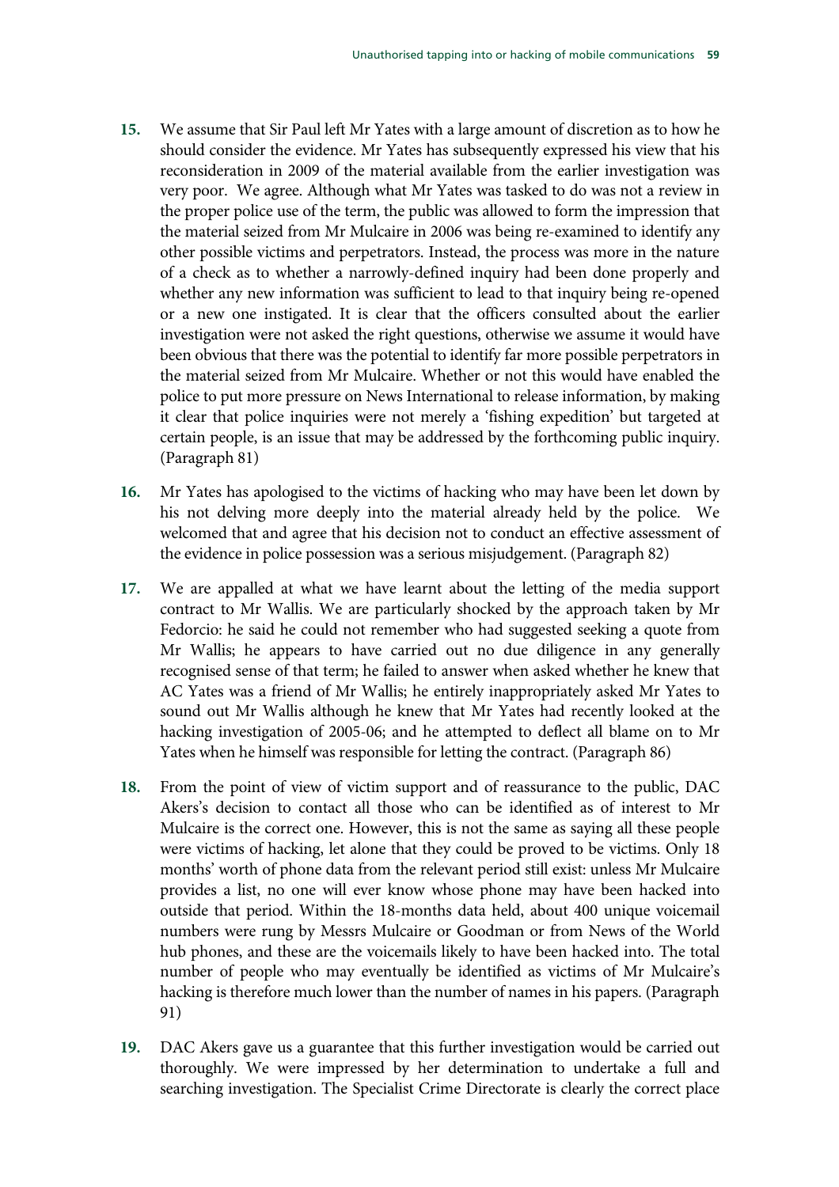**15.** We assume that Sir Paul left Mr Yates with a large amount of discretion as to how he should consider the evidence. Mr Yates has subsequently expressed his view that his reconsideration in 2009 of the material available from the earlier investigation was very poor. We agree. Although what Mr Yates was tasked to do was not a review in the proper police use of the term, the public was allowed to form the impression that the material seized from Mr Mulcaire in 2006 was being re-examined to identify any other possible victims and perpetrators. Instead, the process was more in the nature of a check as to whether a narrowly-defined inquiry had been done properly and whether any new information was sufficient to lead to that inquiry being re-opened or a new one instigated. It is clear that the officers consulted about the earlier investigation were not asked the right questions, otherwise we assume it would have been obvious that there was the potential to identify far more possible perpetrators in the material seized from Mr Mulcaire. Whether or not this would have enabled the police to put more pressure on News International to release information, by making it clear that police inquiries were not merely a 'fishing expedition' but targeted at certain people, is an issue that may be addressed by the forthcoming public inquiry. (Paragraph 81)

**16.** Mr Yates has apologised to the victims of hacking who may have been let down by his not delving more deeply into the material already held by the police. We welcomed that and agree that his decision not to conduct an effective assessment of the evidence in police possession was a serious misjudgement. (Paragraph 82)

**17.** We are appalled at what we have learnt about the letting of the media support contract to Mr Wallis. We are particularly shocked by the approach taken by Mr Fedorcio: he said he could not remember who had suggested seeking a quote from Mr Wallis; he appears to have carried out no due diligence in any generally recognised sense of that term; he failed to answer when asked whether he knew that AC Yates was a friend of Mr Wallis; he entirely inappropriately asked Mr Yates to sound out Mr Wallis although he knew that Mr Yates had recently looked at the hacking investigation of 2005-06; and he attempted to deflect all blame on to Mr Yates when he himself was responsible for letting the contract. (Paragraph 86)

**18.** From the point of view of victim support and of reassurance to the public, DAC Akers's decision to contact all those who can be identified as of interest to Mr Mulcaire is the correct one. However, this is not the same as saying all these people were victims of hacking, let alone that they could be proved to be victims. Only 18 months' worth of phone data from the relevant period still exist: unless Mr Mulcaire provides a list, no one will ever know whose phone may have been hacked into outside that period. Within the 18-months data held, about 400 unique voicemail numbers were rung by Messrs Mulcaire or Goodman or from News of the World hub phones, and these are the voicemails likely to have been hacked into. The total number of people who may eventually be identified as victims of Mr Mulcaire's hacking is therefore much lower than the number of names in his papers. (Paragraph 91)

**19.** DAC Akers gave us a guarantee that this further investigation would be carried out thoroughly. We were impressed by her determination to undertake a full and searching investigation. The Specialist Crime Directorate is clearly the correct place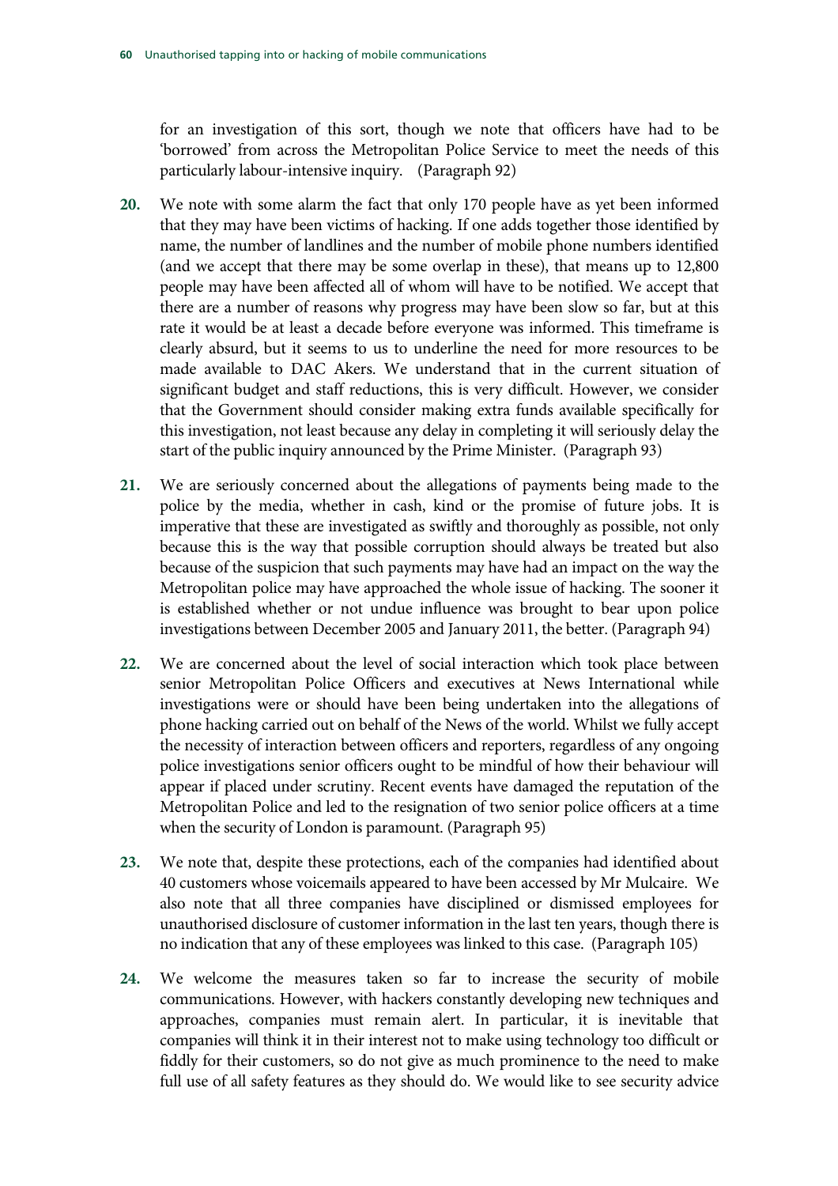for an investigation of this sort, though we note that officers have had to be 'borrowed' from across the Metropolitan Police Service to meet the needs of this particularly labour-intensive inquiry. (Paragraph 92)

**20.** We note with some alarm the fact that only 170 people have as yet been informed that they may have been victims of hacking. If one adds together those identified by name, the number of landlines and the number of mobile phone numbers identified (and we accept that there may be some overlap in these), that means up to 12,800 people may have been affected all of whom will have to be notified. We accept that there are a number of reasons why progress may have been slow so far, but at this rate it would be at least a decade before everyone was informed. This timeframe is clearly absurd, but it seems to us to underline the need for more resources to be made available to DAC Akers. We understand that in the current situation of significant budget and staff reductions, this is very difficult. However, we consider that the Government should consider making extra funds available specifically for this investigation, not least because any delay in completing it will seriously delay the start of the public inquiry announced by the Prime Minister. (Paragraph 93)

**21.** We are seriously concerned about the allegations of payments being made to the police by the media, whether in cash, kind or the promise of future jobs. It is imperative that these are investigated as swiftly and thoroughly as possible, not only because this is the way that possible corruption should always be treated but also because of the suspicion that such payments may have had an impact on the way the Metropolitan police may have approached the whole issue of hacking. The sooner it is established whether or not undue influence was brought to bear upon police investigations between December 2005 and January 2011, the better. (Paragraph 94)

**22.** We are concerned about the level of social interaction which took place between senior Metropolitan Police Officers and executives at News International while investigations were or should have been being undertaken into the allegations of phone hacking carried out on behalf of the News of the world. Whilst we fully accept the necessity of interaction between officers and reporters, regardless of any ongoing police investigations senior officers ought to be mindful of how their behaviour will appear if placed under scrutiny. Recent events have damaged the reputation of the Metropolitan Police and led to the resignation of two senior police officers at a time when the security of London is paramount. (Paragraph 95)

**23.** We note that, despite these protections, each of the companies had identified about 40 customers whose voicemails appeared to have been accessed by Mr Mulcaire. We also note that all three companies have disciplined or dismissed employees for unauthorised disclosure of customer information in the last ten years, though there is no indication that any of these employees was linked to this case. (Paragraph 105)

**24.** We welcome the measures taken so far to increase the security of mobile communications. However, with hackers constantly developing new techniques and approaches, companies must remain alert. In particular, it is inevitable that companies will think it in their interest not to make using technology too difficult or fiddly for their customers, so do not give as much prominence to the need to make full use of all safety features as they should do. We would like to see security advice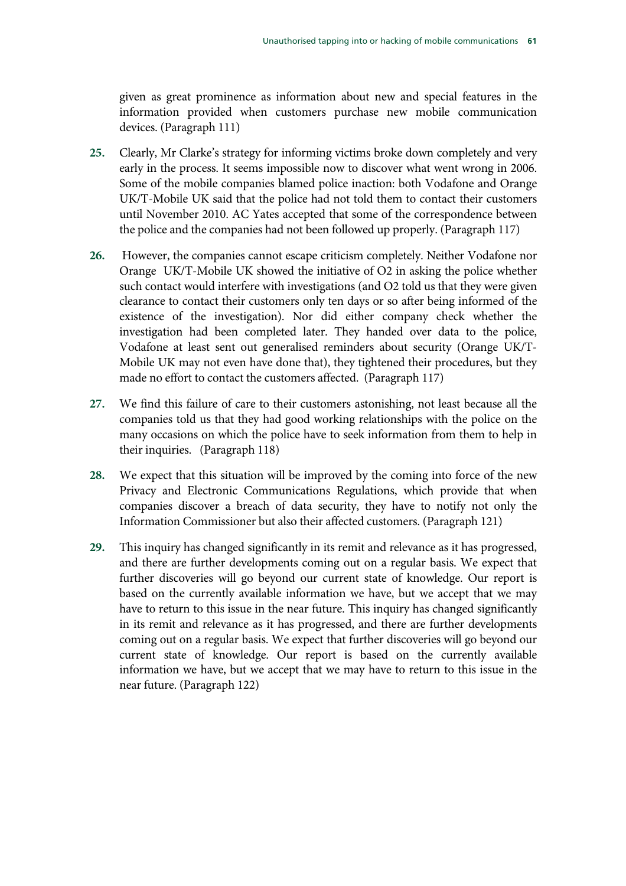given as great prominence as information about new and special features in the information provided when customers purchase new mobile communication devices. (Paragraph 111)

**25.** Clearly, Mr Clarke's strategy for informing victims broke down completely and very early in the process. It seems impossible now to discover what went wrong in 2006. Some of the mobile companies blamed police inaction: both Vodafone and Orange UK/T-Mobile UK said that the police had not told them to contact their customers until November 2010. AC Yates accepted that some of the correspondence between the police and the companies had not been followed up properly. (Paragraph 117)

**26.** However, the companies cannot escape criticism completely. Neither Vodafone nor Orange UK/T-Mobile UK showed the initiative of O2 in asking the police whether such contact would interfere with investigations (and O2 told us that they were given clearance to contact their customers only ten days or so after being informed of the existence of the investigation). Nor did either company check whether the investigation had been completed later. They handed over data to the police, Vodafone at least sent out generalised reminders about security (Orange UK/T-Mobile UK may not even have done that), they tightened their procedures, but they made no effort to contact the customers affected. (Paragraph 117)

**27.** We find this failure of care to their customers astonishing, not least because all the companies told us that they had good working relationships with the police on the many occasions on which the police have to seek information from them to help in their inquiries. (Paragraph 118)

**28.** We expect that this situation will be improved by the coming into force of the new Privacy and Electronic Communications Regulations, which provide that when companies discover a breach of data security, they have to notify not only the Information Commissioner but also their affected customers. (Paragraph 121)

**29.** This inquiry has changed significantly in its remit and relevance as it has progressed, and there are further developments coming out on a regular basis. We expect that further discoveries will go beyond our current state of knowledge. Our report is based on the currently available information we have, but we accept that we may have to return to this issue in the near future. This inquiry has changed significantly in its remit and relevance as it has progressed, and there are further developments coming out on a regular basis. We expect that further discoveries will go beyond our current state of knowledge. Our report is based on the currently available information we have, but we accept that we may have to return to this issue in the near future. (Paragraph 122)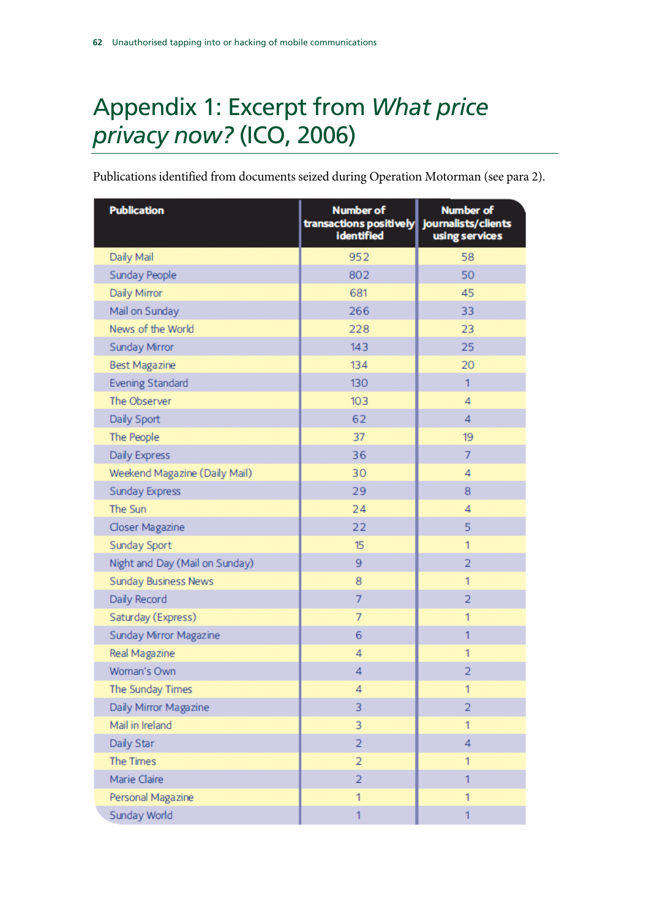# Appendix 1: Excerpt from *What price privacy now?* (ICO, 2006)

Publications identified from documents seized during Operation Motorman (see para 2).

| Publication | Number of transactions positively identified | Number of journalists/clients using services |
|---|---|---|
| Daily Mail | 952 | 58 |
| Sunday People | 802 | 50 |
| Daily Mirror | 681 | 45 |
| Mail on Sunday | 266 | 33 |
| News of the World | 228 | 23 |
| Sunday Mirror | 143 | 25 |
| Best Magazine | 134 | 20 |
| Evening Standard | 130 | 1 |
| The Observer | 103 | 4 |
| Daily Sport | 62 | 4 |
| The People | 37 | 19 |
| Daily Express | 36 | 7 |
| Weekend Magazine (Daily Mail) | 30 | 4 |
| Sunday Express | 29 | 8 |
| The Sun | 24 | 4 |
| Closer Magazine | 22 | 5 |
| Sunday Sport | 15 | 1 |
| Night and Day (Mail on Sunday) | 9 | 2 |
| Sunday Business News | 8 | 1 |
| Daily Record | 7 | 2 |
| Saturday (Express) | 7 | 1 |
| Sunday Mirror Magazine | 6 | 1 |
| Real Magazine | 4 | 1 |
| Woman's Own | 4 | 2 |
| The Sunday Times | 4 | 1 |
| Daily Mirror Magazine | 3 | 2 |
| Mail in Ireland | 3 | 1 |
| Daily Star | 2 | 4 |
| The Times | 2 | 1 |
| Marie Claire | 2 | 1 |
| Personal Magazine | 1 | 1 |
| Sunday World | 1 | 1 |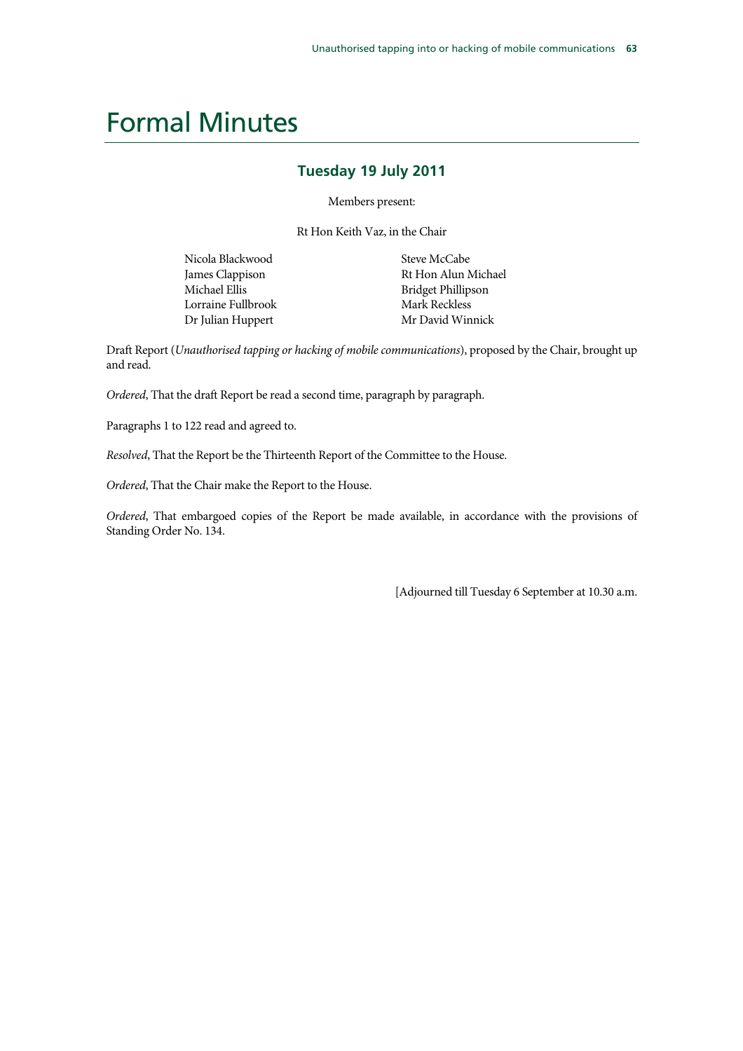# Formal Minutes

## Tuesday 19 July 2011

Members present:

Rt Hon Keith Vaz, in the Chair

Nicola Blackwood
James Clappison
Michael Ellis
Lorraine Fullbrook
Dr Julian Huppert
Steve McCabe
Rt Hon Alun Michael
Bridget Phillipson
Mark Reckless
Mr David Winnick

Draft Report (*Unauthorised tapping or hacking of mobile communications*), proposed by the Chair, brought up and read.

*Ordered*, That the draft Report be read a second time, paragraph by paragraph.

Paragraphs 1 to 122 read and agreed to.

*Resolved*, That the Report be the Thirteenth Report of the Committee to the House.

*Ordered*, That the Chair make the Report to the House.

*Ordered*, That embargoed copies of the Report be made available, in accordance with the provisions of Standing Order No. 134.

[Adjourned till Tuesday 6 September at 10.30 a.m.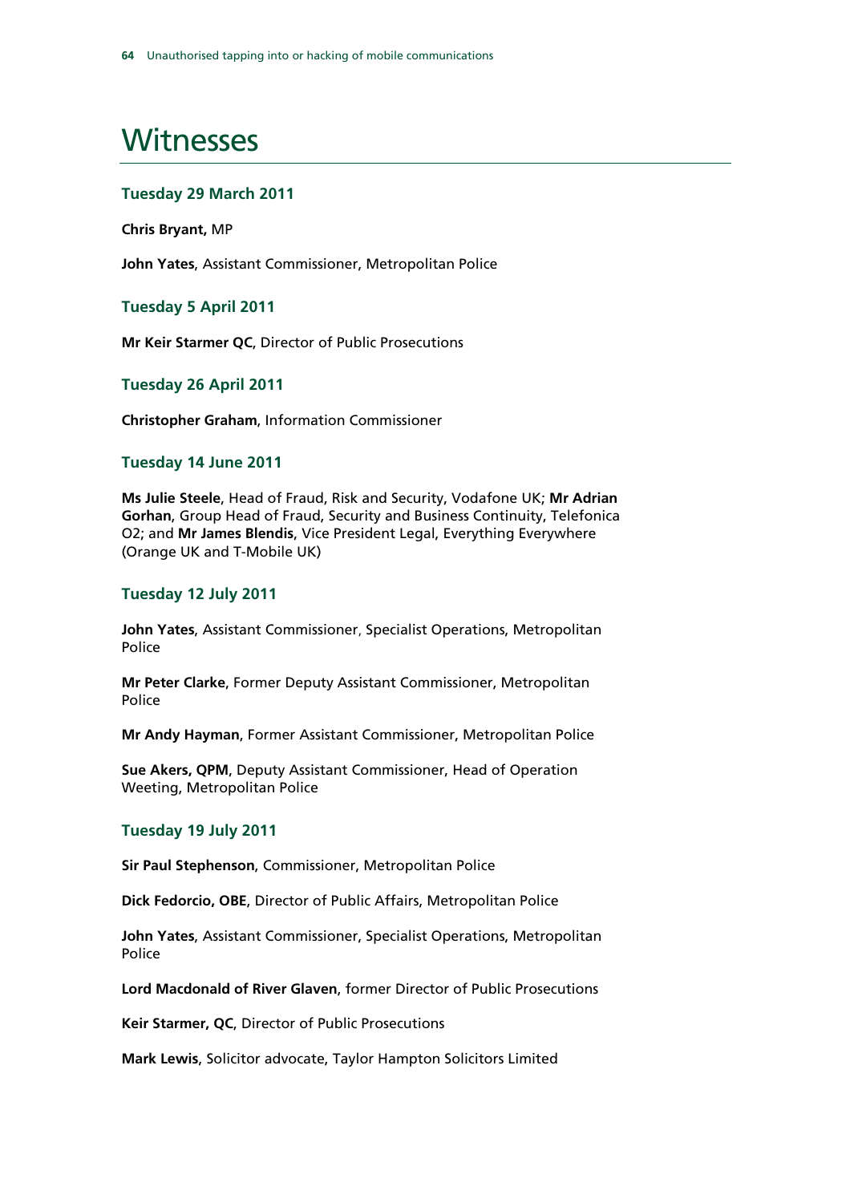# Witnesses

### Tuesday 29 March 2011

**Chris Bryant,** MP

**John Yates**, Assistant Commissioner, Metropolitan Police

### Tuesday 5 April 2011

**Mr Keir Starmer QC**, Director of Public Prosecutions

### Tuesday 26 April 2011

**Christopher Graham**, Information Commissioner

### Tuesday 14 June 2011

**Ms Julie Steele**, Head of Fraud, Risk and Security, Vodafone UK; **Mr Adrian Gorhan**, Group Head of Fraud, Security and Business Continuity, Telefonica O2; and **Mr James Blendis**, Vice President Legal, Everything Everywhere (Orange UK and T-Mobile UK)

### Tuesday 12 July 2011

**John Yates**, Assistant Commissioner, Specialist Operations, Metropolitan Police

**Mr Peter Clarke**, Former Deputy Assistant Commissioner, Metropolitan Police

**Mr Andy Hayman**, Former Assistant Commissioner, Metropolitan Police

**Sue Akers, QPM**, Deputy Assistant Commissioner, Head of Operation Weeting, Metropolitan Police

### Tuesday 19 July 2011

**Sir Paul Stephenson**, Commissioner, Metropolitan Police

**Dick Fedorcio, OBE**, Director of Public Affairs, Metropolitan Police

**John Yates**, Assistant Commissioner, Specialist Operations, Metropolitan Police

**Lord Macdonald of River Glaven**, former Director of Public Prosecutions

**Keir Starmer, QC**, Director of Public Prosecutions

**Mark Lewis**, Solicitor advocate, Taylor Hampton Solicitors Limited